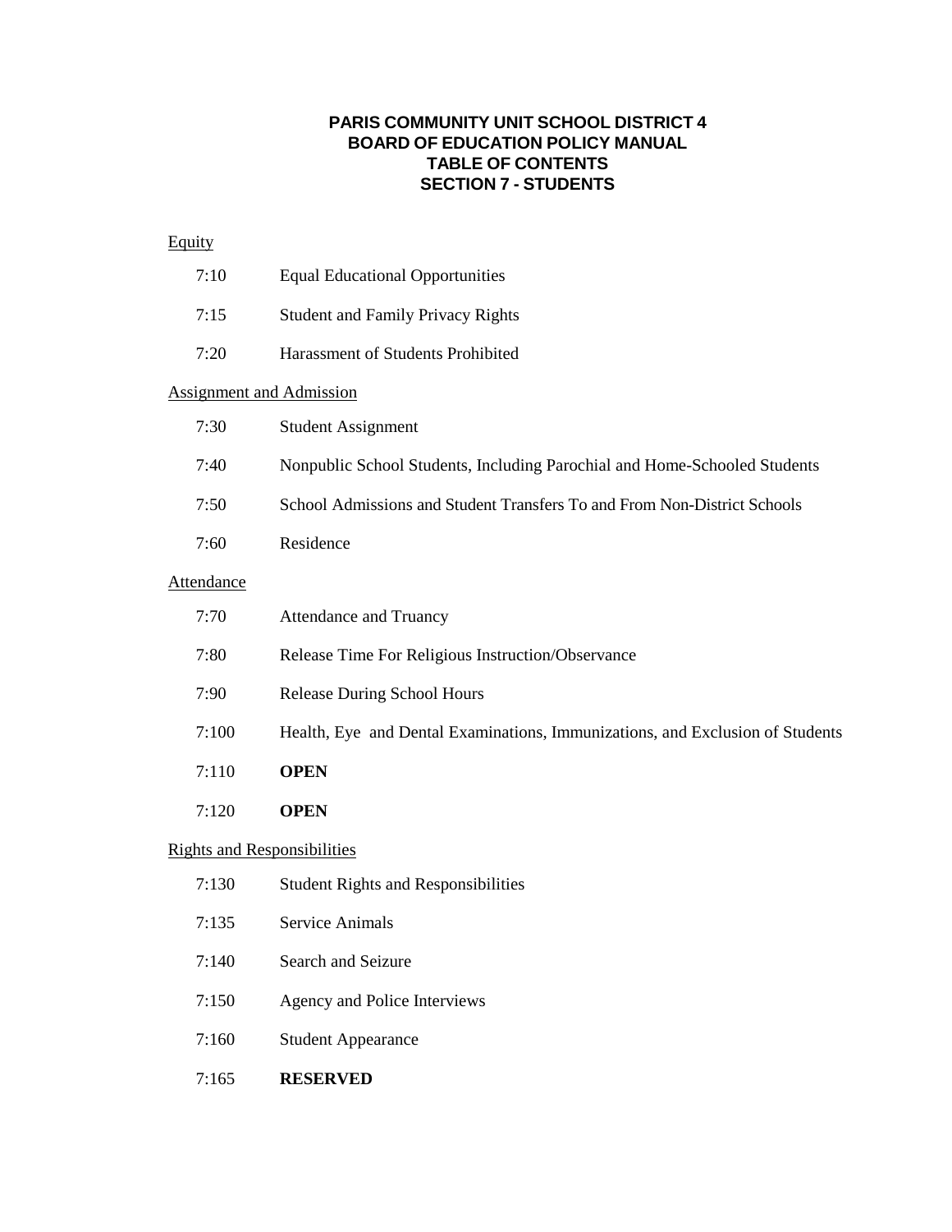# PARIS COMMUNITY UNIT SCHOOL DISTRICT 4
# BOARD OF EDUCATION POLICY MANUAL
# TABLE OF CONTENTS
# SECTION 7 - STUDENTS

## Equity

| | |
|---|---|
| 7:10 | Equal Educational Opportunities |
| 7:15 | Student and Family Privacy Rights |
| 7:20 | Harassment of Students Prohibited |

## Assignment and Admission

| | |
|---|---|
| 7:30 | Student Assignment |
| 7:40 | Nonpublic School Students, Including Parochial and Home-Schooled Students |
| 7:50 | School Admissions and Student Transfers To and From Non-District Schools |
| 7:60 | Residence |

## Attendance

| | |
|---|---|
| 7:70 | Attendance and Truancy |
| 7:80 | Release Time For Religious Instruction/Observance |
| 7:90 | Release During School Hours |
| 7:100 | Health, Eye and Dental Examinations, Immunizations, and Exclusion of Students |
| 7:110 | **OPEN** |
| 7:120 | **OPEN** |

## Rights and Responsibilities

| | |
|---|---|
| 7:130 | Student Rights and Responsibilities |
| 7:135 | Service Animals |
| 7:140 | Search and Seizure |
| 7:150 | Agency and Police Interviews |
| 7:160 | Student Appearance |
| 7:165 | **RESERVED** |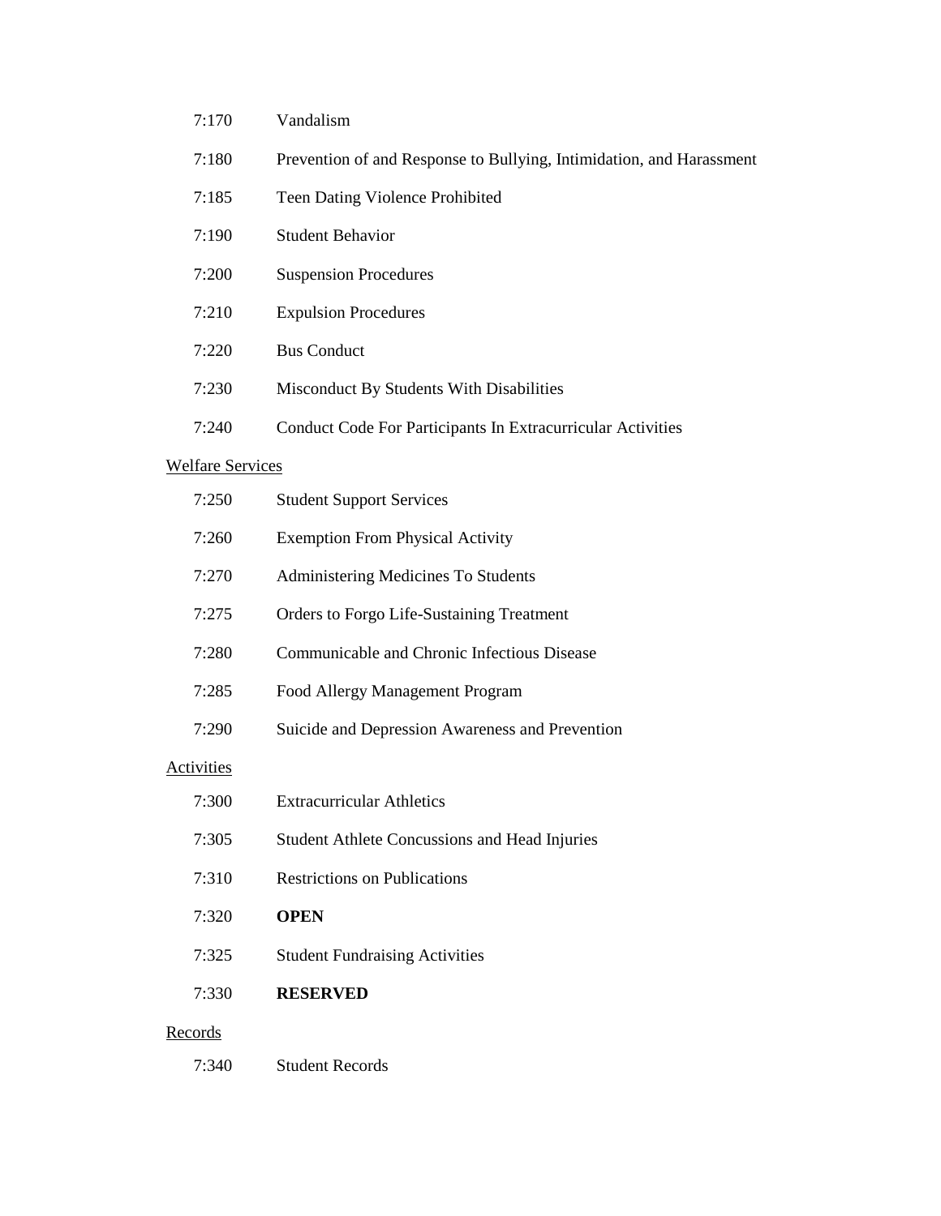7:170 Vandalism

7:180 Prevention of and Response to Bullying, Intimidation, and Harassment

7:185 Teen Dating Violence Prohibited

7:190 Student Behavior

7:200 Suspension Procedures

7:210 Expulsion Procedures

7:220 Bus Conduct

7:230 Misconduct By Students With Disabilities

7:240 Conduct Code For Participants In Extracurricular Activities

<u>Welfare Services</u>

7:250 Student Support Services

7:260 Exemption From Physical Activity

7:270 Administering Medicines To Students

7:275 Orders to Forgo Life-Sustaining Treatment

7:280 Communicable and Chronic Infectious Disease

7:285 Food Allergy Management Program

7:290 Suicide and Depression Awareness and Prevention

<u>Activities</u>

7:300 Extracurricular Athletics

7:305 Student Athlete Concussions and Head Injuries

7:310 Restrictions on Publications

7:320 **OPEN**

7:325 Student Fundraising Activities

7:330 **RESERVED**

<u>Records</u>

7:340 Student Records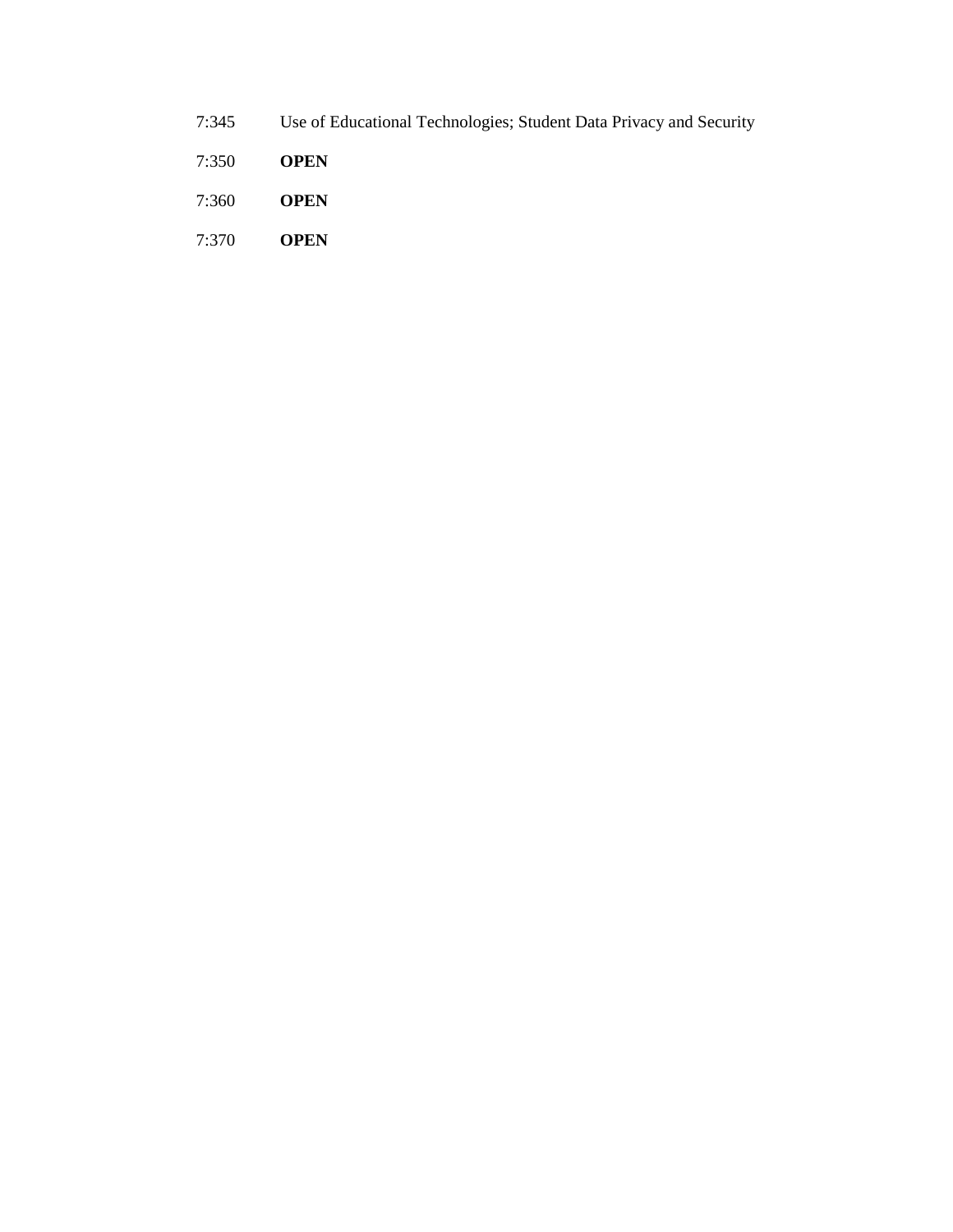7:345 Use of Educational Technologies; Student Data Privacy and Security

7:350 **OPEN**

7:360 **OPEN**

7:370 **OPEN**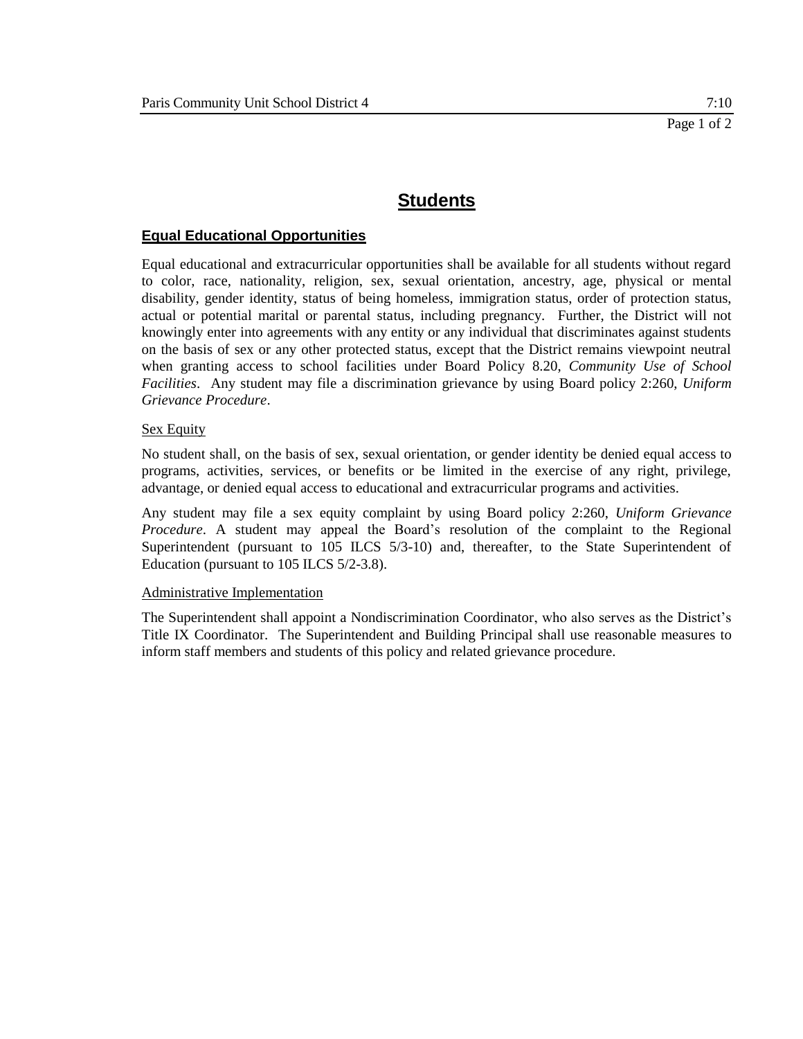# Students

## Equal Educational Opportunities

Equal educational and extracurricular opportunities shall be available for all students without regard to color, race, nationality, religion, sex, sexual orientation, ancestry, age, physical or mental disability, gender identity, status of being homeless, immigration status, order of protection status, actual or potential marital or parental status, including pregnancy. Further, the District will not knowingly enter into agreements with any entity or any individual that discriminates against students on the basis of sex or any other protected status, except that the District remains viewpoint neutral when granting access to school facilities under Board Policy 8.20, *Community Use of School Facilities*. Any student may file a discrimination grievance by using Board policy 2:260, *Uniform Grievance Procedure*.

### Sex Equity

No student shall, on the basis of sex, sexual orientation, or gender identity be denied equal access to programs, activities, services, or benefits or be limited in the exercise of any right, privilege, advantage, or denied equal access to educational and extracurricular programs and activities.

Any student may file a sex equity complaint by using Board policy 2:260, *Uniform Grievance Procedure*. A student may appeal the Board's resolution of the complaint to the Regional Superintendent (pursuant to 105 ILCS 5/3-10) and, thereafter, to the State Superintendent of Education (pursuant to 105 ILCS 5/2-3.8).

### Administrative Implementation

The Superintendent shall appoint a Nondiscrimination Coordinator, who also serves as the District's Title IX Coordinator. The Superintendent and Building Principal shall use reasonable measures to inform staff members and students of this policy and related grievance procedure.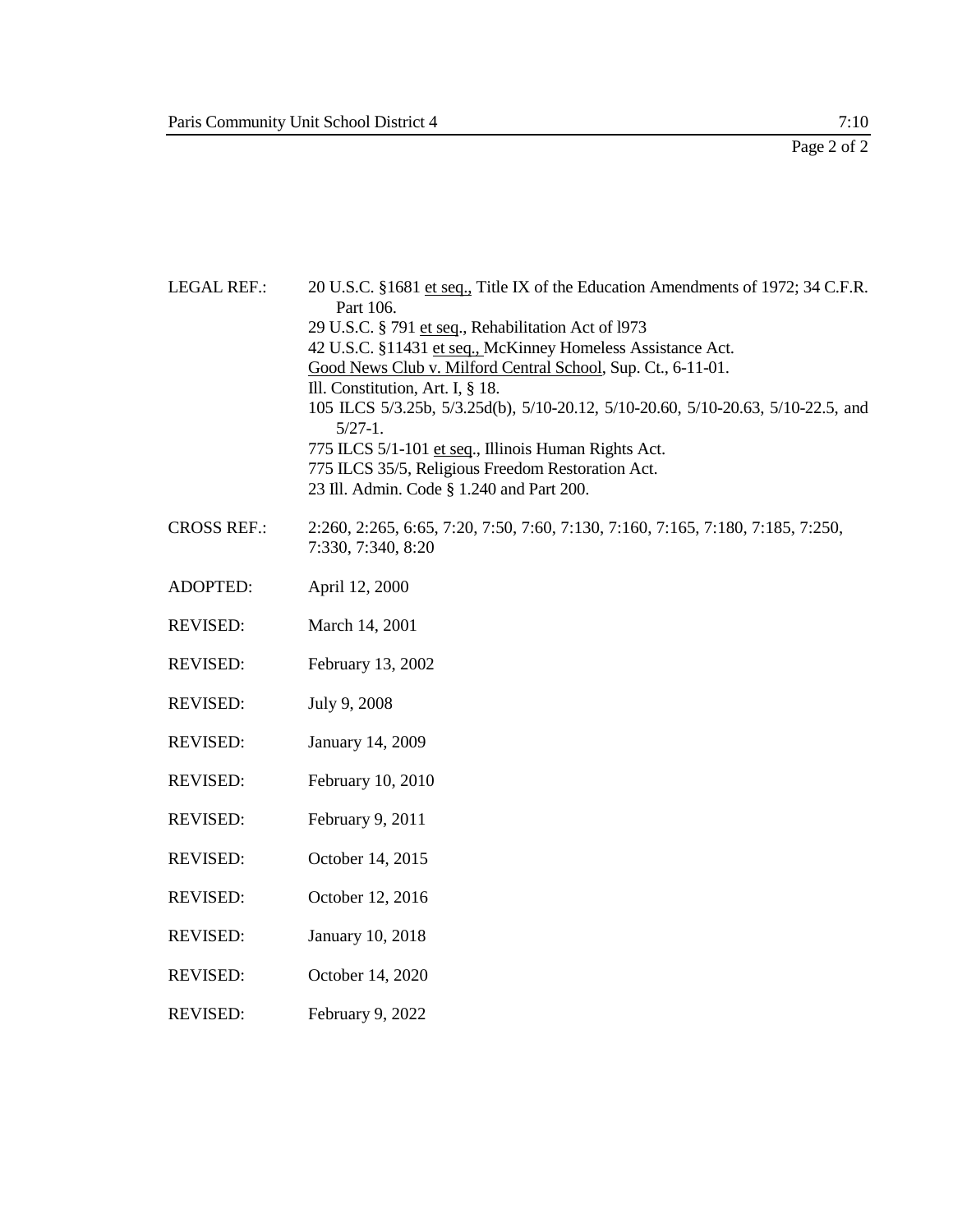LEGAL REF.: 20 U.S.C. §1681 et seq., Title IX of the Education Amendments of 1972; 34 C.F.R. Part 106.
29 U.S.C. § 791 et seq., Rehabilitation Act of l973
42 U.S.C. §11431 et seq., McKinney Homeless Assistance Act.
Good News Club v. Milford Central School, Sup. Ct., 6-11-01.
Ill. Constitution, Art. I, § 18.
105 ILCS 5/3.25b, 5/3.25d(b), 5/10-20.12, 5/10-20.60, 5/10-20.63, 5/10-22.5, and 5/27-1.
775 ILCS 5/1-101 et seq., Illinois Human Rights Act.
775 ILCS 35/5, Religious Freedom Restoration Act.
23 Ill. Admin. Code § 1.240 and Part 200.

CROSS REF.: 2:260, 2:265, 6:65, 7:20, 7:50, 7:60, 7:130, 7:160, 7:165, 7:180, 7:185, 7:250, 7:330, 7:340, 8:20

ADOPTED: April 12, 2000

REVISED: March 14, 2001

REVISED: February 13, 2002

REVISED: July 9, 2008

REVISED: January 14, 2009

REVISED: February 10, 2010

REVISED: February 9, 2011

REVISED: October 14, 2015

REVISED: October 12, 2016

REVISED: January 10, 2018

REVISED: October 14, 2020

REVISED: February 9, 2022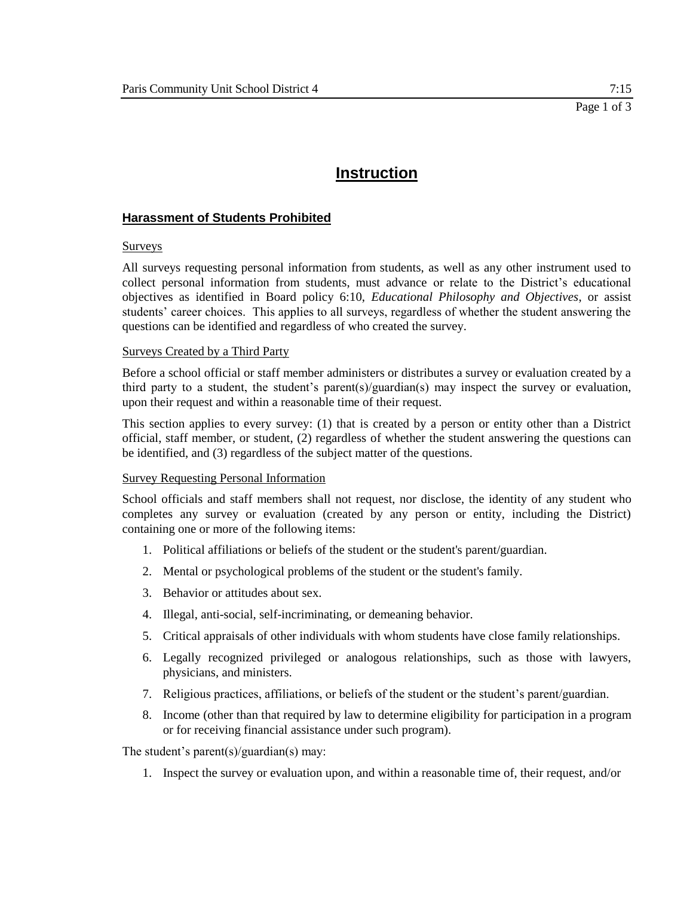# Instruction

## Harassment of Students Prohibited

### Surveys

All surveys requesting personal information from students, as well as any other instrument used to collect personal information from students, must advance or relate to the District's educational objectives as identified in Board policy 6:10, *Educational Philosophy and Objectives*, or assist students' career choices. This applies to all surveys, regardless of whether the student answering the questions can be identified and regardless of who created the survey.

### Surveys Created by a Third Party

Before a school official or staff member administers or distributes a survey or evaluation created by a third party to a student, the student's parent(s)/guardian(s) may inspect the survey or evaluation, upon their request and within a reasonable time of their request.

This section applies to every survey: (1) that is created by a person or entity other than a District official, staff member, or student, (2) regardless of whether the student answering the questions can be identified, and (3) regardless of the subject matter of the questions.

### Survey Requesting Personal Information

School officials and staff members shall not request, nor disclose, the identity of any student who completes any survey or evaluation (created by any person or entity, including the District) containing one or more of the following items:

1. Political affiliations or beliefs of the student or the student's parent/guardian.
2. Mental or psychological problems of the student or the student's family.
3. Behavior or attitudes about sex.
4. Illegal, anti-social, self-incriminating, or demeaning behavior.
5. Critical appraisals of other individuals with whom students have close family relationships.
6. Legally recognized privileged or analogous relationships, such as those with lawyers, physicians, and ministers.
7. Religious practices, affiliations, or beliefs of the student or the student's parent/guardian.
8. Income (other than that required by law to determine eligibility for participation in a program or for receiving financial assistance under such program).

The student's parent(s)/guardian(s) may:

1. Inspect the survey or evaluation upon, and within a reasonable time of, their request, and/or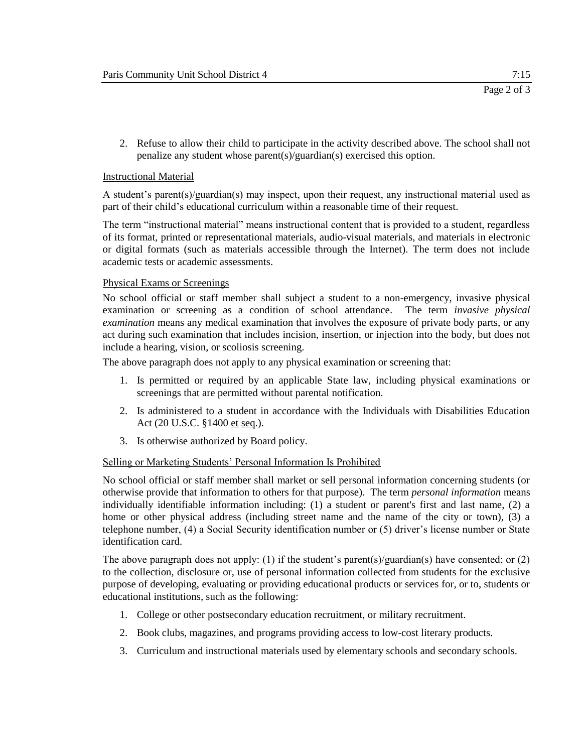2. Refuse to allow their child to participate in the activity described above. The school shall not penalize any student whose parent(s)/guardian(s) exercised this option.

Instructional Material

A student's parent(s)/guardian(s) may inspect, upon their request, any instructional material used as part of their child's educational curriculum within a reasonable time of their request.

The term "instructional material" means instructional content that is provided to a student, regardless of its format, printed or representational materials, audio-visual materials, and materials in electronic or digital formats (such as materials accessible through the Internet). The term does not include academic tests or academic assessments.

Physical Exams or Screenings

No school official or staff member shall subject a student to a non-emergency, invasive physical examination or screening as a condition of school attendance. The term *invasive physical examination* means any medical examination that involves the exposure of private body parts, or any act during such examination that includes incision, insertion, or injection into the body, but does not include a hearing, vision, or scoliosis screening.

The above paragraph does not apply to any physical examination or screening that:

1. Is permitted or required by an applicable State law, including physical examinations or screenings that are permitted without parental notification.
2. Is administered to a student in accordance with the Individuals with Disabilities Education Act (20 U.S.C. §1400 et seq.).
3. Is otherwise authorized by Board policy.

Selling or Marketing Students' Personal Information Is Prohibited

No school official or staff member shall market or sell personal information concerning students (or otherwise provide that information to others for that purpose). The term *personal information* means individually identifiable information including: (1) a student or parent's first and last name, (2) a home or other physical address (including street name and the name of the city or town), (3) a telephone number, (4) a Social Security identification number or (5) driver's license number or State identification card.

The above paragraph does not apply: (1) if the student's parent(s)/guardian(s) have consented; or (2) to the collection, disclosure or, use of personal information collected from students for the exclusive purpose of developing, evaluating or providing educational products or services for, or to, students or educational institutions, such as the following:

1. College or other postsecondary education recruitment, or military recruitment.
2. Book clubs, magazines, and programs providing access to low-cost literary products.
3. Curriculum and instructional materials used by elementary schools and secondary schools.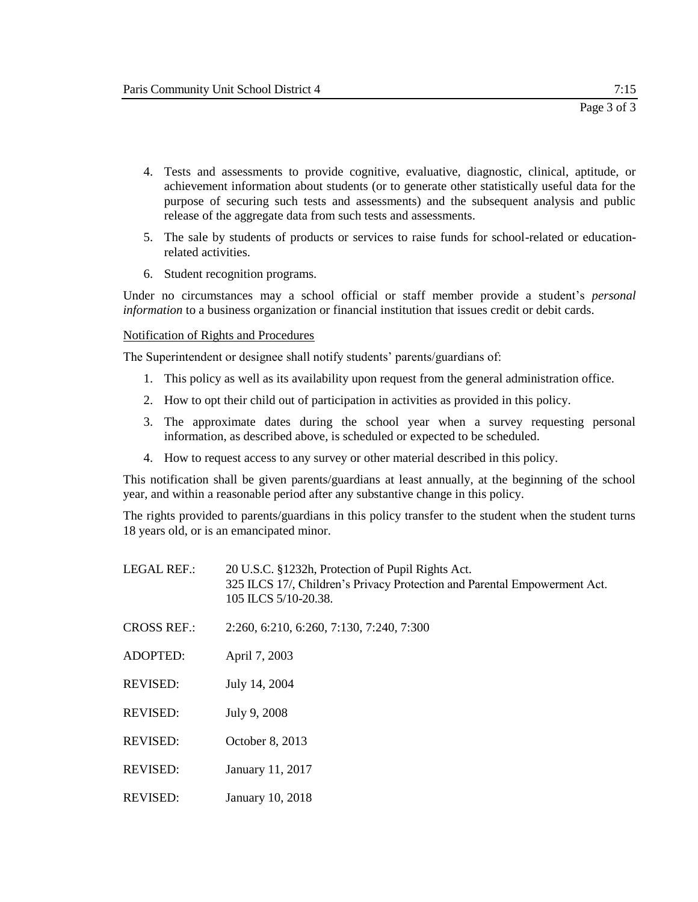4. Tests and assessments to provide cognitive, evaluative, diagnostic, clinical, aptitude, or achievement information about students (or to generate other statistically useful data for the purpose of securing such tests and assessments) and the subsequent analysis and public release of the aggregate data from such tests and assessments.

5. The sale by students of products or services to raise funds for school-related or education-related activities.

6. Student recognition programs.

Under no circumstances may a school official or staff member provide a student's *personal information* to a business organization or financial institution that issues credit or debit cards.

<u>Notification of Rights and Procedures</u>

The Superintendent or designee shall notify students' parents/guardians of:

1. This policy as well as its availability upon request from the general administration office.

2. How to opt their child out of participation in activities as provided in this policy.

3. The approximate dates during the school year when a survey requesting personal information, as described above, is scheduled or expected to be scheduled.

4. How to request access to any survey or other material described in this policy.

This notification shall be given parents/guardians at least annually, at the beginning of the school year, and within a reasonable period after any substantive change in this policy.

The rights provided to parents/guardians in this policy transfer to the student when the student turns 18 years old, or is an emancipated minor.

LEGAL REF.: 20 U.S.C. §1232h, Protection of Pupil Rights Act.
325 ILCS 17/, Children's Privacy Protection and Parental Empowerment Act.
105 ILCS 5/10-20.38.

CROSS REF.: 2:260, 6:210, 6:260, 7:130, 7:240, 7:300

ADOPTED: April 7, 2003

REVISED: July 14, 2004

REVISED: July 9, 2008

REVISED: October 8, 2013

REVISED: January 11, 2017

REVISED: January 10, 2018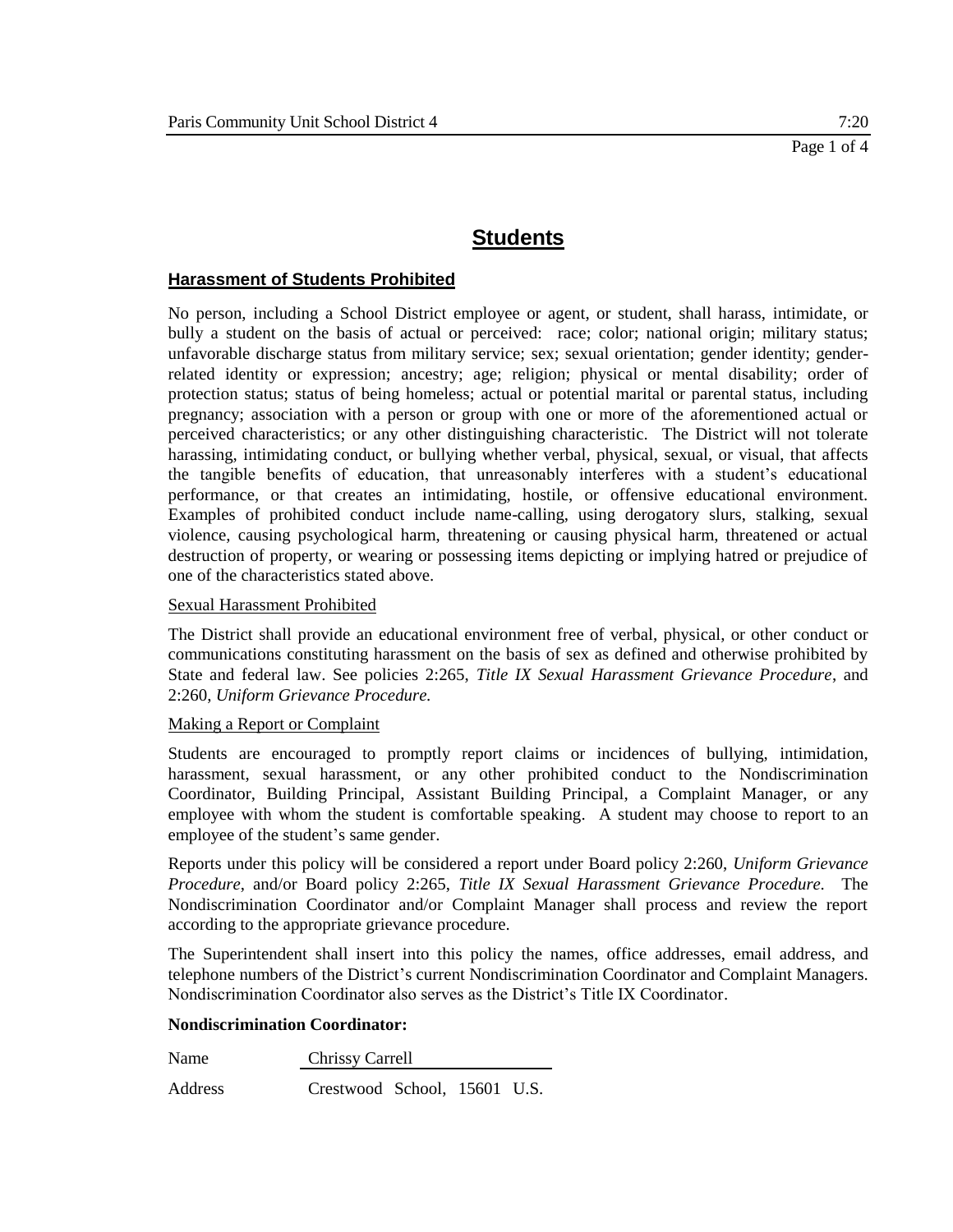# Students

## Harassment of Students Prohibited

No person, including a School District employee or agent, or student, shall harass, intimidate, or bully a student on the basis of actual or perceived: race; color; national origin; military status; unfavorable discharge status from military service; sex; sexual orientation; gender identity; gender-related identity or expression; ancestry; age; religion; physical or mental disability; order of protection status; status of being homeless; actual or potential marital or parental status, including pregnancy; association with a person or group with one or more of the aforementioned actual or perceived characteristics; or any other distinguishing characteristic. The District will not tolerate harassing, intimidating conduct, or bullying whether verbal, physical, sexual, or visual, that affects the tangible benefits of education, that unreasonably interferes with a student's educational performance, or that creates an intimidating, hostile, or offensive educational environment. Examples of prohibited conduct include name-calling, using derogatory slurs, stalking, sexual violence, causing psychological harm, threatening or causing physical harm, threatened or actual destruction of property, or wearing or possessing items depicting or implying hatred or prejudice of one of the characteristics stated above.

### Sexual Harassment Prohibited

The District shall provide an educational environment free of verbal, physical, or other conduct or communications constituting harassment on the basis of sex as defined and otherwise prohibited by State and federal law. See policies 2:265, *Title IX Sexual Harassment Grievance Procedure*, and 2:260, *Uniform Grievance Procedure.*

### Making a Report or Complaint

Students are encouraged to promptly report claims or incidences of bullying, intimidation, harassment, sexual harassment, or any other prohibited conduct to the Nondiscrimination Coordinator, Building Principal, Assistant Building Principal, a Complaint Manager, or any employee with whom the student is comfortable speaking. A student may choose to report to an employee of the student's same gender.

Reports under this policy will be considered a report under Board policy 2:260, *Uniform Grievance Procedure*, and/or Board policy 2:265, *Title IX Sexual Harassment Grievance Procedure.* The Nondiscrimination Coordinator and/or Complaint Manager shall process and review the report according to the appropriate grievance procedure.

The Superintendent shall insert into this policy the names, office addresses, email address, and telephone numbers of the District's current Nondiscrimination Coordinator and Complaint Managers. Nondiscrimination Coordinator also serves as the District's Title IX Coordinator.

**Nondiscrimination Coordinator:**

Name Chrissy Carrell

Address Crestwood School, 15601 U.S.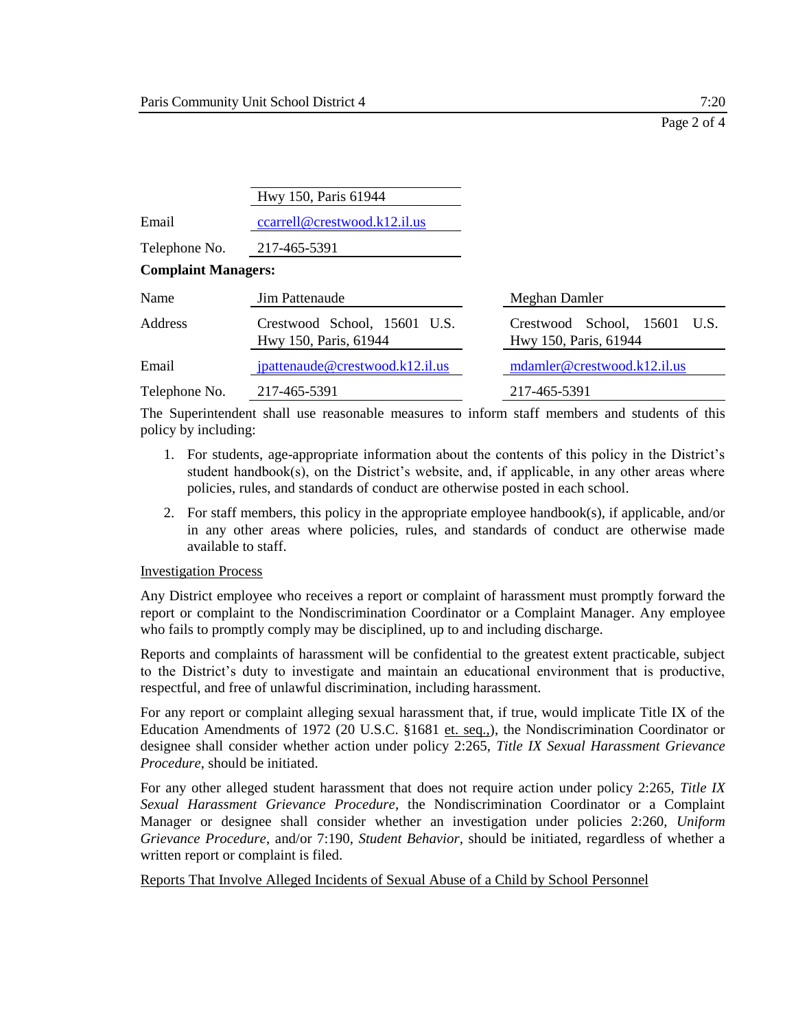| | |
|---|---|
| | Hwy 150, Paris 61944 |
| Email | ccarrell@crestwood.k12.il.us |
| Telephone No. | 217-465-5391 |

**Complaint Managers:**

| | | |
|---|---|---|
| Name | Jim Pattenaude | Meghan Damler |
| Address | Crestwood School, 15601 U.S. Hwy 150, Paris, 61944 | Crestwood School, 15601 U.S. Hwy 150, Paris, 61944 |
| Email | jpattenaude@crestwood.k12.il.us | mdamler@crestwood.k12.il.us |
| Telephone No. | 217-465-5391 | 217-465-5391 |

The Superintendent shall use reasonable measures to inform staff members and students of this policy by including:

1. For students, age-appropriate information about the contents of this policy in the District's student handbook(s), on the District's website, and, if applicable, in any other areas where policies, rules, and standards of conduct are otherwise posted in each school.
2. For staff members, this policy in the appropriate employee handbook(s), if applicable, and/or in any other areas where policies, rules, and standards of conduct are otherwise made available to staff.

Investigation Process

Any District employee who receives a report or complaint of harassment must promptly forward the report or complaint to the Nondiscrimination Coordinator or a Complaint Manager. Any employee who fails to promptly comply may be disciplined, up to and including discharge.

Reports and complaints of harassment will be confidential to the greatest extent practicable, subject to the District's duty to investigate and maintain an educational environment that is productive, respectful, and free of unlawful discrimination, including harassment.

For any report or complaint alleging sexual harassment that, if true, would implicate Title IX of the Education Amendments of 1972 (20 U.S.C. §1681 et. seq.,), the Nondiscrimination Coordinator or designee shall consider whether action under policy 2:265, *Title IX Sexual Harassment Grievance Procedure*, should be initiated.

For any other alleged student harassment that does not require action under policy 2:265, *Title IX Sexual Harassment Grievance Procedure*, the Nondiscrimination Coordinator or a Complaint Manager or designee shall consider whether an investigation under policies 2:260, *Uniform Grievance Procedure*, and/or 7:190, *Student Behavior*, should be initiated, regardless of whether a written report or complaint is filed.

Reports That Involve Alleged Incidents of Sexual Abuse of a Child by School Personnel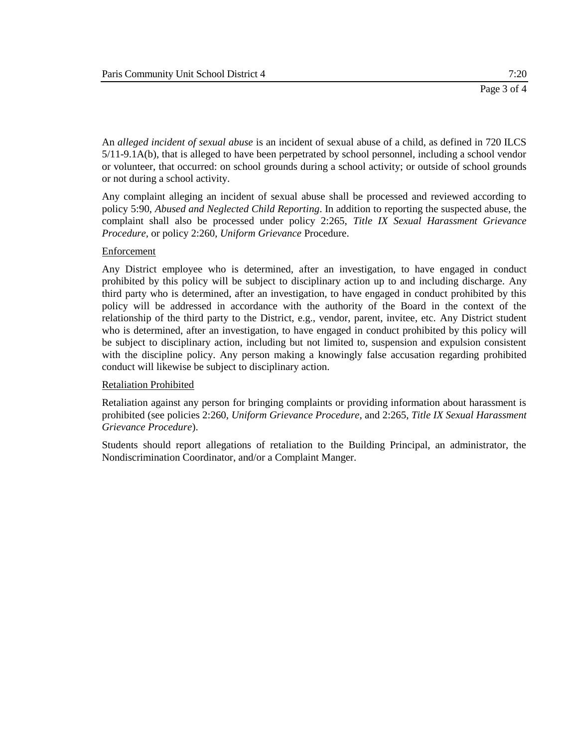An *alleged incident of sexual abuse* is an incident of sexual abuse of a child, as defined in 720 ILCS 5/11-9.1A(b), that is alleged to have been perpetrated by school personnel, including a school vendor or volunteer, that occurred: on school grounds during a school activity; or outside of school grounds or not during a school activity.

Any complaint alleging an incident of sexual abuse shall be processed and reviewed according to policy 5:90, *Abused and Neglected Child Reporting*. In addition to reporting the suspected abuse, the complaint shall also be processed under policy 2:265, *Title IX Sexual Harassment Grievance Procedure*, or policy 2:260, *Uniform Grievance* Procedure.

Enforcement

Any District employee who is determined, after an investigation, to have engaged in conduct prohibited by this policy will be subject to disciplinary action up to and including discharge. Any third party who is determined, after an investigation, to have engaged in conduct prohibited by this policy will be addressed in accordance with the authority of the Board in the context of the relationship of the third party to the District, e.g., vendor, parent, invitee, etc. Any District student who is determined, after an investigation, to have engaged in conduct prohibited by this policy will be subject to disciplinary action, including but not limited to, suspension and expulsion consistent with the discipline policy. Any person making a knowingly false accusation regarding prohibited conduct will likewise be subject to disciplinary action.

Retaliation Prohibited

Retaliation against any person for bringing complaints or providing information about harassment is prohibited (see policies 2:260, *Uniform Grievance Procedure,* and 2:265, *Title IX Sexual Harassment Grievance Procedure*).

Students should report allegations of retaliation to the Building Principal, an administrator, the Nondiscrimination Coordinator, and/or a Complaint Manger.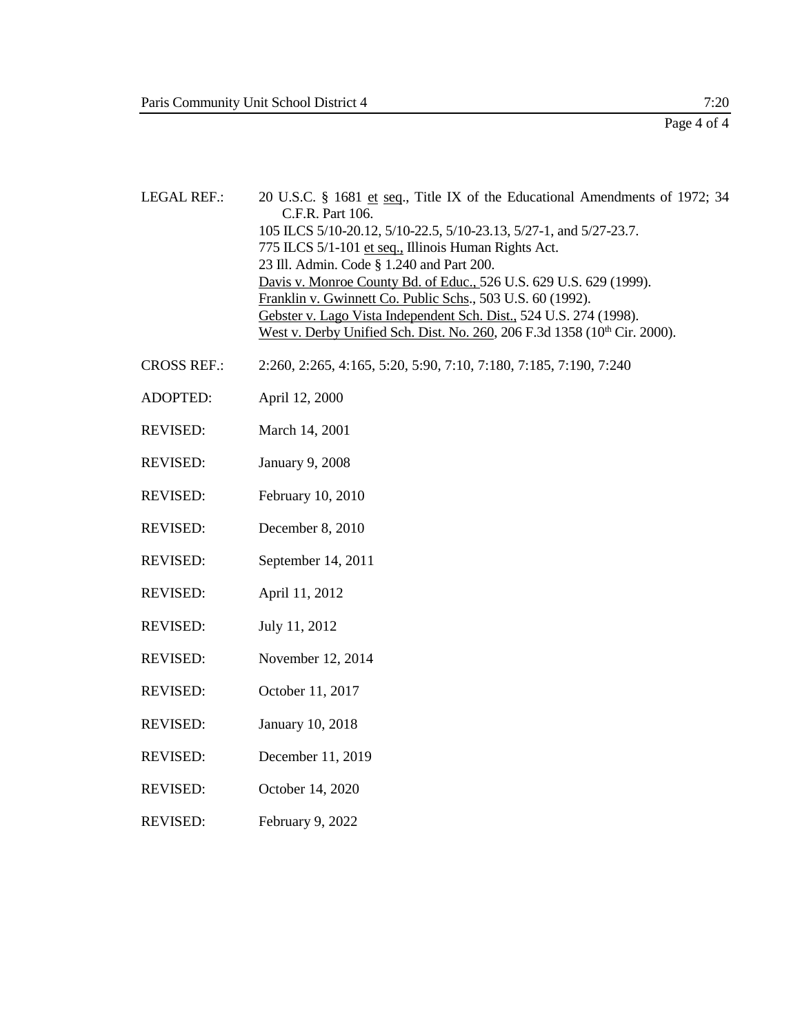LEGAL REF.: 20 U.S.C. § 1681 et seq., Title IX of the Educational Amendments of 1972; 34 C.F.R. Part 106.
105 ILCS 5/10-20.12, 5/10-22.5, 5/10-23.13, 5/27-1, and 5/27-23.7.
775 ILCS 5/1-101 et seq., Illinois Human Rights Act.
23 Ill. Admin. Code § 1.240 and Part 200.
Davis v. Monroe County Bd. of Educ., 526 U.S. 629 U.S. 629 (1999).
Franklin v. Gwinnett Co. Public Schs., 503 U.S. 60 (1992).
Gebster v. Lago Vista Independent Sch. Dist., 524 U.S. 274 (1998).
West v. Derby Unified Sch. Dist. No. 260, 206 F.3d 1358 (10th Cir. 2000).

CROSS REF.: 2:260, 2:265, 4:165, 5:20, 5:90, 7:10, 7:180, 7:185, 7:190, 7:240

ADOPTED: April 12, 2000

REVISED: March 14, 2001

REVISED: January 9, 2008

REVISED: February 10, 2010

REVISED: December 8, 2010

REVISED: September 14, 2011

REVISED: April 11, 2012

REVISED: July 11, 2012

REVISED: November 12, 2014

REVISED: October 11, 2017

REVISED: January 10, 2018

REVISED: December 11, 2019

REVISED: October 14, 2020

REVISED: February 9, 2022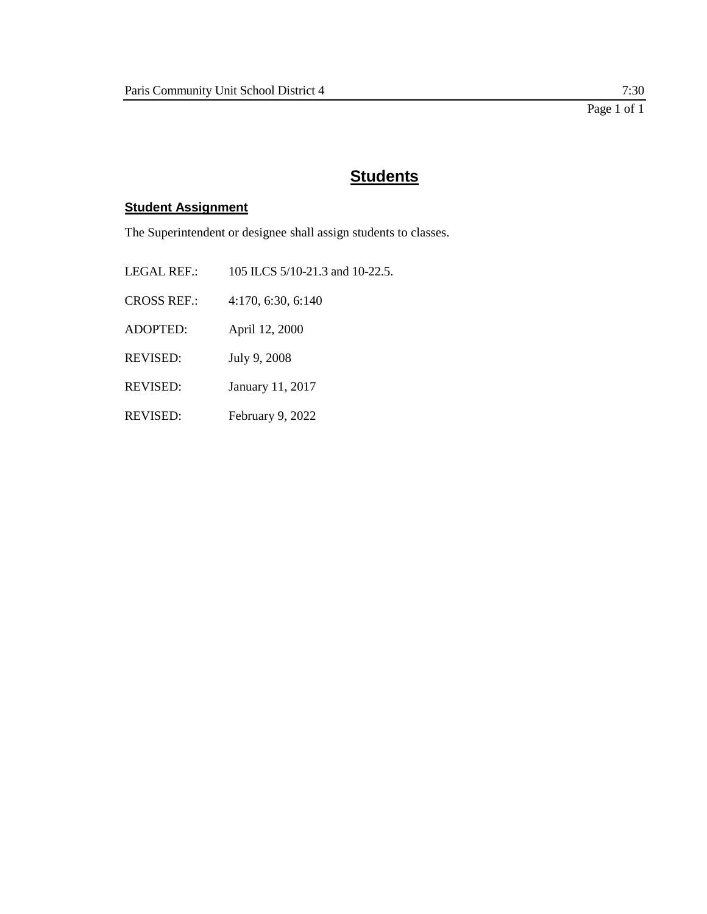# Students

## Student Assignment

The Superintendent or designee shall assign students to classes.

LEGAL REF.: 105 ILCS 5/10-21.3 and 10-22.5.

CROSS REF.: 4:170, 6:30, 6:140

ADOPTED: April 12, 2000

REVISED: July 9, 2008

REVISED: January 11, 2017

REVISED: February 9, 2022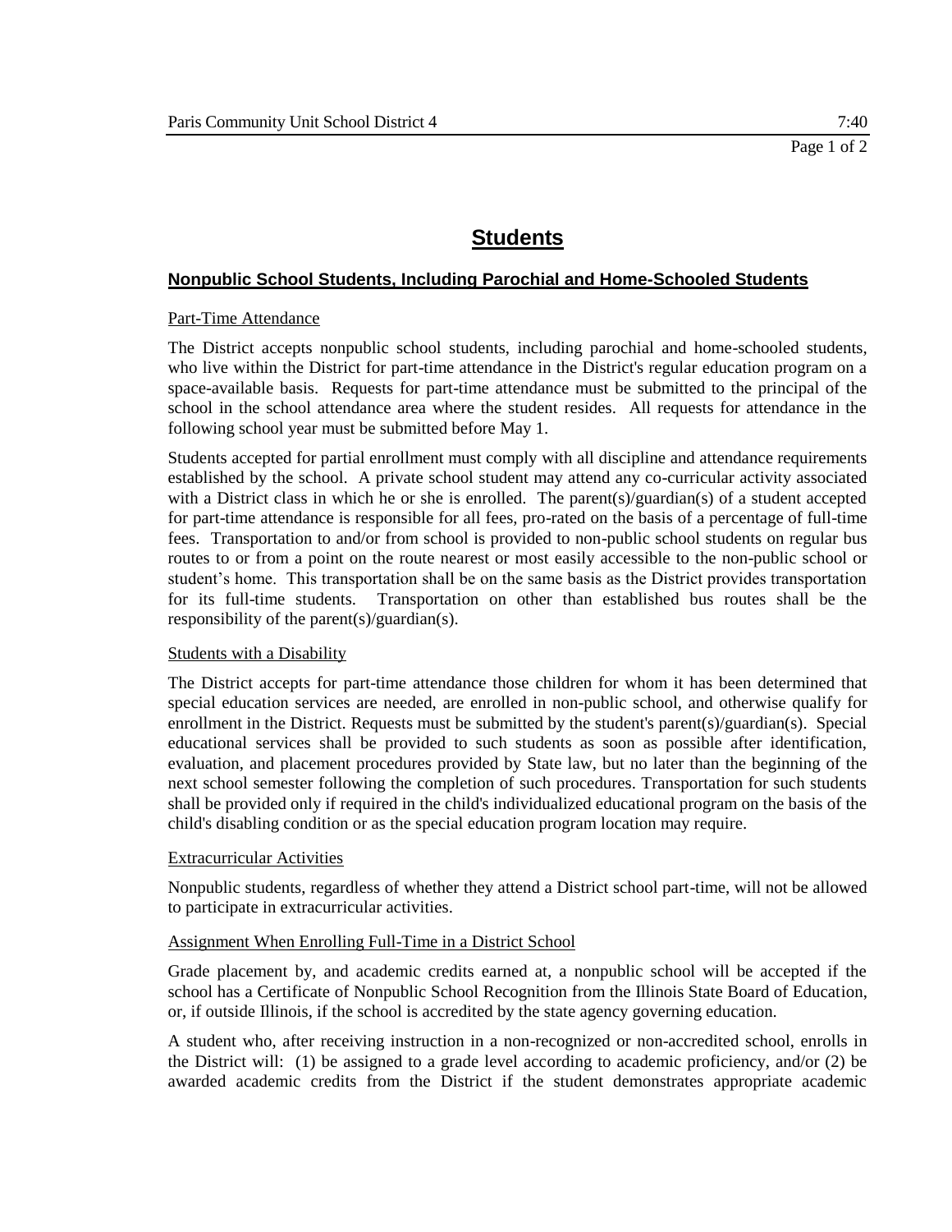# Students

## Nonpublic School Students, Including Parochial and Home-Schooled Students

### Part-Time Attendance

The District accepts nonpublic school students, including parochial and home-schooled students, who live within the District for part-time attendance in the District's regular education program on a space-available basis. Requests for part-time attendance must be submitted to the principal of the school in the school attendance area where the student resides. All requests for attendance in the following school year must be submitted before May 1.

Students accepted for partial enrollment must comply with all discipline and attendance requirements established by the school. A private school student may attend any co-curricular activity associated with a District class in which he or she is enrolled. The parent(s)/guardian(s) of a student accepted for part-time attendance is responsible for all fees, pro-rated on the basis of a percentage of full-time fees. Transportation to and/or from school is provided to non-public school students on regular bus routes to or from a point on the route nearest or most easily accessible to the non-public school or student's home. This transportation shall be on the same basis as the District provides transportation for its full-time students. Transportation on other than established bus routes shall be the responsibility of the parent(s)/guardian(s).

### Students with a Disability

The District accepts for part-time attendance those children for whom it has been determined that special education services are needed, are enrolled in non-public school, and otherwise qualify for enrollment in the District. Requests must be submitted by the student's parent(s)/guardian(s). Special educational services shall be provided to such students as soon as possible after identification, evaluation, and placement procedures provided by State law, but no later than the beginning of the next school semester following the completion of such procedures. Transportation for such students shall be provided only if required in the child's individualized educational program on the basis of the child's disabling condition or as the special education program location may require.

### Extracurricular Activities

Nonpublic students, regardless of whether they attend a District school part-time, will not be allowed to participate in extracurricular activities.

### Assignment When Enrolling Full-Time in a District School

Grade placement by, and academic credits earned at, a nonpublic school will be accepted if the school has a Certificate of Nonpublic School Recognition from the Illinois State Board of Education, or, if outside Illinois, if the school is accredited by the state agency governing education.

A student who, after receiving instruction in a non-recognized or non-accredited school, enrolls in the District will: (1) be assigned to a grade level according to academic proficiency, and/or (2) be awarded academic credits from the District if the student demonstrates appropriate academic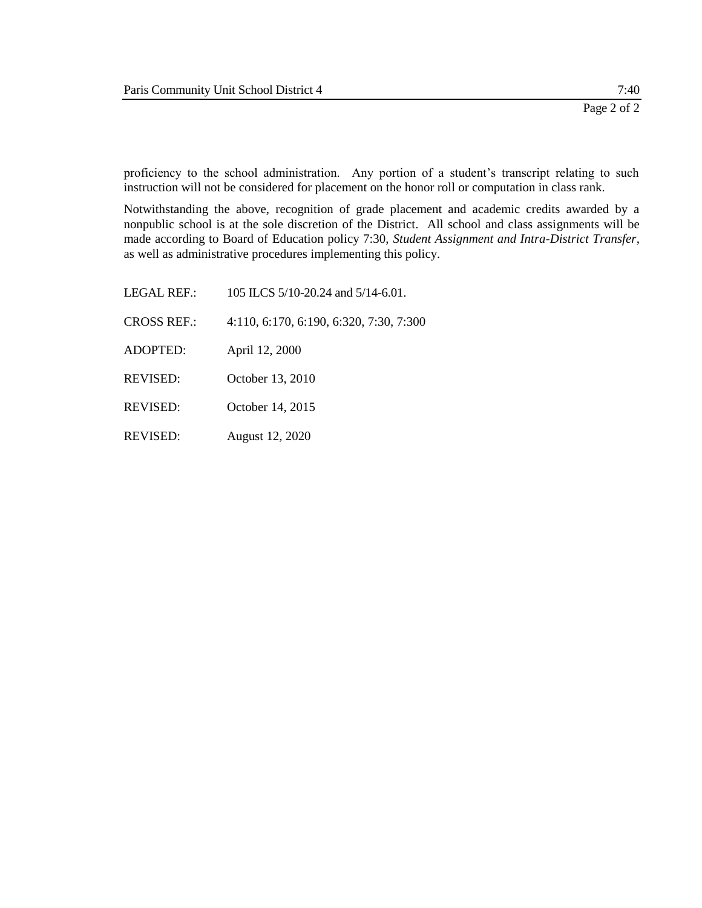proficiency to the school administration. Any portion of a student's transcript relating to such instruction will not be considered for placement on the honor roll or computation in class rank.

Notwithstanding the above, recognition of grade placement and academic credits awarded by a nonpublic school is at the sole discretion of the District. All school and class assignments will be made according to Board of Education policy 7:30, *Student Assignment and Intra-District Transfer*, as well as administrative procedures implementing this policy.

LEGAL REF.: 105 ILCS 5/10-20.24 and 5/14-6.01.

CROSS REF.: 4:110, 6:170, 6:190, 6:320, 7:30, 7:300

ADOPTED: April 12, 2000

REVISED: October 13, 2010

REVISED: October 14, 2015

REVISED: August 12, 2020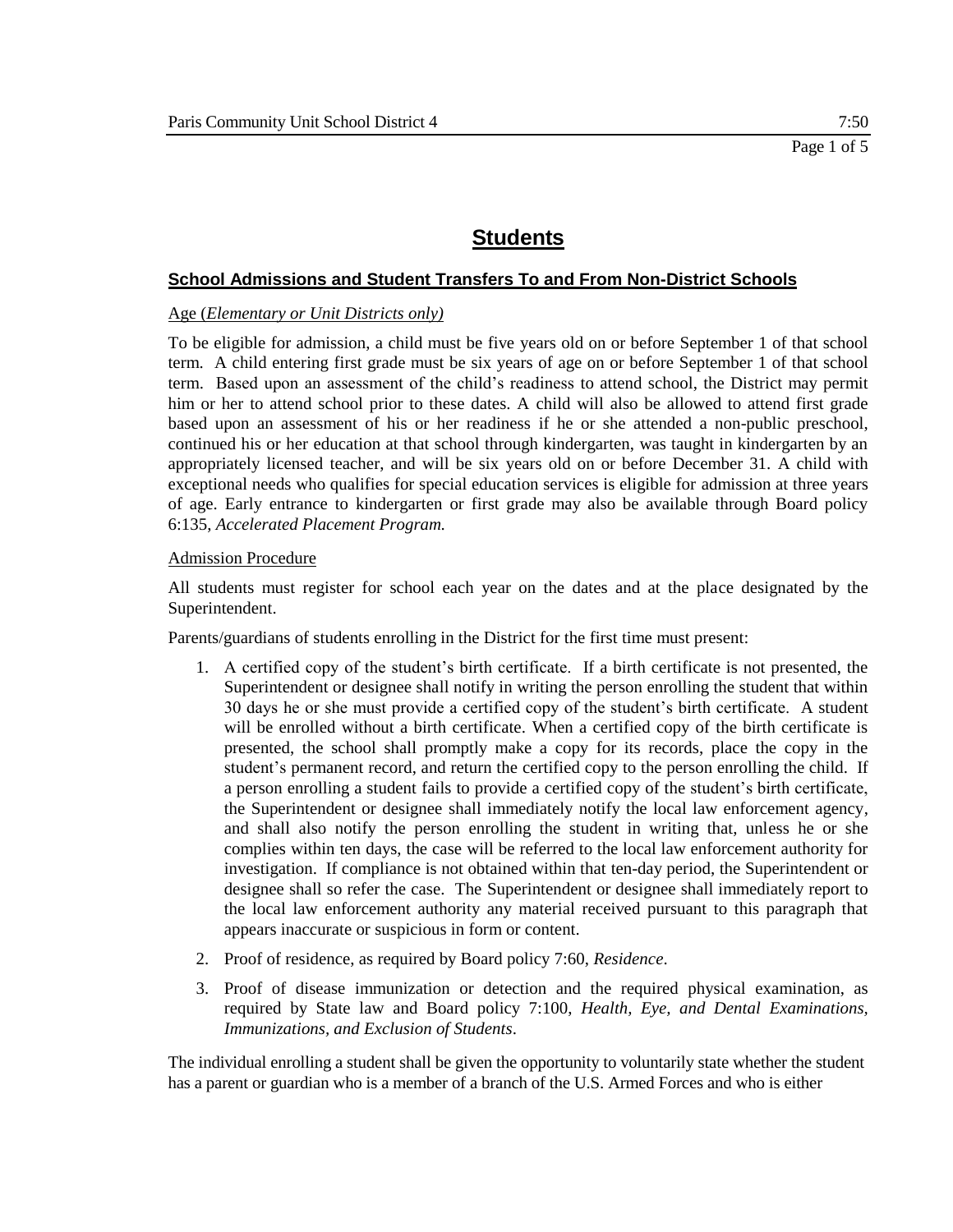# Students

## School Admissions and Student Transfers To and From Non-District Schools

Age (*Elementary or Unit Districts only)*

To be eligible for admission, a child must be five years old on or before September 1 of that school term. A child entering first grade must be six years of age on or before September 1 of that school term. Based upon an assessment of the child's readiness to attend school, the District may permit him or her to attend school prior to these dates. A child will also be allowed to attend first grade based upon an assessment of his or her readiness if he or she attended a non-public preschool, continued his or her education at that school through kindergarten, was taught in kindergarten by an appropriately licensed teacher, and will be six years old on or before December 31. A child with exceptional needs who qualifies for special education services is eligible for admission at three years of age. Early entrance to kindergarten or first grade may also be available through Board policy 6:135, *Accelerated Placement Program.*

Admission Procedure

All students must register for school each year on the dates and at the place designated by the Superintendent.

Parents/guardians of students enrolling in the District for the first time must present:

1. A certified copy of the student's birth certificate. If a birth certificate is not presented, the Superintendent or designee shall notify in writing the person enrolling the student that within 30 days he or she must provide a certified copy of the student's birth certificate. A student will be enrolled without a birth certificate. When a certified copy of the birth certificate is presented, the school shall promptly make a copy for its records, place the copy in the student's permanent record, and return the certified copy to the person enrolling the child. If a person enrolling a student fails to provide a certified copy of the student's birth certificate, the Superintendent or designee shall immediately notify the local law enforcement agency, and shall also notify the person enrolling the student in writing that, unless he or she complies within ten days, the case will be referred to the local law enforcement authority for investigation. If compliance is not obtained within that ten-day period, the Superintendent or designee shall so refer the case. The Superintendent or designee shall immediately report to the local law enforcement authority any material received pursuant to this paragraph that appears inaccurate or suspicious in form or content.
2. Proof of residence, as required by Board policy 7:60, *Residence*.
3. Proof of disease immunization or detection and the required physical examination, as required by State law and Board policy 7:100, *Health, Eye, and Dental Examinations, Immunizations, and Exclusion of Students*.

The individual enrolling a student shall be given the opportunity to voluntarily state whether the student has a parent or guardian who is a member of a branch of the U.S. Armed Forces and who is either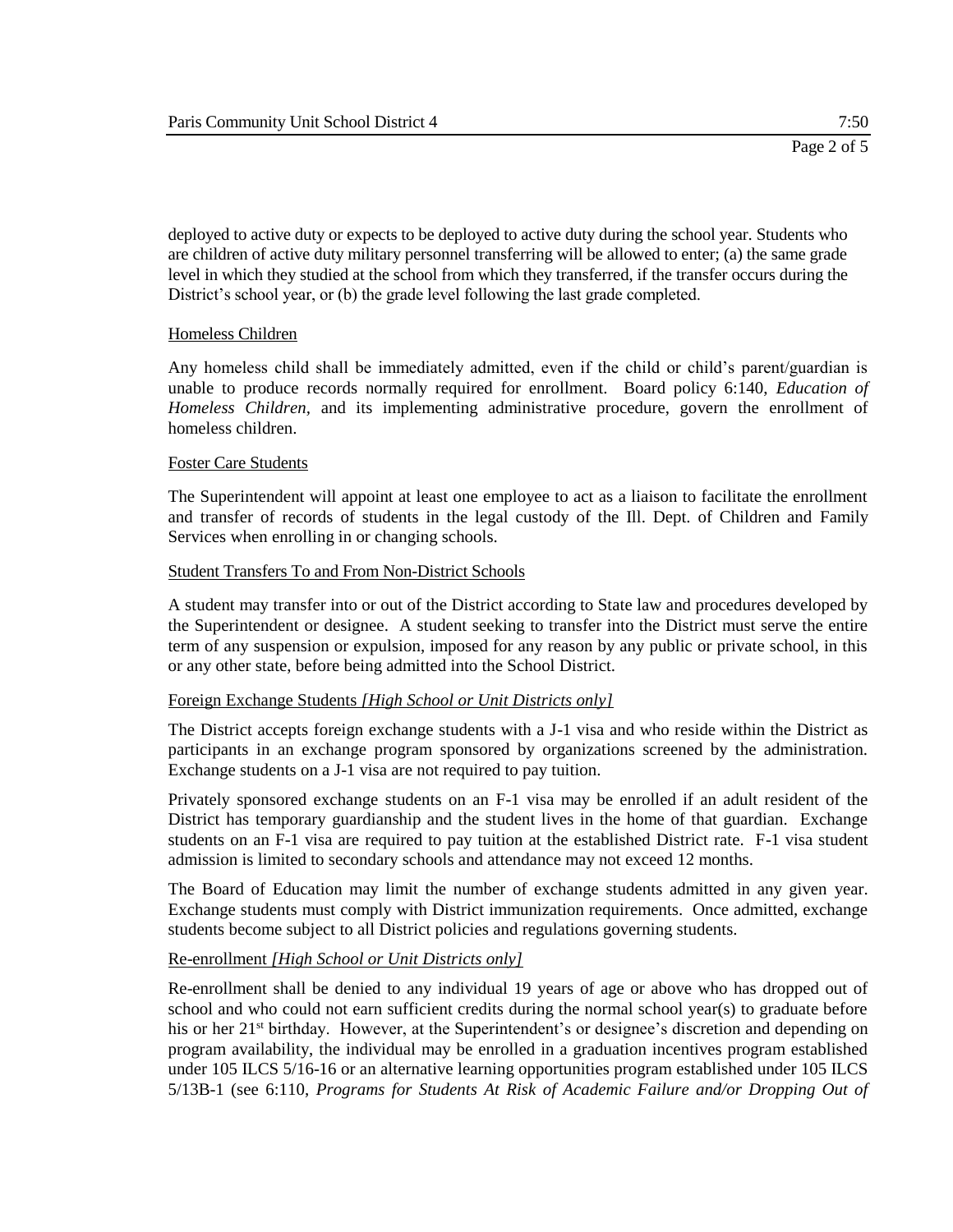deployed to active duty or expects to be deployed to active duty during the school year. Students who are children of active duty military personnel transferring will be allowed to enter; (a) the same grade level in which they studied at the school from which they transferred, if the transfer occurs during the District's school year, or (b) the grade level following the last grade completed.

Homeless Children

Any homeless child shall be immediately admitted, even if the child or child's parent/guardian is unable to produce records normally required for enrollment. Board policy 6:140, *Education of Homeless Children*, and its implementing administrative procedure, govern the enrollment of homeless children.

Foster Care Students

The Superintendent will appoint at least one employee to act as a liaison to facilitate the enrollment and transfer of records of students in the legal custody of the Ill. Dept. of Children and Family Services when enrolling in or changing schools.

Student Transfers To and From Non-District Schools

A student may transfer into or out of the District according to State law and procedures developed by the Superintendent or designee. A student seeking to transfer into the District must serve the entire term of any suspension or expulsion, imposed for any reason by any public or private school, in this or any other state, before being admitted into the School District.

Foreign Exchange Students *[High School or Unit Districts only]*

The District accepts foreign exchange students with a J-1 visa and who reside within the District as participants in an exchange program sponsored by organizations screened by the administration. Exchange students on a J-1 visa are not required to pay tuition.

Privately sponsored exchange students on an F-1 visa may be enrolled if an adult resident of the District has temporary guardianship and the student lives in the home of that guardian. Exchange students on an F-1 visa are required to pay tuition at the established District rate. F-1 visa student admission is limited to secondary schools and attendance may not exceed 12 months.

The Board of Education may limit the number of exchange students admitted in any given year. Exchange students must comply with District immunization requirements. Once admitted, exchange students become subject to all District policies and regulations governing students.

Re-enrollment *[High School or Unit Districts only]*

Re-enrollment shall be denied to any individual 19 years of age or above who has dropped out of school and who could not earn sufficient credits during the normal school year(s) to graduate before his or her 21st birthday. However, at the Superintendent's or designee's discretion and depending on program availability, the individual may be enrolled in a graduation incentives program established under 105 ILCS 5/16-16 or an alternative learning opportunities program established under 105 ILCS 5/13B-1 (see 6:110, *Programs for Students At Risk of Academic Failure and/or Dropping Out of*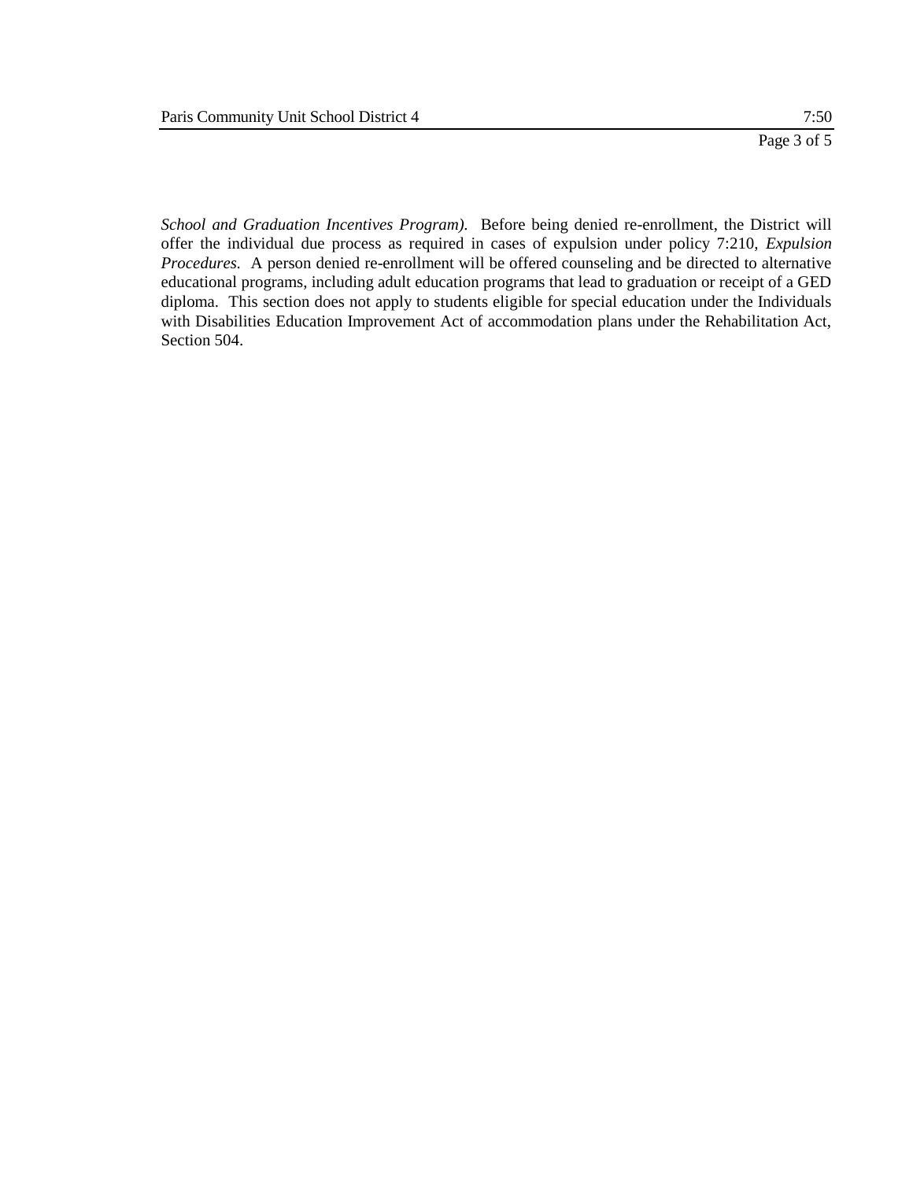*School and Graduation Incentives Program).* Before being denied re-enrollment, the District will offer the individual due process as required in cases of expulsion under policy 7:210, *Expulsion Procedures.* A person denied re-enrollment will be offered counseling and be directed to alternative educational programs, including adult education programs that lead to graduation or receipt of a GED diploma. This section does not apply to students eligible for special education under the Individuals with Disabilities Education Improvement Act of accommodation plans under the Rehabilitation Act, Section 504.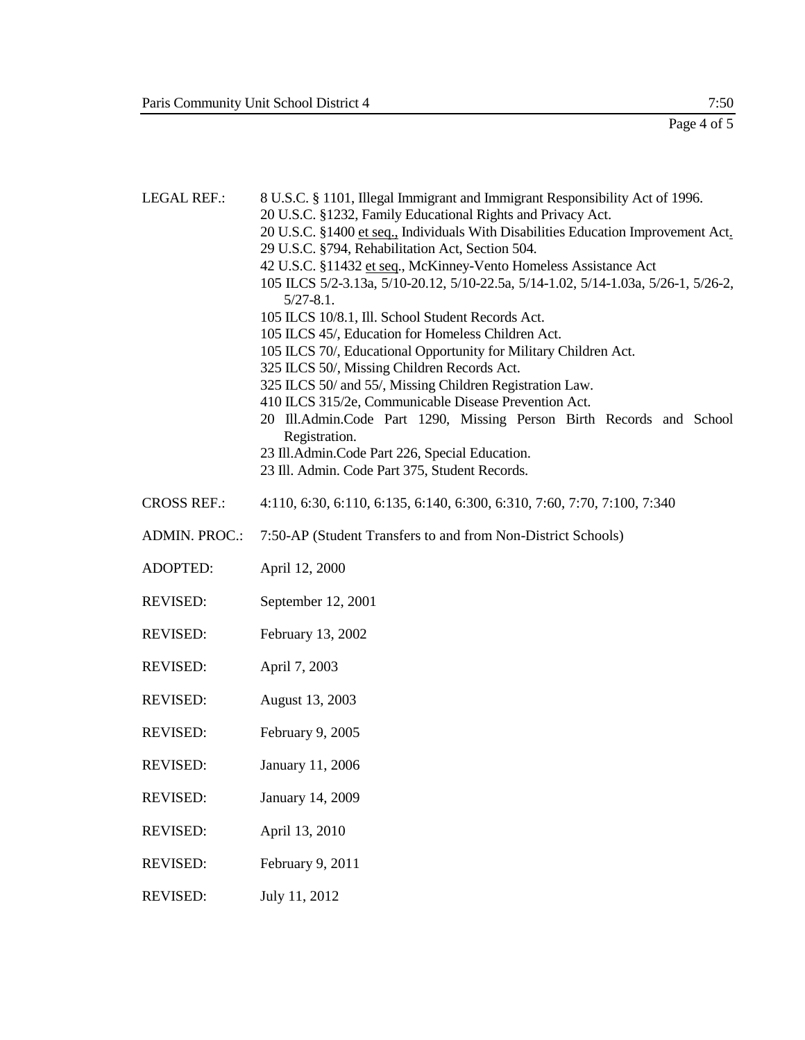LEGAL REF.: 8 U.S.C. § 1101, Illegal Immigrant and Immigrant Responsibility Act of 1996.
20 U.S.C. §1232, Family Educational Rights and Privacy Act.
20 U.S.C. §1400 et seq., Individuals With Disabilities Education Improvement Act.
29 U.S.C. §794, Rehabilitation Act, Section 504.
42 U.S.C. §11432 et seq., McKinney-Vento Homeless Assistance Act
105 ILCS 5/2-3.13a, 5/10-20.12, 5/10-22.5a, 5/14-1.02, 5/14-1.03a, 5/26-1, 5/26-2, 5/27-8.1.
105 ILCS 10/8.1, Ill. School Student Records Act.
105 ILCS 45/, Education for Homeless Children Act.
105 ILCS 70/, Educational Opportunity for Military Children Act.
325 ILCS 50/, Missing Children Records Act.
325 ILCS 50/ and 55/, Missing Children Registration Law.
410 ILCS 315/2e, Communicable Disease Prevention Act.
20 Ill.Admin.Code Part 1290, Missing Person Birth Records and School Registration.
23 Ill.Admin.Code Part 226, Special Education.
23 Ill. Admin. Code Part 375, Student Records.

CROSS REF.: 4:110, 6:30, 6:110, 6:135, 6:140, 6:300, 6:310, 7:60, 7:70, 7:100, 7:340

ADMIN. PROC.: 7:50-AP (Student Transfers to and from Non-District Schools)

ADOPTED: April 12, 2000

REVISED: September 12, 2001

REVISED: February 13, 2002

REVISED: April 7, 2003

REVISED: August 13, 2003

REVISED: February 9, 2005

REVISED: January 11, 2006

REVISED: January 14, 2009

REVISED: April 13, 2010

REVISED: February 9, 2011

REVISED: July 11, 2012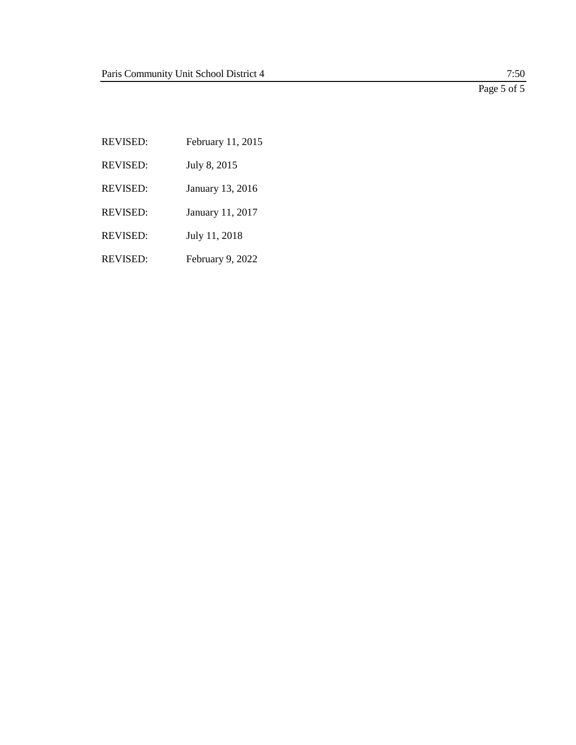REVISED: February 11, 2015

REVISED: July 8, 2015

REVISED: January 13, 2016

REVISED: January 11, 2017

REVISED: July 11, 2018

REVISED: February 9, 2022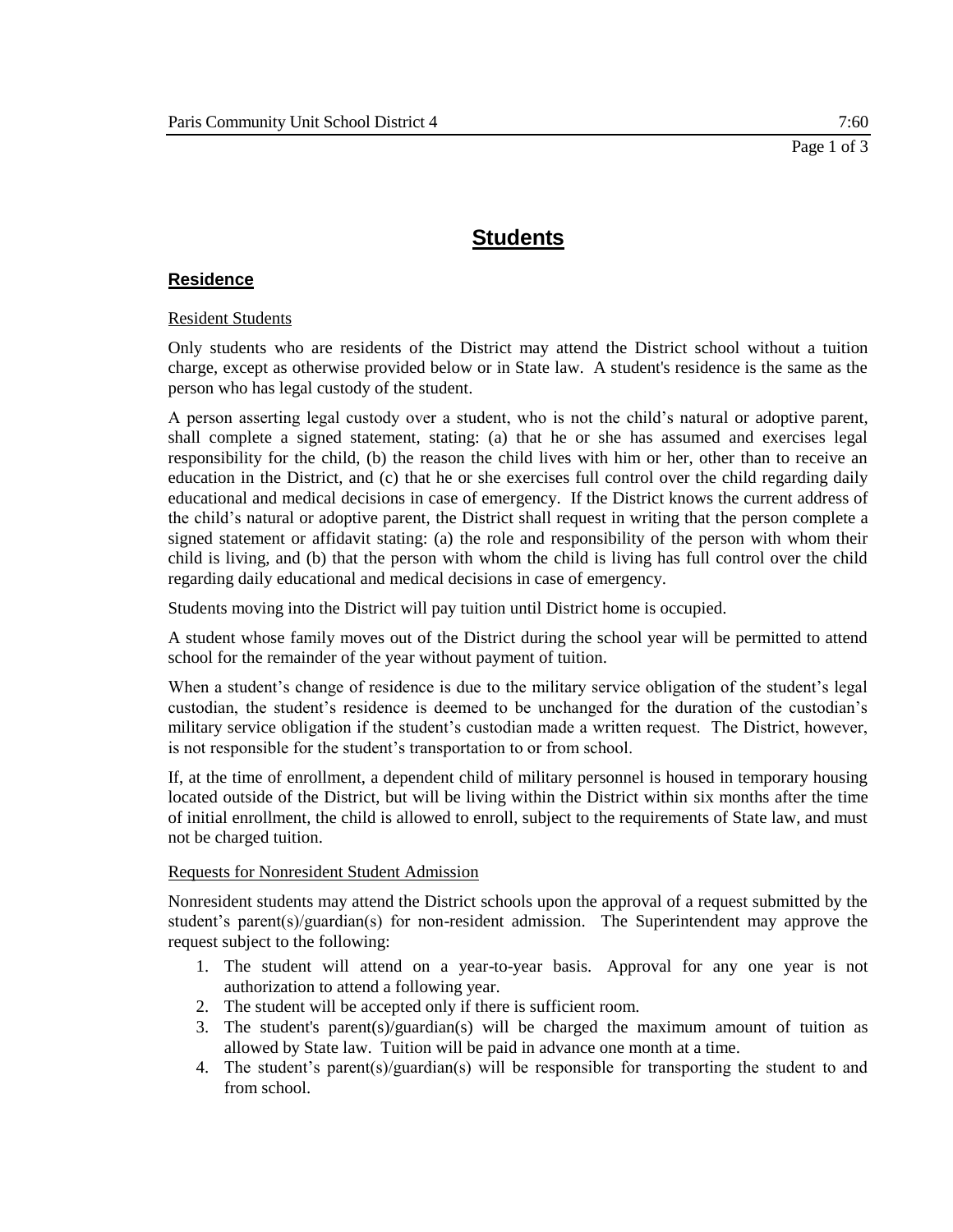# Students

## Residence

Resident Students

Only students who are residents of the District may attend the District school without a tuition charge, except as otherwise provided below or in State law. A student's residence is the same as the person who has legal custody of the student.

A person asserting legal custody over a student, who is not the child's natural or adoptive parent, shall complete a signed statement, stating: (a) that he or she has assumed and exercises legal responsibility for the child, (b) the reason the child lives with him or her, other than to receive an education in the District, and (c) that he or she exercises full control over the child regarding daily educational and medical decisions in case of emergency. If the District knows the current address of the child's natural or adoptive parent, the District shall request in writing that the person complete a signed statement or affidavit stating: (a) the role and responsibility of the person with whom their child is living, and (b) that the person with whom the child is living has full control over the child regarding daily educational and medical decisions in case of emergency.

Students moving into the District will pay tuition until District home is occupied.

A student whose family moves out of the District during the school year will be permitted to attend school for the remainder of the year without payment of tuition.

When a student's change of residence is due to the military service obligation of the student's legal custodian, the student's residence is deemed to be unchanged for the duration of the custodian's military service obligation if the student's custodian made a written request. The District, however, is not responsible for the student's transportation to or from school.

If, at the time of enrollment, a dependent child of military personnel is housed in temporary housing located outside of the District, but will be living within the District within six months after the time of initial enrollment, the child is allowed to enroll, subject to the requirements of State law, and must not be charged tuition.

Requests for Nonresident Student Admission

Nonresident students may attend the District schools upon the approval of a request submitted by the student's parent(s)/guardian(s) for non-resident admission. The Superintendent may approve the request subject to the following:

1. The student will attend on a year-to-year basis. Approval for any one year is not authorization to attend a following year.
2. The student will be accepted only if there is sufficient room.
3. The student's parent(s)/guardian(s) will be charged the maximum amount of tuition as allowed by State law. Tuition will be paid in advance one month at a time.
4. The student's parent(s)/guardian(s) will be responsible for transporting the student to and from school.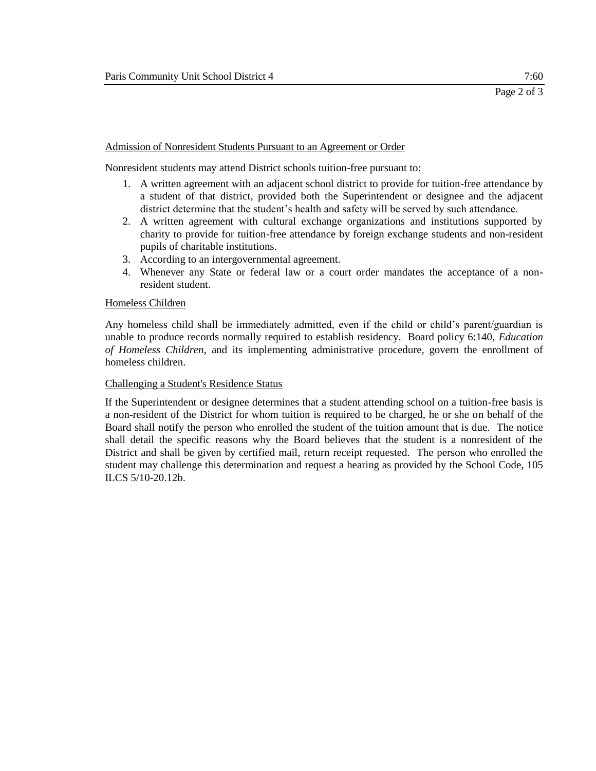Admission of Nonresident Students Pursuant to an Agreement or Order

Nonresident students may attend District schools tuition-free pursuant to:

1. A written agreement with an adjacent school district to provide for tuition-free attendance by a student of that district, provided both the Superintendent or designee and the adjacent district determine that the student's health and safety will be served by such attendance.
2. A written agreement with cultural exchange organizations and institutions supported by charity to provide for tuition-free attendance by foreign exchange students and non-resident pupils of charitable institutions.
3. According to an intergovernmental agreement.
4. Whenever any State or federal law or a court order mandates the acceptance of a non-resident student.

Homeless Children

Any homeless child shall be immediately admitted, even if the child or child's parent/guardian is unable to produce records normally required to establish residency. Board policy 6:140, *Education of Homeless Children,* and its implementing administrative procedure, govern the enrollment of homeless children.

Challenging a Student's Residence Status

If the Superintendent or designee determines that a student attending school on a tuition-free basis is a non-resident of the District for whom tuition is required to be charged, he or she on behalf of the Board shall notify the person who enrolled the student of the tuition amount that is due. The notice shall detail the specific reasons why the Board believes that the student is a nonresident of the District and shall be given by certified mail, return receipt requested. The person who enrolled the student may challenge this determination and request a hearing as provided by the School Code, 105 ILCS 5/10-20.12b.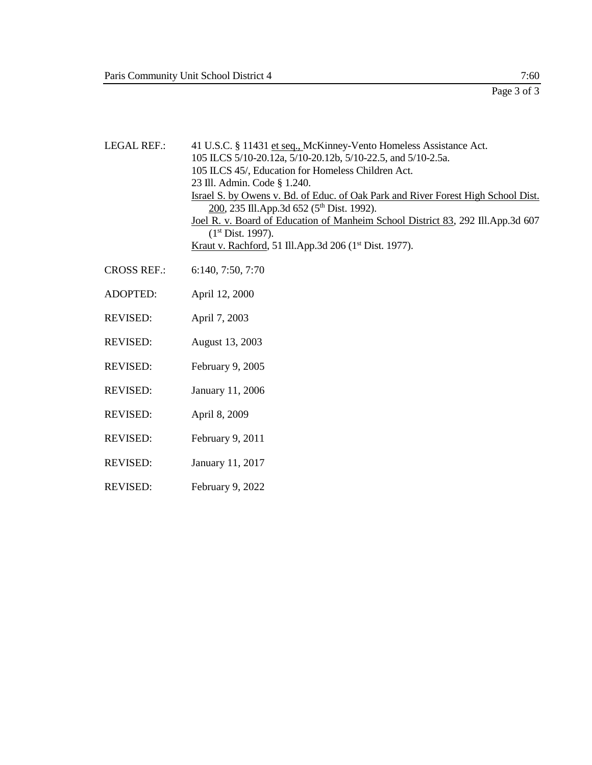LEGAL REF.: 41 U.S.C. § 11431 et seq., McKinney-Vento Homeless Assistance Act.
105 ILCS 5/10-20.12a, 5/10-20.12b, 5/10-22.5, and 5/10-2.5a.
105 ILCS 45/, Education for Homeless Children Act.
23 Ill. Admin. Code § 1.240.
Israel S. by Owens v. Bd. of Educ. of Oak Park and River Forest High School Dist. 200, 235 Ill.App.3d 652 (5th Dist. 1992).
Joel R. v. Board of Education of Manheim School District 83, 292 Ill.App.3d 607 (1st Dist. 1997).
Kraut v. Rachford, 51 Ill.App.3d 206 (1st Dist. 1977).

CROSS REF.: 6:140, 7:50, 7:70

ADOPTED: April 12, 2000

REVISED: April 7, 2003

REVISED: August 13, 2003

REVISED: February 9, 2005

REVISED: January 11, 2006

REVISED: April 8, 2009

REVISED: February 9, 2011

REVISED: January 11, 2017

REVISED: February 9, 2022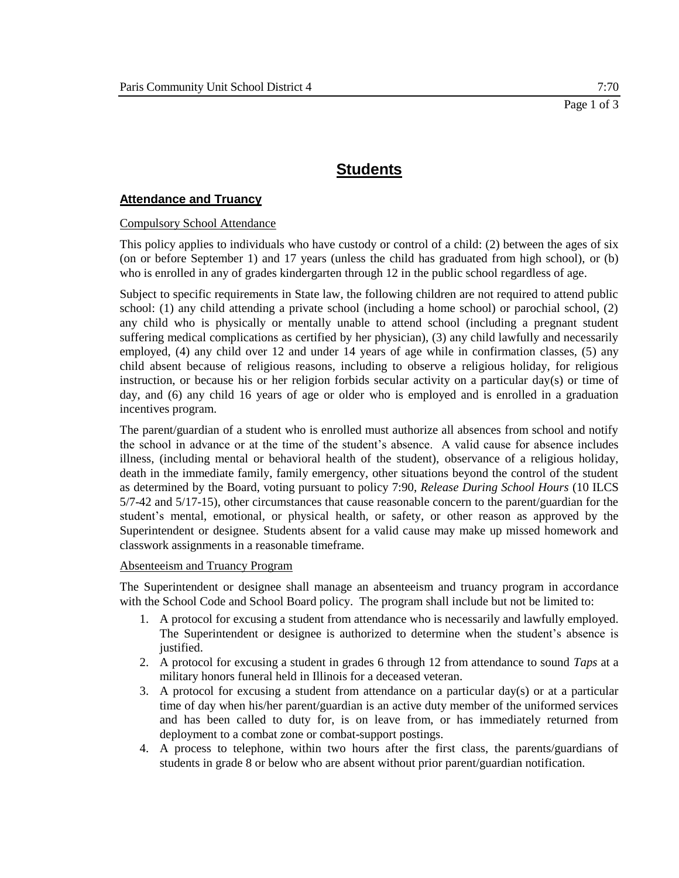# Students

## Attendance and Truancy

Compulsory School Attendance

This policy applies to individuals who have custody or control of a child: (2) between the ages of six (on or before September 1) and 17 years (unless the child has graduated from high school), or (b) who is enrolled in any of grades kindergarten through 12 in the public school regardless of age.

Subject to specific requirements in State law, the following children are not required to attend public school: (1) any child attending a private school (including a home school) or parochial school, (2) any child who is physically or mentally unable to attend school (including a pregnant student suffering medical complications as certified by her physician), (3) any child lawfully and necessarily employed, (4) any child over 12 and under 14 years of age while in confirmation classes, (5) any child absent because of religious reasons, including to observe a religious holiday, for religious instruction, or because his or her religion forbids secular activity on a particular day(s) or time of day, and (6) any child 16 years of age or older who is employed and is enrolled in a graduation incentives program.

The parent/guardian of a student who is enrolled must authorize all absences from school and notify the school in advance or at the time of the student's absence. A valid cause for absence includes illness, (including mental or behavioral health of the student), observance of a religious holiday, death in the immediate family, family emergency, other situations beyond the control of the student as determined by the Board, voting pursuant to policy 7:90, *Release During School Hours* (10 ILCS 5/7-42 and 5/17-15), other circumstances that cause reasonable concern to the parent/guardian for the student's mental, emotional, or physical health, or safety, or other reason as approved by the Superintendent or designee. Students absent for a valid cause may make up missed homework and classwork assignments in a reasonable timeframe.

Absenteeism and Truancy Program

The Superintendent or designee shall manage an absenteeism and truancy program in accordance with the School Code and School Board policy. The program shall include but not be limited to:

1. A protocol for excusing a student from attendance who is necessarily and lawfully employed. The Superintendent or designee is authorized to determine when the student's absence is justified.
2. A protocol for excusing a student in grades 6 through 12 from attendance to sound *Taps* at a military honors funeral held in Illinois for a deceased veteran.
3. A protocol for excusing a student from attendance on a particular day(s) or at a particular time of day when his/her parent/guardian is an active duty member of the uniformed services and has been called to duty for, is on leave from, or has immediately returned from deployment to a combat zone or combat-support postings.
4. A process to telephone, within two hours after the first class, the parents/guardians of students in grade 8 or below who are absent without prior parent/guardian notification.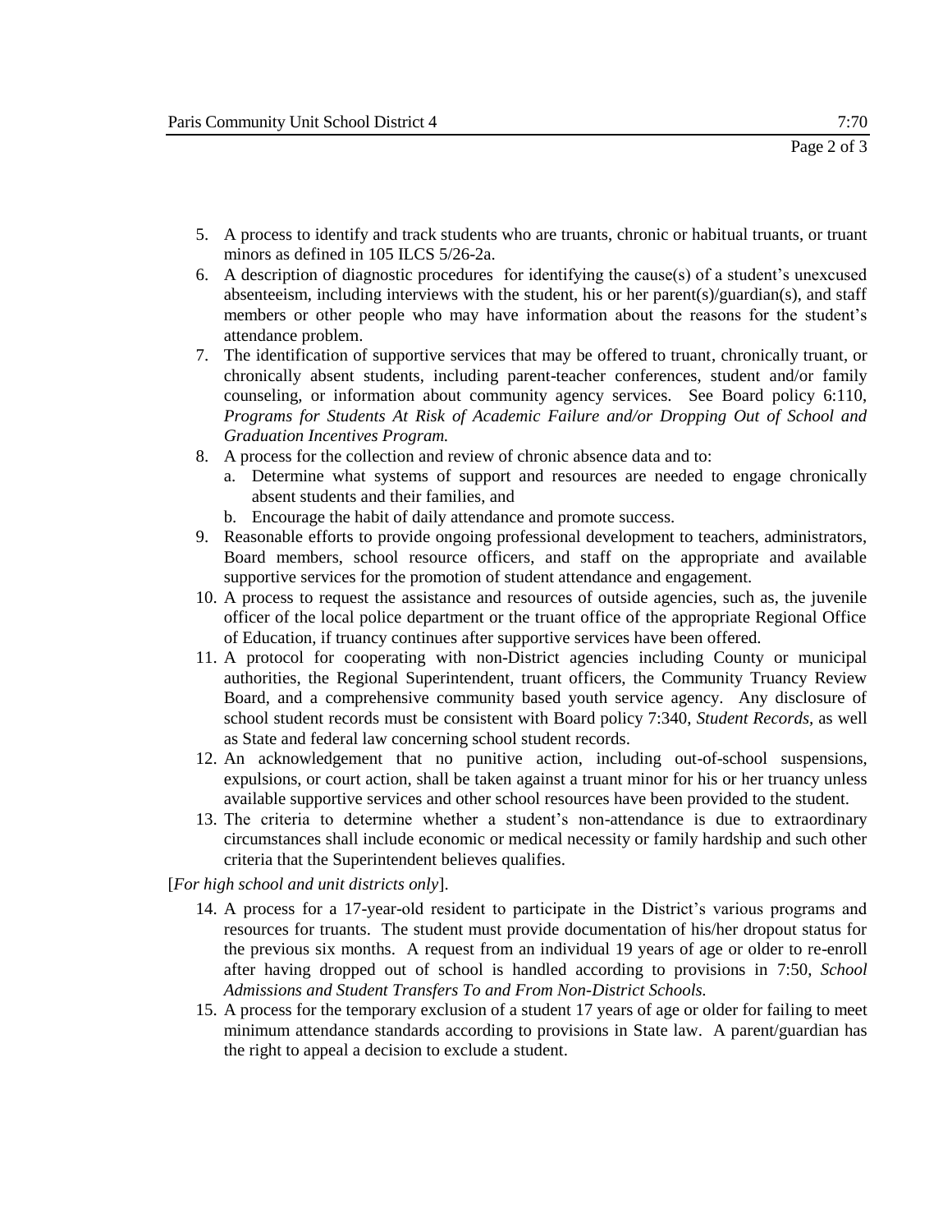5. A process to identify and track students who are truants, chronic or habitual truants, or truant minors as defined in 105 ILCS 5/26-2a.
6. A description of diagnostic procedures for identifying the cause(s) of a student's unexcused absenteeism, including interviews with the student, his or her parent(s)/guardian(s), and staff members or other people who may have information about the reasons for the student's attendance problem.
7. The identification of supportive services that may be offered to truant, chronically truant, or chronically absent students, including parent-teacher conferences, student and/or family counseling, or information about community agency services. See Board policy 6:110, *Programs for Students At Risk of Academic Failure and/or Dropping Out of School and Graduation Incentives Program.*
8. A process for the collection and review of chronic absence data and to:
   a. Determine what systems of support and resources are needed to engage chronically absent students and their families, and
   b. Encourage the habit of daily attendance and promote success.
9. Reasonable efforts to provide ongoing professional development to teachers, administrators, Board members, school resource officers, and staff on the appropriate and available supportive services for the promotion of student attendance and engagement.
10. A process to request the assistance and resources of outside agencies, such as, the juvenile officer of the local police department or the truant office of the appropriate Regional Office of Education, if truancy continues after supportive services have been offered.
11. A protocol for cooperating with non-District agencies including County or municipal authorities, the Regional Superintendent, truant officers, the Community Truancy Review Board, and a comprehensive community based youth service agency. Any disclosure of school student records must be consistent with Board policy 7:340, *Student Records*, as well as State and federal law concerning school student records.
12. An acknowledgement that no punitive action, including out-of-school suspensions, expulsions, or court action, shall be taken against a truant minor for his or her truancy unless available supportive services and other school resources have been provided to the student.
13. The criteria to determine whether a student's non-attendance is due to extraordinary circumstances shall include economic or medical necessity or family hardship and such other criteria that the Superintendent believes qualifies.

[*For high school and unit districts only*].

14. A process for a 17-year-old resident to participate in the District's various programs and resources for truants. The student must provide documentation of his/her dropout status for the previous six months. A request from an individual 19 years of age or older to re-enroll after having dropped out of school is handled according to provisions in 7:50, *School Admissions and Student Transfers To and From Non-District Schools.*
15. A process for the temporary exclusion of a student 17 years of age or older for failing to meet minimum attendance standards according to provisions in State law. A parent/guardian has the right to appeal a decision to exclude a student.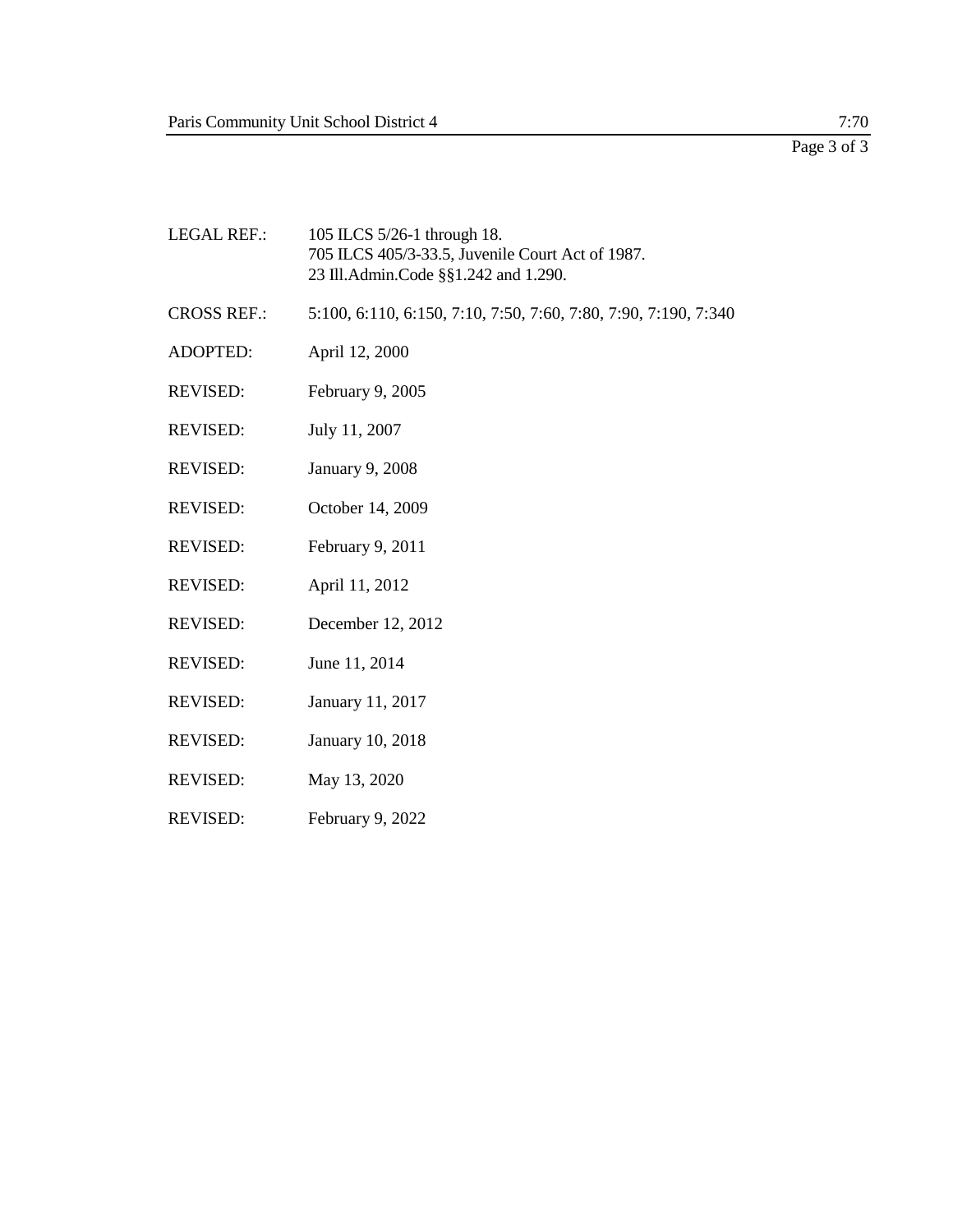LEGAL REF.: 105 ILCS 5/26-1 through 18.
705 ILCS 405/3-33.5, Juvenile Court Act of 1987.
23 Ill.Admin.Code §§1.242 and 1.290.

CROSS REF.: 5:100, 6:110, 6:150, 7:10, 7:50, 7:60, 7:80, 7:90, 7:190, 7:340

ADOPTED: April 12, 2000

REVISED: February 9, 2005

REVISED: July 11, 2007

REVISED: January 9, 2008

REVISED: October 14, 2009

REVISED: February 9, 2011

REVISED: April 11, 2012

REVISED: December 12, 2012

REVISED: June 11, 2014

REVISED: January 11, 2017

REVISED: January 10, 2018

REVISED: May 13, 2020

REVISED: February 9, 2022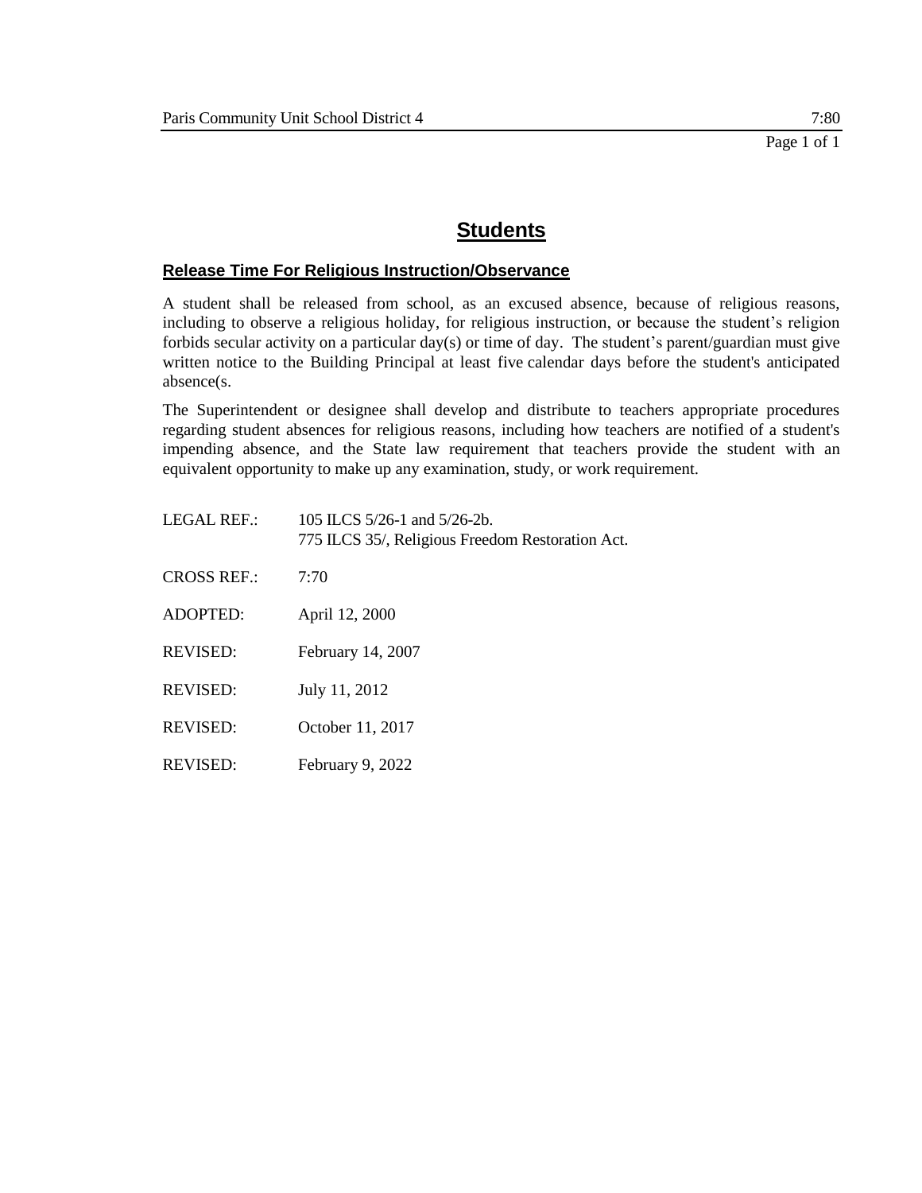# Students

## Release Time For Religious Instruction/Observance

A student shall be released from school, as an excused absence, because of religious reasons, including to observe a religious holiday, for religious instruction, or because the student's religion forbids secular activity on a particular day(s) or time of day. The student's parent/guardian must give written notice to the Building Principal at least five calendar days before the student's anticipated absence(s.

The Superintendent or designee shall develop and distribute to teachers appropriate procedures regarding student absences for religious reasons, including how teachers are notified of a student's impending absence, and the State law requirement that teachers provide the student with an equivalent opportunity to make up any examination, study, or work requirement.

LEGAL REF.: 105 ILCS 5/26-1 and 5/26-2b.
775 ILCS 35/, Religious Freedom Restoration Act.

CROSS REF.: 7:70

ADOPTED: April 12, 2000

REVISED: February 14, 2007

REVISED: July 11, 2012

REVISED: October 11, 2017

REVISED: February 9, 2022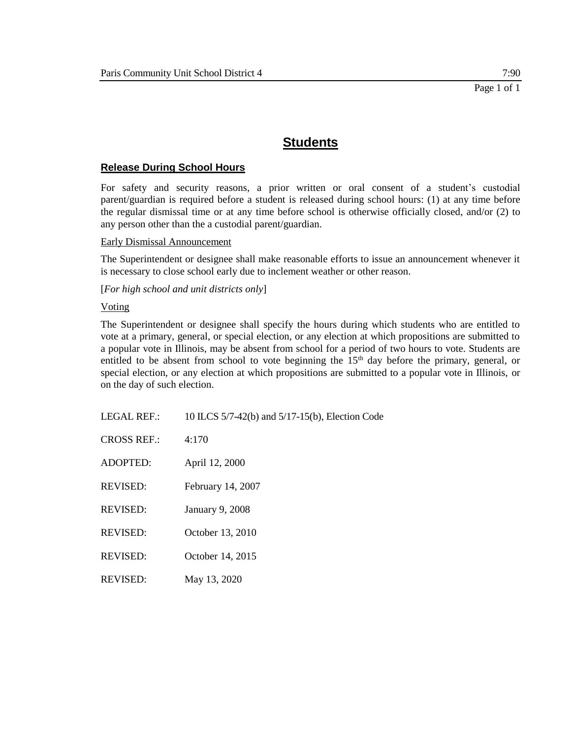# Students

## Release During School Hours

For safety and security reasons, a prior written or oral consent of a student's custodial parent/guardian is required before a student is released during school hours: (1) at any time before the regular dismissal time or at any time before school is otherwise officially closed, and/or (2) to any person other than the a custodial parent/guardian.

Early Dismissal Announcement

The Superintendent or designee shall make reasonable efforts to issue an announcement whenever it is necessary to close school early due to inclement weather or other reason.

[*For high school and unit districts only*]

Voting

The Superintendent or designee shall specify the hours during which students who are entitled to vote at a primary, general, or special election, or any election at which propositions are submitted to a popular vote in Illinois, may be absent from school for a period of two hours to vote. Students are entitled to be absent from school to vote beginning the 15th day before the primary, general, or special election, or any election at which propositions are submitted to a popular vote in Illinois, or on the day of such election.

LEGAL REF.: 10 ILCS 5/7-42(b) and 5/17-15(b), Election Code

CROSS REF.: 4:170

ADOPTED: April 12, 2000

REVISED: February 14, 2007

REVISED: January 9, 2008

REVISED: October 13, 2010

REVISED: October 14, 2015

REVISED: May 13, 2020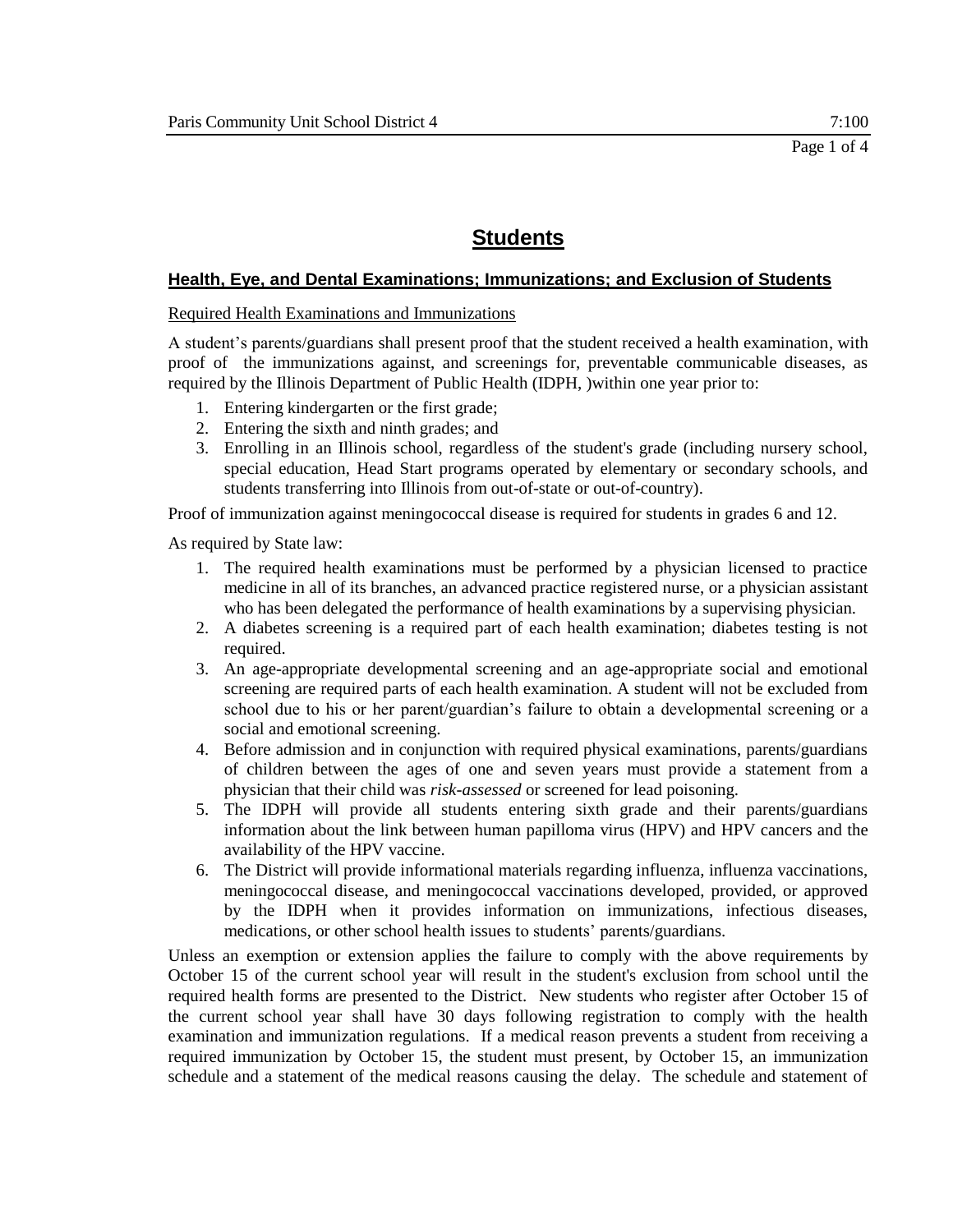# Students

## Health, Eye, and Dental Examinations; Immunizations; and Exclusion of Students

### Required Health Examinations and Immunizations

A student's parents/guardians shall present proof that the student received a health examination, with proof of the immunizations against, and screenings for, preventable communicable diseases, as required by the Illinois Department of Public Health (IDPH, )within one year prior to:

1. Entering kindergarten or the first grade;
2. Entering the sixth and ninth grades; and
3. Enrolling in an Illinois school, regardless of the student's grade (including nursery school, special education, Head Start programs operated by elementary or secondary schools, and students transferring into Illinois from out-of-state or out-of-country).

Proof of immunization against meningococcal disease is required for students in grades 6 and 12.

As required by State law:

1. The required health examinations must be performed by a physician licensed to practice medicine in all of its branches, an advanced practice registered nurse, or a physician assistant who has been delegated the performance of health examinations by a supervising physician.
2. A diabetes screening is a required part of each health examination; diabetes testing is not required.
3. An age-appropriate developmental screening and an age-appropriate social and emotional screening are required parts of each health examination. A student will not be excluded from school due to his or her parent/guardian's failure to obtain a developmental screening or a social and emotional screening.
4. Before admission and in conjunction with required physical examinations, parents/guardians of children between the ages of one and seven years must provide a statement from a physician that their child was *risk-assessed* or screened for lead poisoning.
5. The IDPH will provide all students entering sixth grade and their parents/guardians information about the link between human papilloma virus (HPV) and HPV cancers and the availability of the HPV vaccine.
6. The District will provide informational materials regarding influenza, influenza vaccinations, meningococcal disease, and meningococcal vaccinations developed, provided, or approved by the IDPH when it provides information on immunizations, infectious diseases, medications, or other school health issues to students' parents/guardians.

Unless an exemption or extension applies the failure to comply with the above requirements by October 15 of the current school year will result in the student's exclusion from school until the required health forms are presented to the District. New students who register after October 15 of the current school year shall have 30 days following registration to comply with the health examination and immunization regulations. If a medical reason prevents a student from receiving a required immunization by October 15, the student must present, by October 15, an immunization schedule and a statement of the medical reasons causing the delay. The schedule and statement of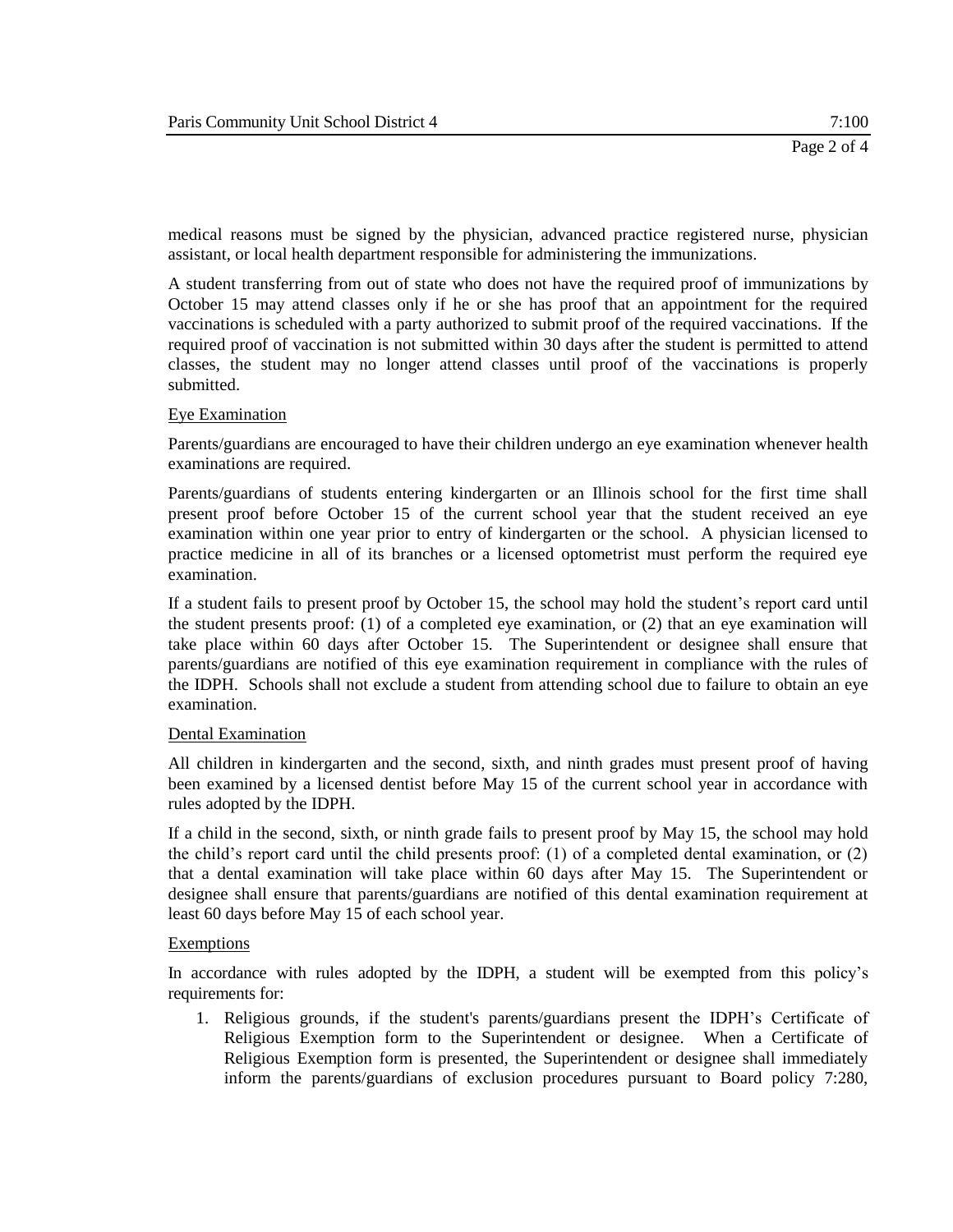medical reasons must be signed by the physician, advanced practice registered nurse, physician assistant, or local health department responsible for administering the immunizations.

A student transferring from out of state who does not have the required proof of immunizations by October 15 may attend classes only if he or she has proof that an appointment for the required vaccinations is scheduled with a party authorized to submit proof of the required vaccinations. If the required proof of vaccination is not submitted within 30 days after the student is permitted to attend classes, the student may no longer attend classes until proof of the vaccinations is properly submitted.

Eye Examination

Parents/guardians are encouraged to have their children undergo an eye examination whenever health examinations are required.

Parents/guardians of students entering kindergarten or an Illinois school for the first time shall present proof before October 15 of the current school year that the student received an eye examination within one year prior to entry of kindergarten or the school. A physician licensed to practice medicine in all of its branches or a licensed optometrist must perform the required eye examination.

If a student fails to present proof by October 15, the school may hold the student's report card until the student presents proof: (1) of a completed eye examination, or (2) that an eye examination will take place within 60 days after October 15. The Superintendent or designee shall ensure that parents/guardians are notified of this eye examination requirement in compliance with the rules of the IDPH. Schools shall not exclude a student from attending school due to failure to obtain an eye examination.

Dental Examination

All children in kindergarten and the second, sixth, and ninth grades must present proof of having been examined by a licensed dentist before May 15 of the current school year in accordance with rules adopted by the IDPH.

If a child in the second, sixth, or ninth grade fails to present proof by May 15, the school may hold the child's report card until the child presents proof: (1) of a completed dental examination, or (2) that a dental examination will take place within 60 days after May 15. The Superintendent or designee shall ensure that parents/guardians are notified of this dental examination requirement at least 60 days before May 15 of each school year.

Exemptions

In accordance with rules adopted by the IDPH, a student will be exempted from this policy's requirements for:

1. Religious grounds, if the student's parents/guardians present the IDPH's Certificate of Religious Exemption form to the Superintendent or designee. When a Certificate of Religious Exemption form is presented, the Superintendent or designee shall immediately inform the parents/guardians of exclusion procedures pursuant to Board policy 7:280,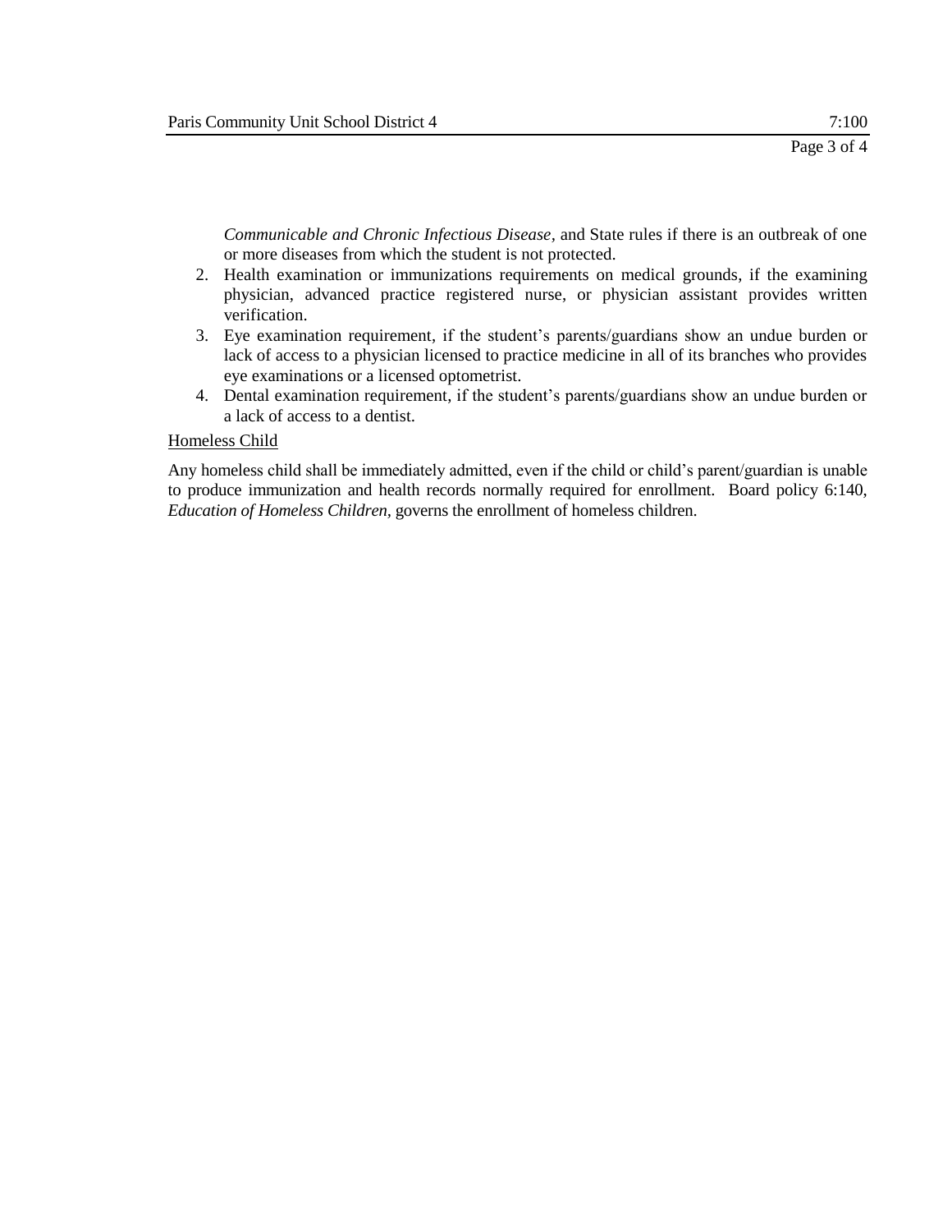*Communicable and Chronic Infectious Disease*, and State rules if there is an outbreak of one or more diseases from which the student is not protected.

2. Health examination or immunizations requirements on medical grounds, if the examining physician, advanced practice registered nurse, or physician assistant provides written verification.
3. Eye examination requirement, if the student's parents/guardians show an undue burden or lack of access to a physician licensed to practice medicine in all of its branches who provides eye examinations or a licensed optometrist.
4. Dental examination requirement, if the student's parents/guardians show an undue burden or a lack of access to a dentist.

Homeless Child

Any homeless child shall be immediately admitted, even if the child or child's parent/guardian is unable to produce immunization and health records normally required for enrollment. Board policy 6:140, *Education of Homeless Children*, governs the enrollment of homeless children.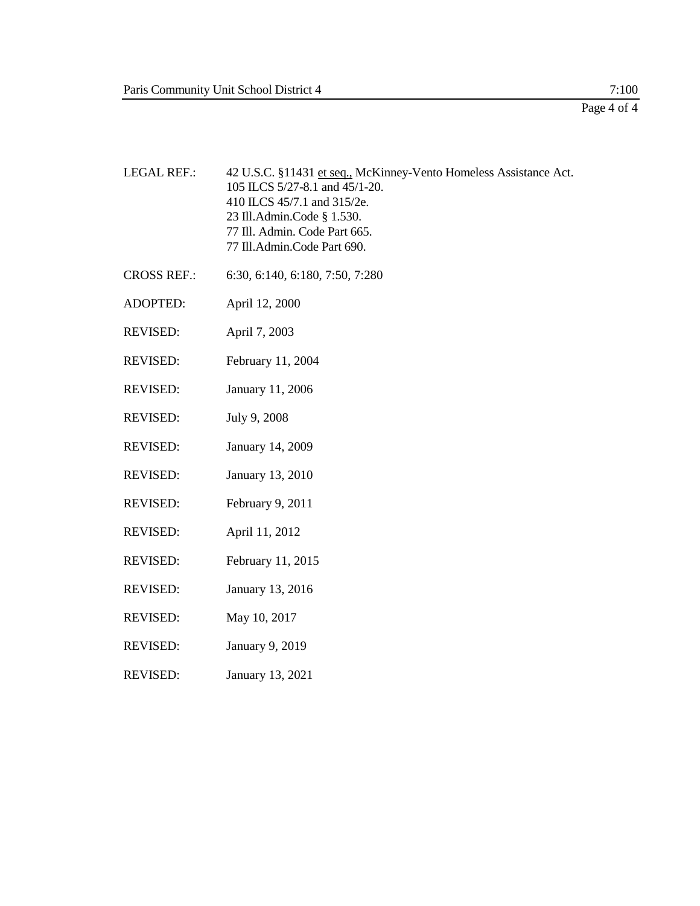LEGAL REF.: 42 U.S.C. §11431 et seq., McKinney-Vento Homeless Assistance Act.
105 ILCS 5/27-8.1 and 45/1-20.
410 ILCS 45/7.1 and 315/2e.
23 Ill.Admin.Code § 1.530.
77 Ill. Admin. Code Part 665.
77 Ill.Admin.Code Part 690.

CROSS REF.: 6:30, 6:140, 6:180, 7:50, 7:280

ADOPTED: April 12, 2000

REVISED: April 7, 2003

REVISED: February 11, 2004

REVISED: January 11, 2006

REVISED: July 9, 2008

REVISED: January 14, 2009

REVISED: January 13, 2010

REVISED: February 9, 2011

REVISED: April 11, 2012

REVISED: February 11, 2015

REVISED: January 13, 2016

REVISED: May 10, 2017

REVISED: January 9, 2019

REVISED: January 13, 2021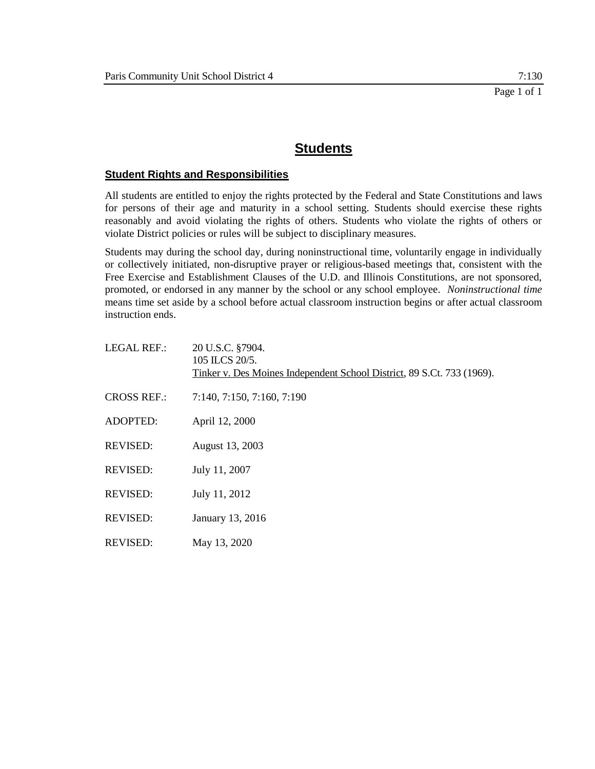# Students

## Student Rights and Responsibilities

All students are entitled to enjoy the rights protected by the Federal and State Constitutions and laws for persons of their age and maturity in a school setting. Students should exercise these rights reasonably and avoid violating the rights of others. Students who violate the rights of others or violate District policies or rules will be subject to disciplinary measures.

Students may during the school day, during noninstructional time, voluntarily engage in individually or collectively initiated, non-disruptive prayer or religious-based meetings that, consistent with the Free Exercise and Establishment Clauses of the U.D. and Illinois Constitutions, are not sponsored, promoted, or endorsed in any manner by the school or any school employee. *Noninstructional time* means time set aside by a school before actual classroom instruction begins or after actual classroom instruction ends.

LEGAL REF.: 20 U.S.C. §7904.
105 ILCS 20/5.
Tinker v. Des Moines Independent School District, 89 S.Ct. 733 (1969).

CROSS REF.: 7:140, 7:150, 7:160, 7:190

ADOPTED: April 12, 2000

REVISED: August 13, 2003

REVISED: July 11, 2007

REVISED: July 11, 2012

REVISED: January 13, 2016

REVISED: May 13, 2020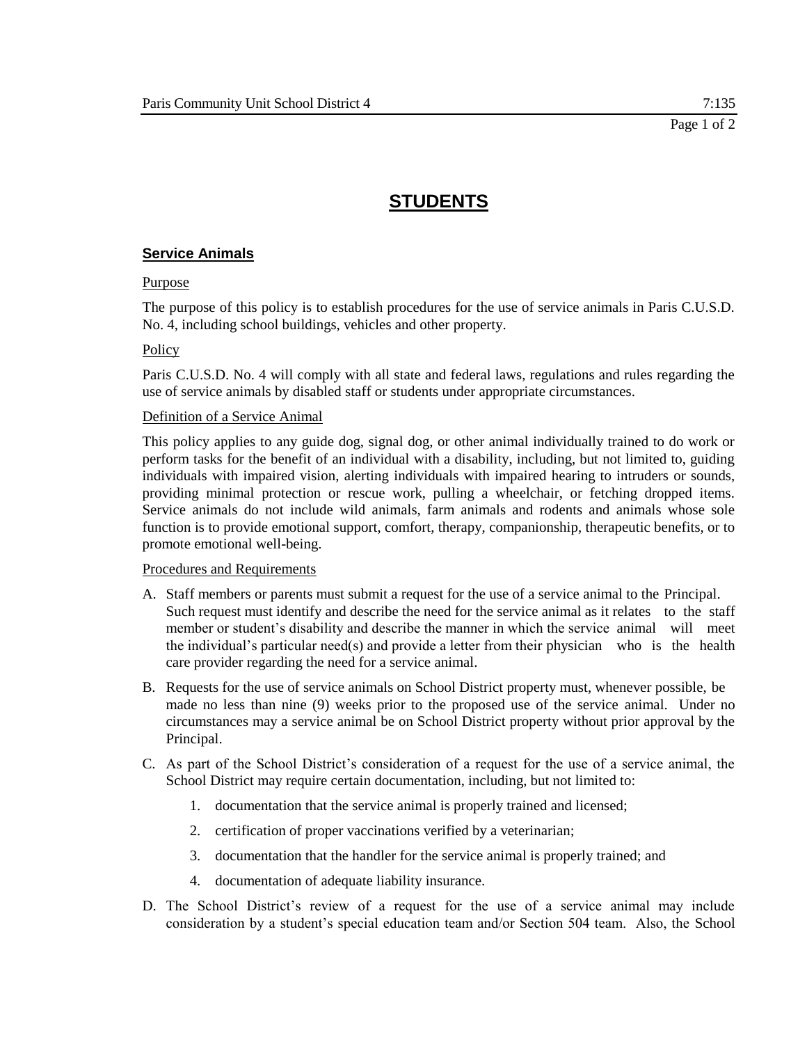# STUDENTS

## Service Animals

Purpose

The purpose of this policy is to establish procedures for the use of service animals in Paris C.U.S.D. No. 4, including school buildings, vehicles and other property.

Policy

Paris C.U.S.D. No. 4 will comply with all state and federal laws, regulations and rules regarding the use of service animals by disabled staff or students under appropriate circumstances.

Definition of a Service Animal

This policy applies to any guide dog, signal dog, or other animal individually trained to do work or perform tasks for the benefit of an individual with a disability, including, but not limited to, guiding individuals with impaired vision, alerting individuals with impaired hearing to intruders or sounds, providing minimal protection or rescue work, pulling a wheelchair, or fetching dropped items. Service animals do not include wild animals, farm animals and rodents and animals whose sole function is to provide emotional support, comfort, therapy, companionship, therapeutic benefits, or to promote emotional well-being.

Procedures and Requirements

A. Staff members or parents must submit a request for the use of a service animal to the Principal. Such request must identify and describe the need for the service animal as it relates to the staff member or student's disability and describe the manner in which the service animal will meet the individual's particular need(s) and provide a letter from their physician who is the health care provider regarding the need for a service animal.

B. Requests for the use of service animals on School District property must, whenever possible, be made no less than nine (9) weeks prior to the proposed use of the service animal. Under no circumstances may a service animal be on School District property without prior approval by the Principal.

C. As part of the School District's consideration of a request for the use of a service animal, the School District may require certain documentation, including, but not limited to:

   1. documentation that the service animal is properly trained and licensed;
   2. certification of proper vaccinations verified by a veterinarian;
   3. documentation that the handler for the service animal is properly trained; and
   4. documentation of adequate liability insurance.

D. The School District's review of a request for the use of a service animal may include consideration by a student's special education team and/or Section 504 team. Also, the School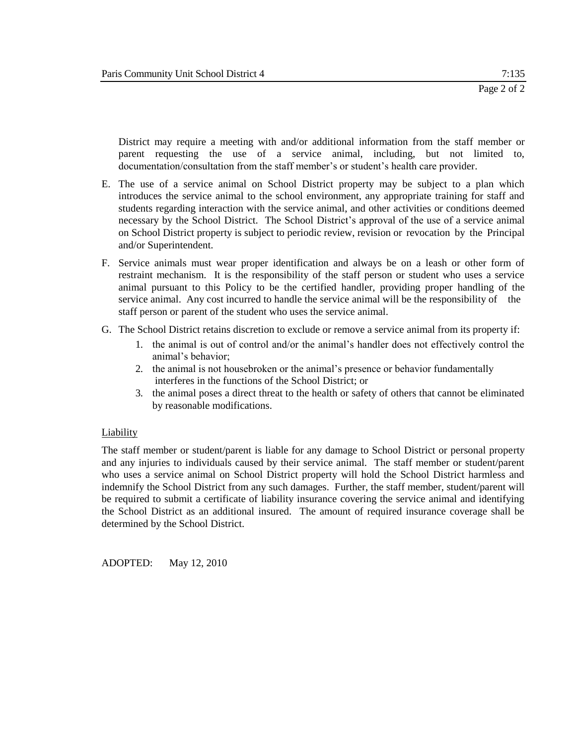District may require a meeting with and/or additional information from the staff member or parent requesting the use of a service animal, including, but not limited to, documentation/consultation from the staff member's or student's health care provider.

E. The use of a service animal on School District property may be subject to a plan which introduces the service animal to the school environment, any appropriate training for staff and students regarding interaction with the service animal, and other activities or conditions deemed necessary by the School District. The School District's approval of the use of a service animal on School District property is subject to periodic review, revision or revocation by the Principal and/or Superintendent.

F. Service animals must wear proper identification and always be on a leash or other form of restraint mechanism. It is the responsibility of the staff person or student who uses a service animal pursuant to this Policy to be the certified handler, providing proper handling of the service animal. Any cost incurred to handle the service animal will be the responsibility of the staff person or parent of the student who uses the service animal.

G. The School District retains discretion to exclude or remove a service animal from its property if:
   1. the animal is out of control and/or the animal's handler does not effectively control the animal's behavior;
   2. the animal is not housebroken or the animal's presence or behavior fundamentally interferes in the functions of the School District; or
   3. the animal poses a direct threat to the health or safety of others that cannot be eliminated by reasonable modifications.

Liability

The staff member or student/parent is liable for any damage to School District or personal property and any injuries to individuals caused by their service animal. The staff member or student/parent who uses a service animal on School District property will hold the School District harmless and indemnify the School District from any such damages. Further, the staff member, student/parent will be required to submit a certificate of liability insurance covering the service animal and identifying the School District as an additional insured. The amount of required insurance coverage shall be determined by the School District.

ADOPTED: May 12, 2010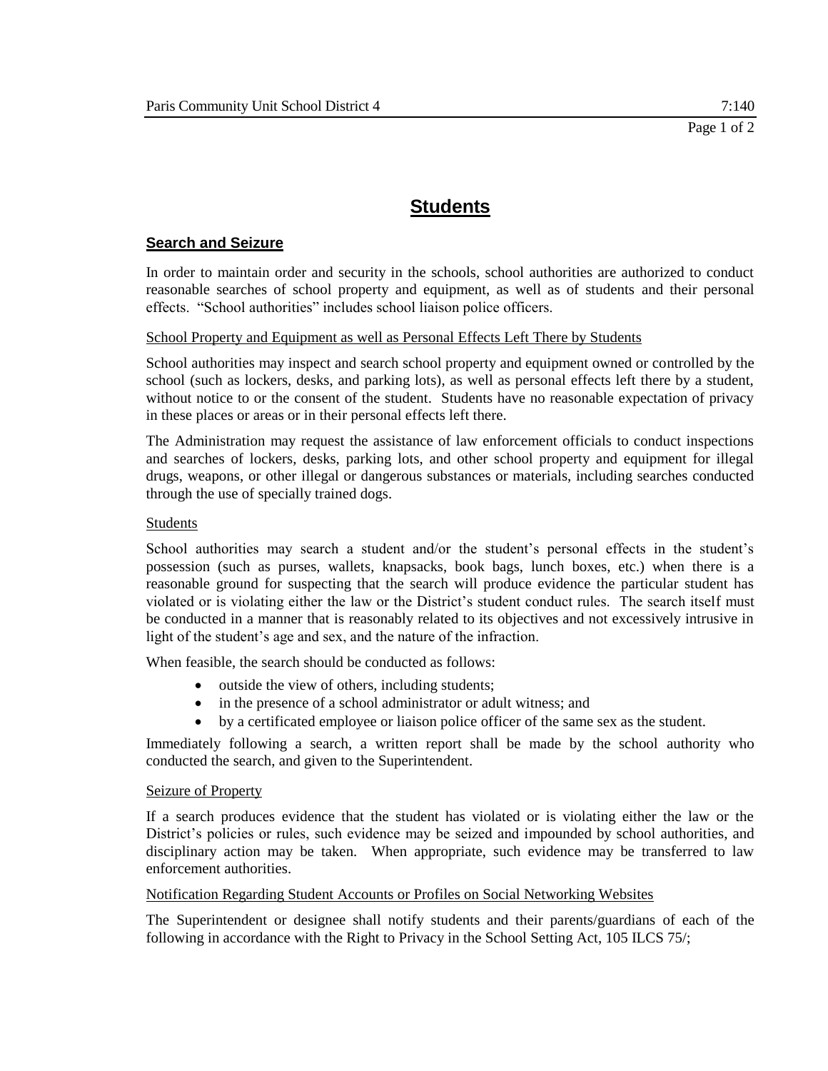# Students

## Search and Seizure

In order to maintain order and security in the schools, school authorities are authorized to conduct reasonable searches of school property and equipment, as well as of students and their personal effects. "School authorities" includes school liaison police officers.

### School Property and Equipment as well as Personal Effects Left There by Students

School authorities may inspect and search school property and equipment owned or controlled by the school (such as lockers, desks, and parking lots), as well as personal effects left there by a student, without notice to or the consent of the student. Students have no reasonable expectation of privacy in these places or areas or in their personal effects left there.

The Administration may request the assistance of law enforcement officials to conduct inspections and searches of lockers, desks, parking lots, and other school property and equipment for illegal drugs, weapons, or other illegal or dangerous substances or materials, including searches conducted through the use of specially trained dogs.

### Students

School authorities may search a student and/or the student's personal effects in the student's possession (such as purses, wallets, knapsacks, book bags, lunch boxes, etc.) when there is a reasonable ground for suspecting that the search will produce evidence the particular student has violated or is violating either the law or the District's student conduct rules. The search itself must be conducted in a manner that is reasonably related to its objectives and not excessively intrusive in light of the student's age and sex, and the nature of the infraction.

When feasible, the search should be conducted as follows:

- outside the view of others, including students;
- in the presence of a school administrator or adult witness; and
- by a certificated employee or liaison police officer of the same sex as the student.

Immediately following a search, a written report shall be made by the school authority who conducted the search, and given to the Superintendent.

### Seizure of Property

If a search produces evidence that the student has violated or is violating either the law or the District's policies or rules, such evidence may be seized and impounded by school authorities, and disciplinary action may be taken. When appropriate, such evidence may be transferred to law enforcement authorities.

### Notification Regarding Student Accounts or Profiles on Social Networking Websites

The Superintendent or designee shall notify students and their parents/guardians of each of the following in accordance with the Right to Privacy in the School Setting Act, 105 ILCS 75/;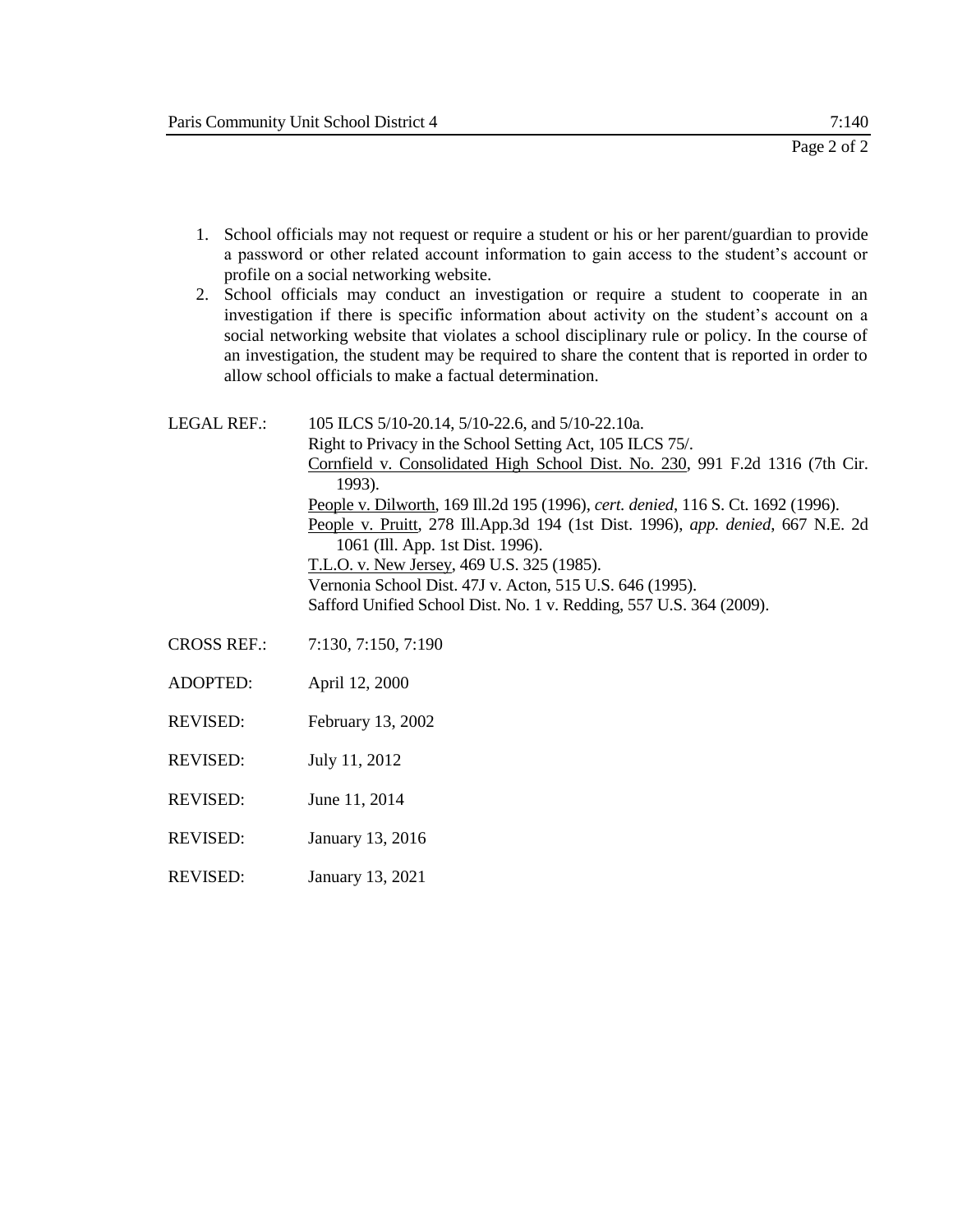1. School officials may not request or require a student or his or her parent/guardian to provide a password or other related account information to gain access to the student's account or profile on a social networking website.
2. School officials may conduct an investigation or require a student to cooperate in an investigation if there is specific information about activity on the student's account on a social networking website that violates a school disciplinary rule or policy. In the course of an investigation, the student may be required to share the content that is reported in order to allow school officials to make a factual determination.

LEGAL REF.: 105 ILCS 5/10-20.14, 5/10-22.6, and 5/10-22.10a.
Right to Privacy in the School Setting Act, 105 ILCS 75/.
Cornfield v. Consolidated High School Dist. No. 230, 991 F.2d 1316 (7th Cir. 1993).
People v. Dilworth, 169 Ill.2d 195 (1996), *cert. denied*, 116 S. Ct. 1692 (1996).
People v. Pruitt, 278 Ill.App.3d 194 (1st Dist. 1996), *app. denied*, 667 N.E. 2d 1061 (Ill. App. 1st Dist. 1996).
T.L.O. v. New Jersey, 469 U.S. 325 (1985).
Vernonia School Dist. 47J v. Acton, 515 U.S. 646 (1995).
Safford Unified School Dist. No. 1 v. Redding, 557 U.S. 364 (2009).

CROSS REF.: 7:130, 7:150, 7:190

ADOPTED: April 12, 2000

REVISED: February 13, 2002

REVISED: July 11, 2012

REVISED: June 11, 2014

REVISED: January 13, 2016

REVISED: January 13, 2021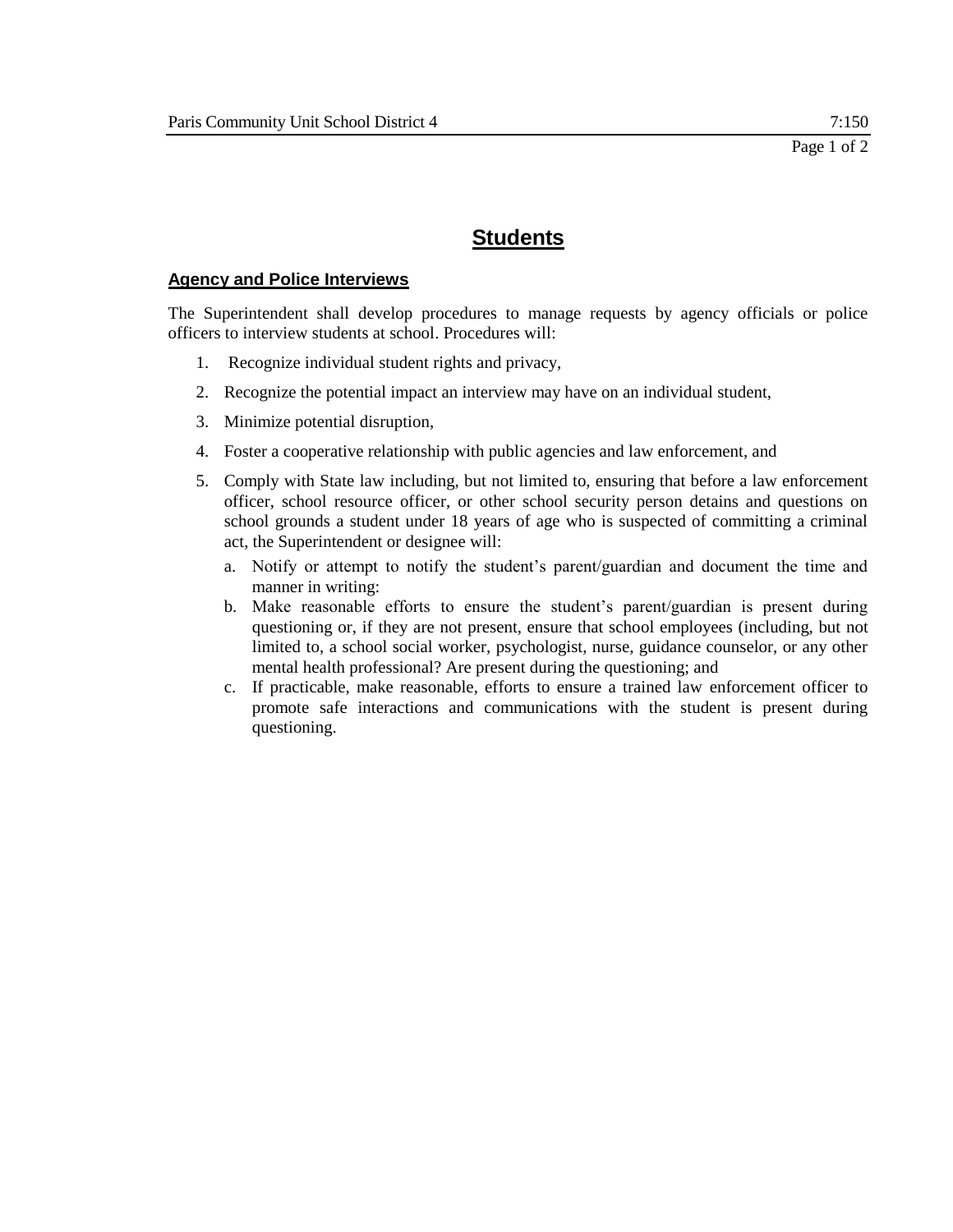# Students

## Agency and Police Interviews

The Superintendent shall develop procedures to manage requests by agency officials or police officers to interview students at school. Procedures will:

1. Recognize individual student rights and privacy,
2. Recognize the potential impact an interview may have on an individual student,
3. Minimize potential disruption,
4. Foster a cooperative relationship with public agencies and law enforcement, and
5. Comply with State law including, but not limited to, ensuring that before a law enforcement officer, school resource officer, or other school security person detains and questions on school grounds a student under 18 years of age who is suspected of committing a criminal act, the Superintendent or designee will:
   a. Notify or attempt to notify the student's parent/guardian and document the time and manner in writing:
   b. Make reasonable efforts to ensure the student's parent/guardian is present during questioning or, if they are not present, ensure that school employees (including, but not limited to, a school social worker, psychologist, nurse, guidance counselor, or any other mental health professional? Are present during the questioning; and
   c. If practicable, make reasonable, efforts to ensure a trained law enforcement officer to promote safe interactions and communications with the student is present during questioning.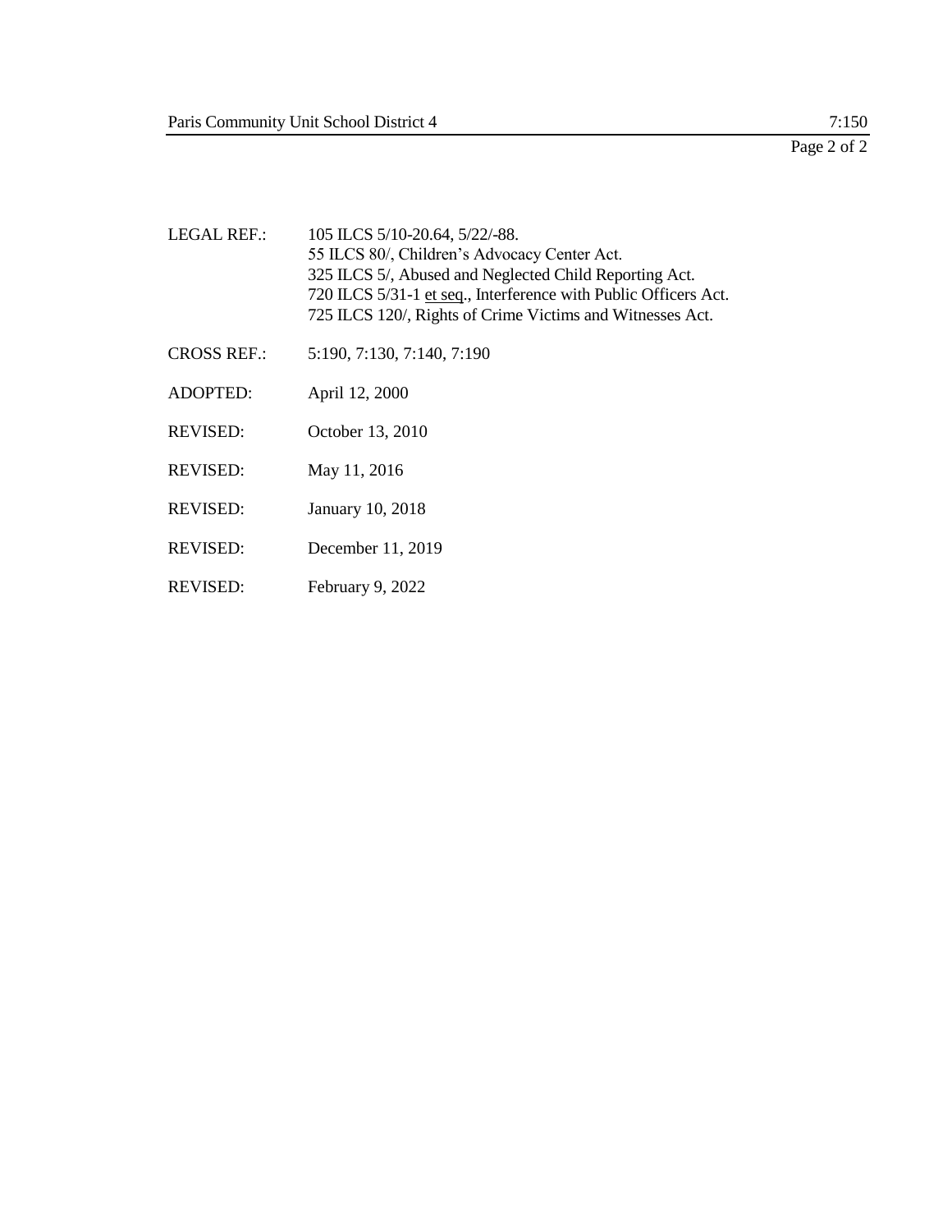LEGAL REF.: 105 ILCS 5/10-20.64, 5/22/-88.
55 ILCS 80/, Children's Advocacy Center Act.
325 ILCS 5/, Abused and Neglected Child Reporting Act.
720 ILCS 5/31-1 et seq., Interference with Public Officers Act.
725 ILCS 120/, Rights of Crime Victims and Witnesses Act.

CROSS REF.: 5:190, 7:130, 7:140, 7:190

ADOPTED: April 12, 2000

REVISED: October 13, 2010

REVISED: May 11, 2016

REVISED: January 10, 2018

REVISED: December 11, 2019

REVISED: February 9, 2022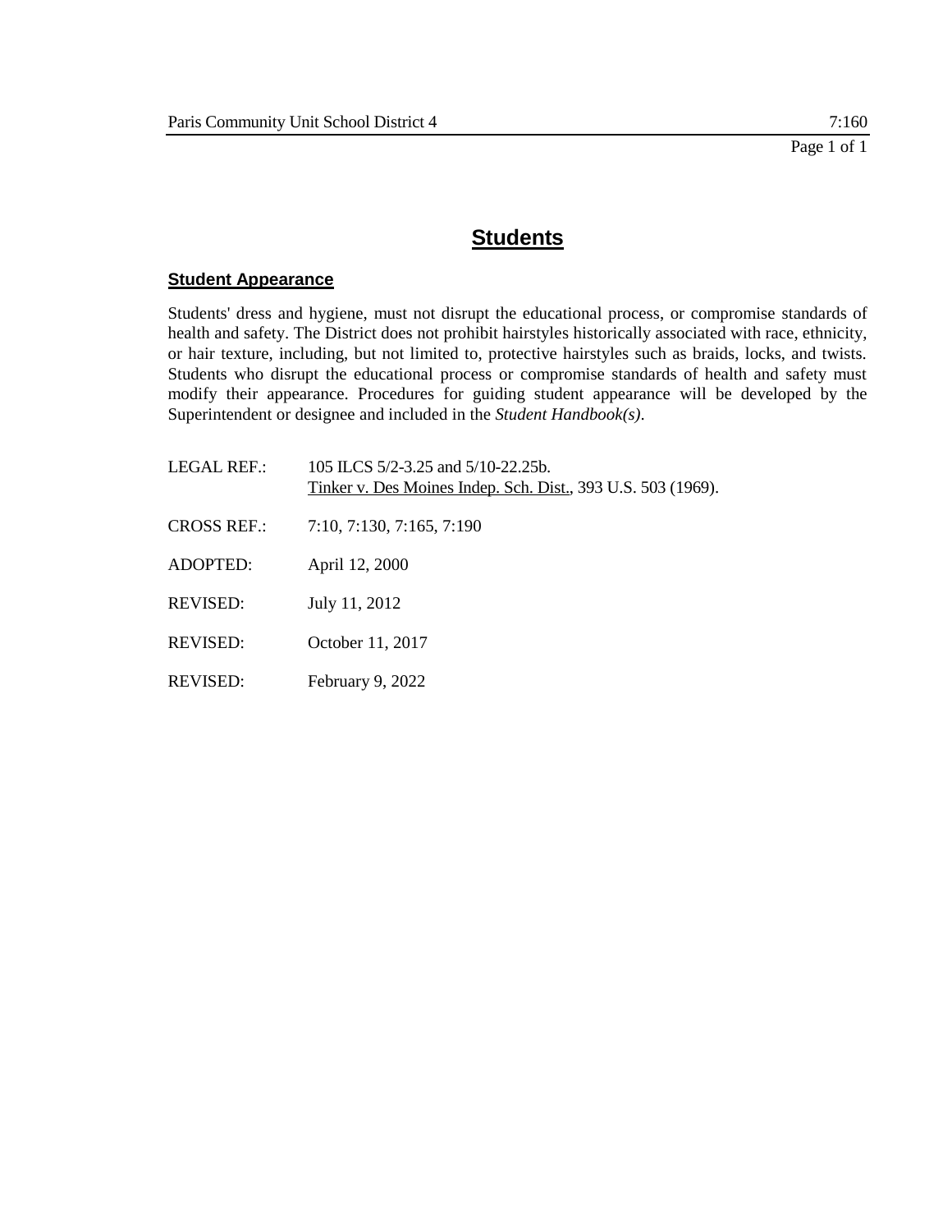# Students

## Student Appearance

Students' dress and hygiene, must not disrupt the educational process, or compromise standards of health and safety. The District does not prohibit hairstyles historically associated with race, ethnicity, or hair texture, including, but not limited to, protective hairstyles such as braids, locks, and twists. Students who disrupt the educational process or compromise standards of health and safety must modify their appearance. Procedures for guiding student appearance will be developed by the Superintendent or designee and included in the *Student Handbook(s)*.

LEGAL REF.: 105 ILCS 5/2-3.25 and 5/10-22.25b.
Tinker v. Des Moines Indep. Sch. Dist., 393 U.S. 503 (1969).

CROSS REF.: 7:10, 7:130, 7:165, 7:190

ADOPTED: April 12, 2000

REVISED: July 11, 2012

REVISED: October 11, 2017

REVISED: February 9, 2022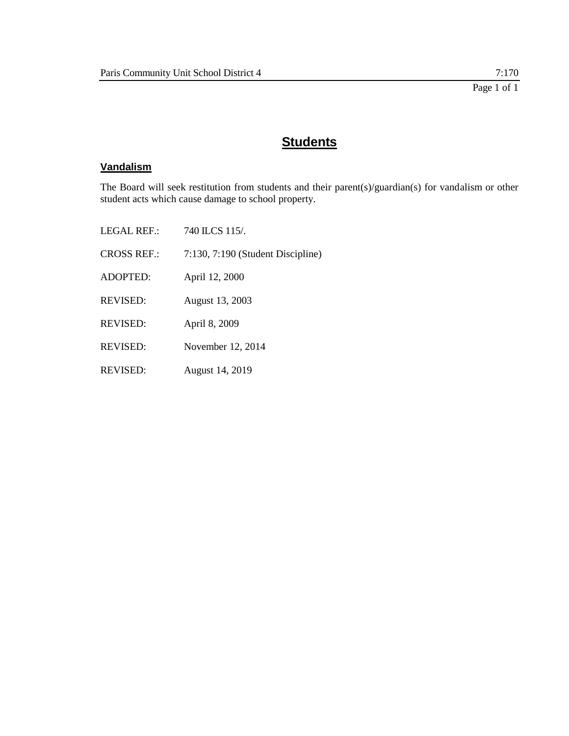# Students

## Vandalism

The Board will seek restitution from students and their parent(s)/guardian(s) for vandalism or other student acts which cause damage to school property.

LEGAL REF.: 740 ILCS 115/.

CROSS REF.: 7:130, 7:190 (Student Discipline)

ADOPTED: April 12, 2000

REVISED: August 13, 2003

REVISED: April 8, 2009

REVISED: November 12, 2014

REVISED: August 14, 2019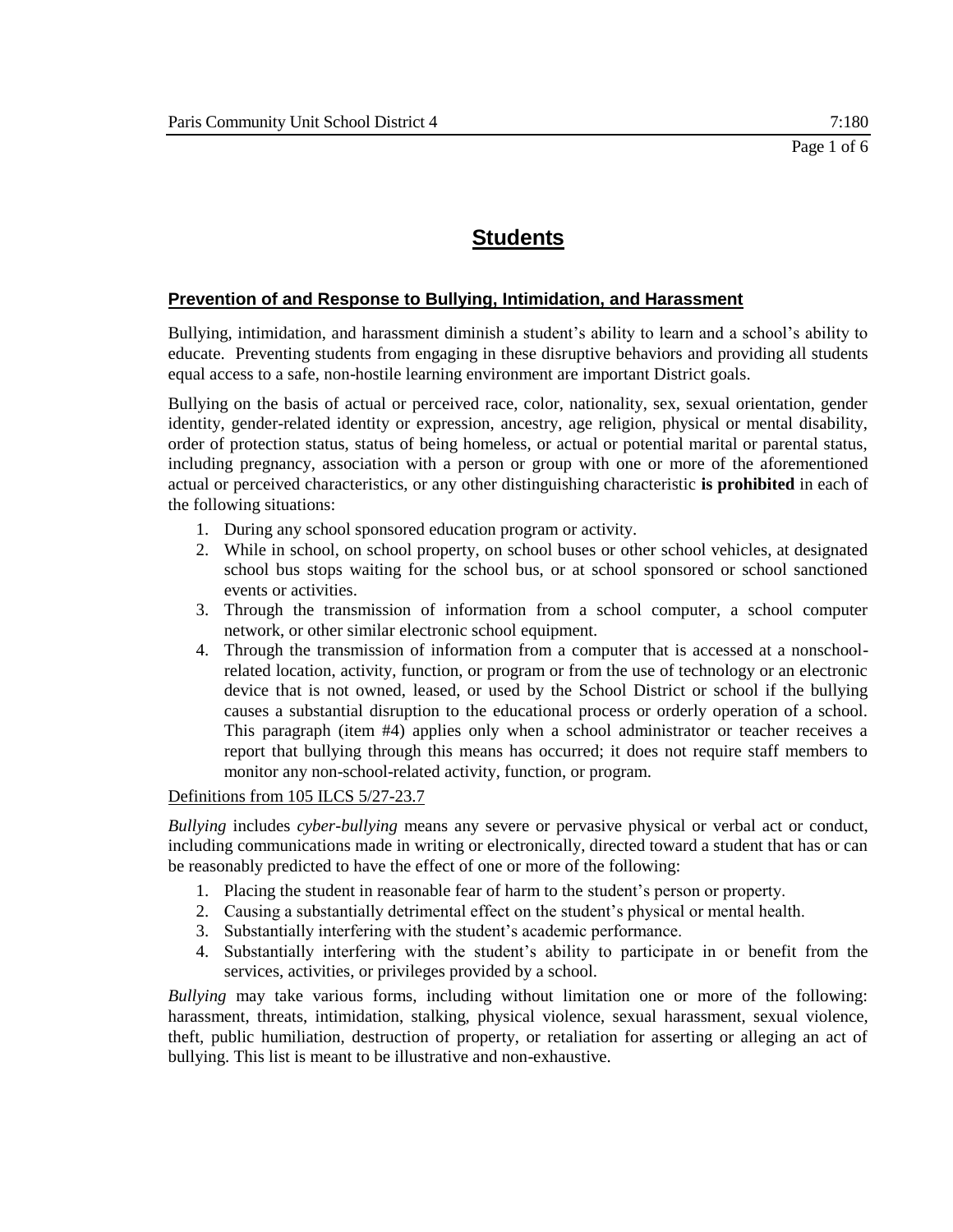## Students

### Prevention of and Response to Bullying, Intimidation, and Harassment

Bullying, intimidation, and harassment diminish a student's ability to learn and a school's ability to educate. Preventing students from engaging in these disruptive behaviors and providing all students equal access to a safe, non-hostile learning environment are important District goals.

Bullying on the basis of actual or perceived race, color, nationality, sex, sexual orientation, gender identity, gender-related identity or expression, ancestry, age religion, physical or mental disability, order of protection status, status of being homeless, or actual or potential marital or parental status, including pregnancy, association with a person or group with one or more of the aforementioned actual or perceived characteristics, or any other distinguishing characteristic **is prohibited** in each of the following situations:

1. During any school sponsored education program or activity.
2. While in school, on school property, on school buses or other school vehicles, at designated school bus stops waiting for the school bus, or at school sponsored or school sanctioned events or activities.
3. Through the transmission of information from a school computer, a school computer network, or other similar electronic school equipment.
4. Through the transmission of information from a computer that is accessed at a nonschool-related location, activity, function, or program or from the use of technology or an electronic device that is not owned, leased, or used by the School District or school if the bullying causes a substantial disruption to the educational process or orderly operation of a school. This paragraph (item #4) applies only when a school administrator or teacher receives a report that bullying through this means has occurred; it does not require staff members to monitor any non-school-related activity, function, or program.

<u>Definitions from 105 ILCS 5/27-23.7</u>

*Bullying* includes *cyber-bullying* means any severe or pervasive physical or verbal act or conduct, including communications made in writing or electronically, directed toward a student that has or can be reasonably predicted to have the effect of one or more of the following:

1. Placing the student in reasonable fear of harm to the student's person or property.
2. Causing a substantially detrimental effect on the student's physical or mental health.
3. Substantially interfering with the student's academic performance.
4. Substantially interfering with the student's ability to participate in or benefit from the services, activities, or privileges provided by a school.

*Bullying* may take various forms, including without limitation one or more of the following: harassment, threats, intimidation, stalking, physical violence, sexual harassment, sexual violence, theft, public humiliation, destruction of property, or retaliation for asserting or alleging an act of bullying. This list is meant to be illustrative and non-exhaustive.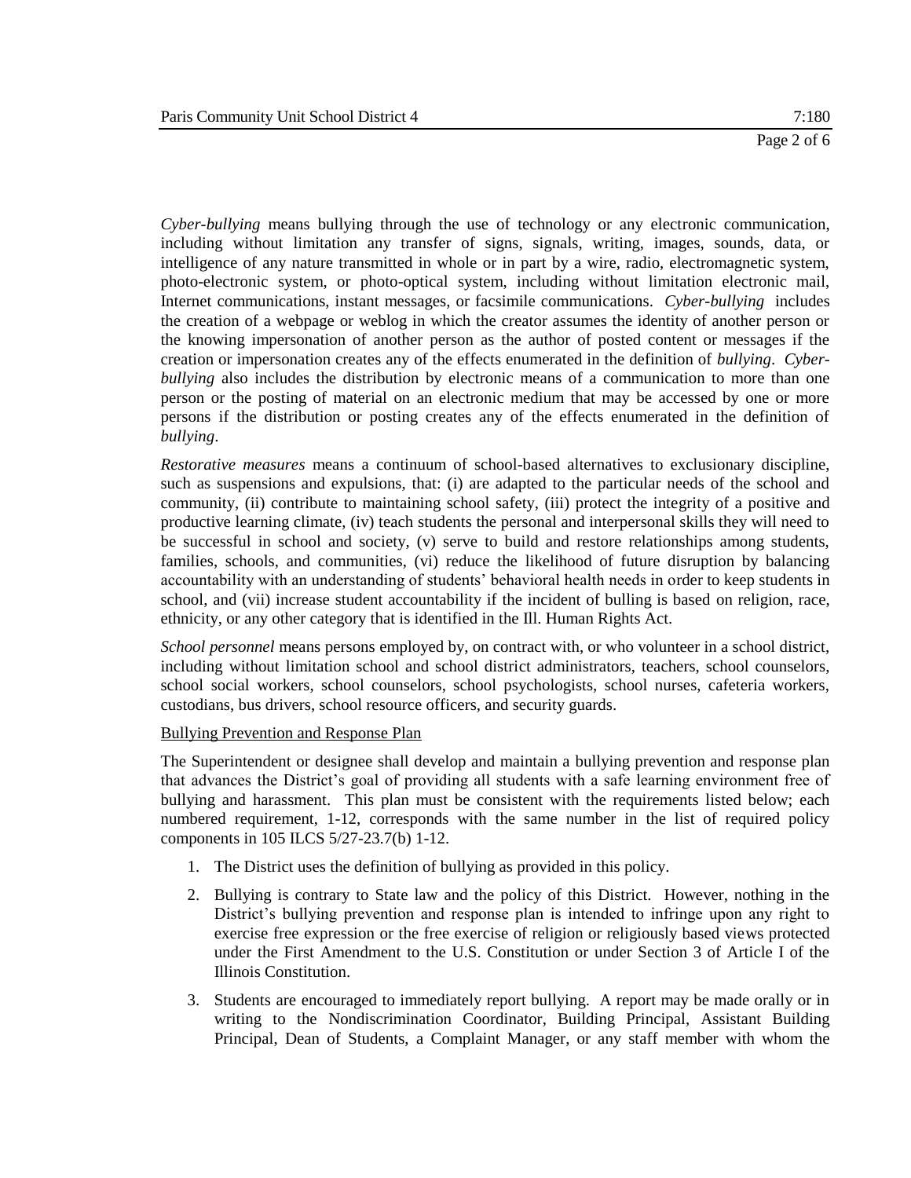*Cyber-bullying* means bullying through the use of technology or any electronic communication, including without limitation any transfer of signs, signals, writing, images, sounds, data, or intelligence of any nature transmitted in whole or in part by a wire, radio, electromagnetic system, photo-electronic system, or photo-optical system, including without limitation electronic mail, Internet communications, instant messages, or facsimile communications. *Cyber-bullying* includes the creation of a webpage or weblog in which the creator assumes the identity of another person or the knowing impersonation of another person as the author of posted content or messages if the creation or impersonation creates any of the effects enumerated in the definition of *bullying*. *Cyber-bullying* also includes the distribution by electronic means of a communication to more than one person or the posting of material on an electronic medium that may be accessed by one or more persons if the distribution or posting creates any of the effects enumerated in the definition of *bullying*.

*Restorative measures* means a continuum of school-based alternatives to exclusionary discipline, such as suspensions and expulsions, that: (i) are adapted to the particular needs of the school and community, (ii) contribute to maintaining school safety, (iii) protect the integrity of a positive and productive learning climate, (iv) teach students the personal and interpersonal skills they will need to be successful in school and society, (v) serve to build and restore relationships among students, families, schools, and communities, (vi) reduce the likelihood of future disruption by balancing accountability with an understanding of students' behavioral health needs in order to keep students in school, and (vii) increase student accountability if the incident of bulling is based on religion, race, ethnicity, or any other category that is identified in the Ill. Human Rights Act.

*School personnel* means persons employed by, on contract with, or who volunteer in a school district, including without limitation school and school district administrators, teachers, school counselors, school social workers, school counselors, school psychologists, school nurses, cafeteria workers, custodians, bus drivers, school resource officers, and security guards.

Bullying Prevention and Response Plan

The Superintendent or designee shall develop and maintain a bullying prevention and response plan that advances the District's goal of providing all students with a safe learning environment free of bullying and harassment. This plan must be consistent with the requirements listed below; each numbered requirement, 1-12, corresponds with the same number in the list of required policy components in 105 ILCS 5/27-23.7(b) 1-12.

1. The District uses the definition of bullying as provided in this policy.
2. Bullying is contrary to State law and the policy of this District. However, nothing in the District's bullying prevention and response plan is intended to infringe upon any right to exercise free expression or the free exercise of religion or religiously based views protected under the First Amendment to the U.S. Constitution or under Section 3 of Article I of the Illinois Constitution.
3. Students are encouraged to immediately report bullying. A report may be made orally or in writing to the Nondiscrimination Coordinator, Building Principal, Assistant Building Principal, Dean of Students, a Complaint Manager, or any staff member with whom the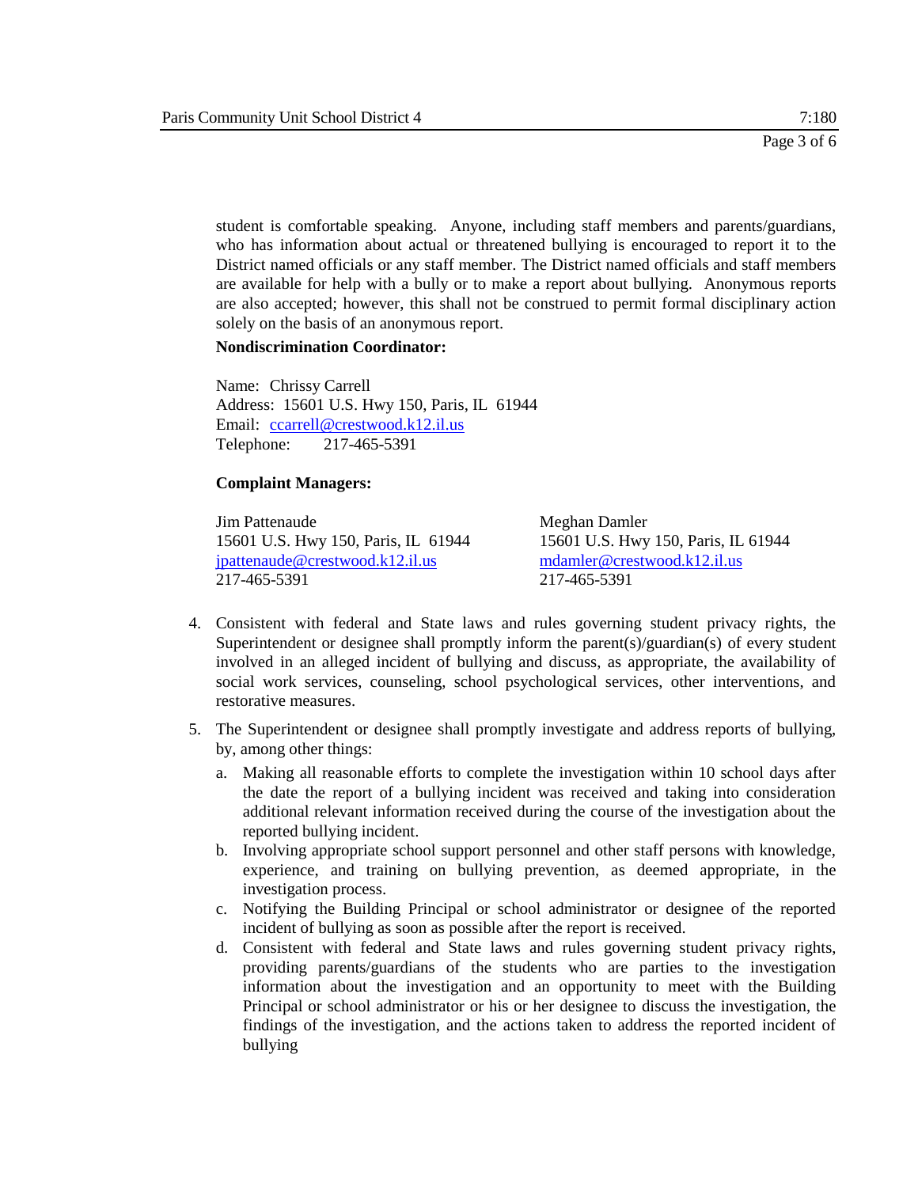student is comfortable speaking. Anyone, including staff members and parents/guardians, who has information about actual or threatened bullying is encouraged to report it to the District named officials or any staff member. The District named officials and staff members are available for help with a bully or to make a report about bullying. Anonymous reports are also accepted; however, this shall not be construed to permit formal disciplinary action solely on the basis of an anonymous report.

**Nondiscrimination Coordinator:**

Name: Chrissy Carrell
Address: 15601 U.S. Hwy 150, Paris, IL 61944
Email: ccarrell@crestwood.k12.il.us
Telephone: 217-465-5391

**Complaint Managers:**

Jim Pattenaude
15601 U.S. Hwy 150, Paris, IL 61944
jpattenaude@crestwood.k12.il.us
217-465-5391

Meghan Damler
15601 U.S. Hwy 150, Paris, IL 61944
mdamler@crestwood.k12.il.us
217-465-5391

4. Consistent with federal and State laws and rules governing student privacy rights, the Superintendent or designee shall promptly inform the parent(s)/guardian(s) of every student involved in an alleged incident of bullying and discuss, as appropriate, the availability of social work services, counseling, school psychological services, other interventions, and restorative measures.
5. The Superintendent or designee shall promptly investigate and address reports of bullying, by, among other things:
   a. Making all reasonable efforts to complete the investigation within 10 school days after the date the report of a bullying incident was received and taking into consideration additional relevant information received during the course of the investigation about the reported bullying incident.
   b. Involving appropriate school support personnel and other staff persons with knowledge, experience, and training on bullying prevention, as deemed appropriate, in the investigation process.
   c. Notifying the Building Principal or school administrator or designee of the reported incident of bullying as soon as possible after the report is received.
   d. Consistent with federal and State laws and rules governing student privacy rights, providing parents/guardians of the students who are parties to the investigation information about the investigation and an opportunity to meet with the Building Principal or school administrator or his or her designee to discuss the investigation, the findings of the investigation, and the actions taken to address the reported incident of bullying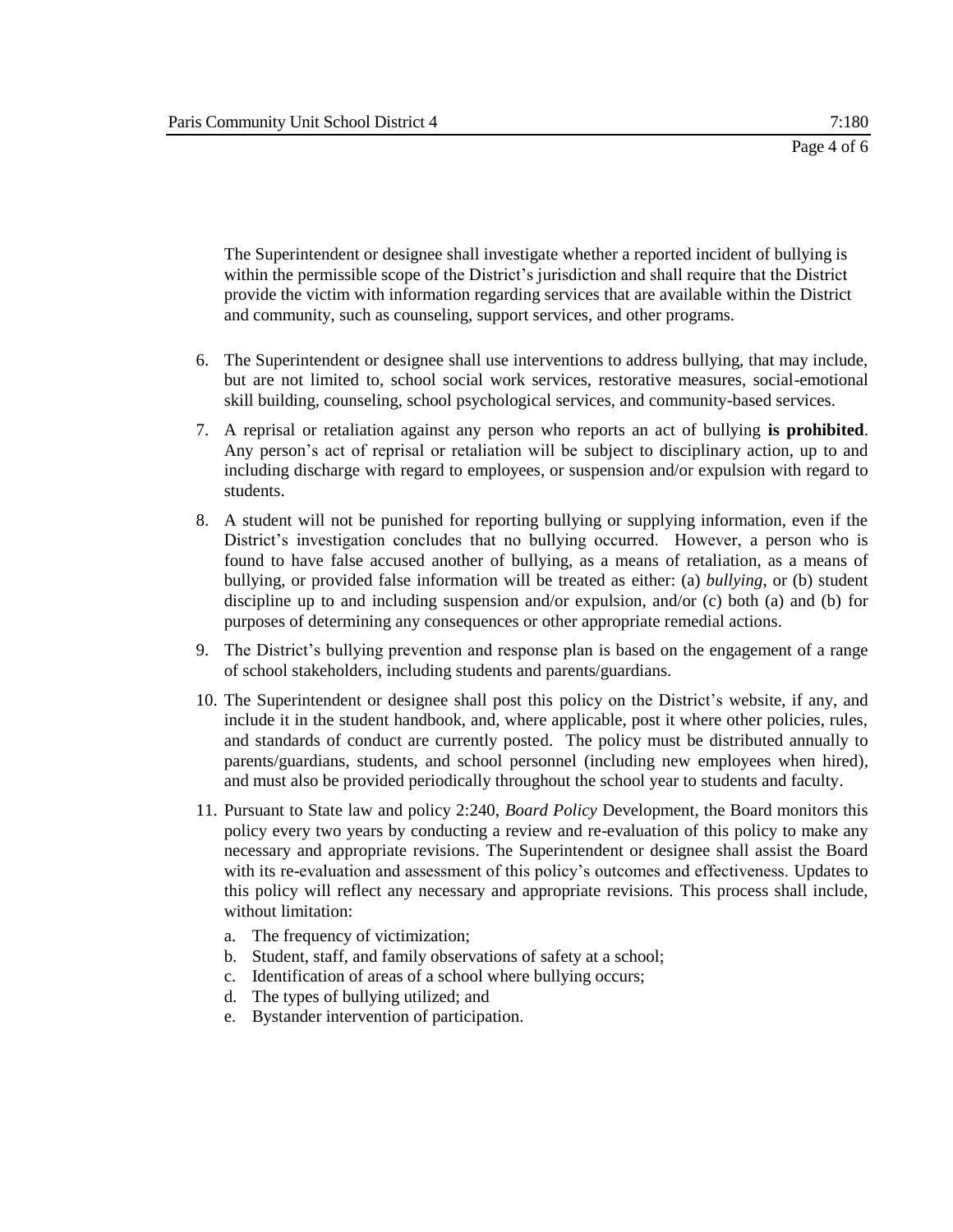The Superintendent or designee shall investigate whether a reported incident of bullying is within the permissible scope of the District's jurisdiction and shall require that the District provide the victim with information regarding services that are available within the District and community, such as counseling, support services, and other programs.

6. The Superintendent or designee shall use interventions to address bullying, that may include, but are not limited to, school social work services, restorative measures, social-emotional skill building, counseling, school psychological services, and community-based services.
7. A reprisal or retaliation against any person who reports an act of bullying **is prohibited**. Any person's act of reprisal or retaliation will be subject to disciplinary action, up to and including discharge with regard to employees, or suspension and/or expulsion with regard to students.
8. A student will not be punished for reporting bullying or supplying information, even if the District's investigation concludes that no bullying occurred. However, a person who is found to have false accused another of bullying, as a means of retaliation, as a means of bullying, or provided false information will be treated as either: (a) *bullying*, or (b) student discipline up to and including suspension and/or expulsion, and/or (c) both (a) and (b) for purposes of determining any consequences or other appropriate remedial actions.
9. The District's bullying prevention and response plan is based on the engagement of a range of school stakeholders, including students and parents/guardians.
10. The Superintendent or designee shall post this policy on the District's website, if any, and include it in the student handbook, and, where applicable, post it where other policies, rules, and standards of conduct are currently posted. The policy must be distributed annually to parents/guardians, students, and school personnel (including new employees when hired), and must also be provided periodically throughout the school year to students and faculty.
11. Pursuant to State law and policy 2:240, *Board Policy* Development, the Board monitors this policy every two years by conducting a review and re-evaluation of this policy to make any necessary and appropriate revisions. The Superintendent or designee shall assist the Board with its re-evaluation and assessment of this policy's outcomes and effectiveness. Updates to this policy will reflect any necessary and appropriate revisions. This process shall include, without limitation:
    a. The frequency of victimization;
    b. Student, staff, and family observations of safety at a school;
    c. Identification of areas of a school where bullying occurs;
    d. The types of bullying utilized; and
    e. Bystander intervention of participation.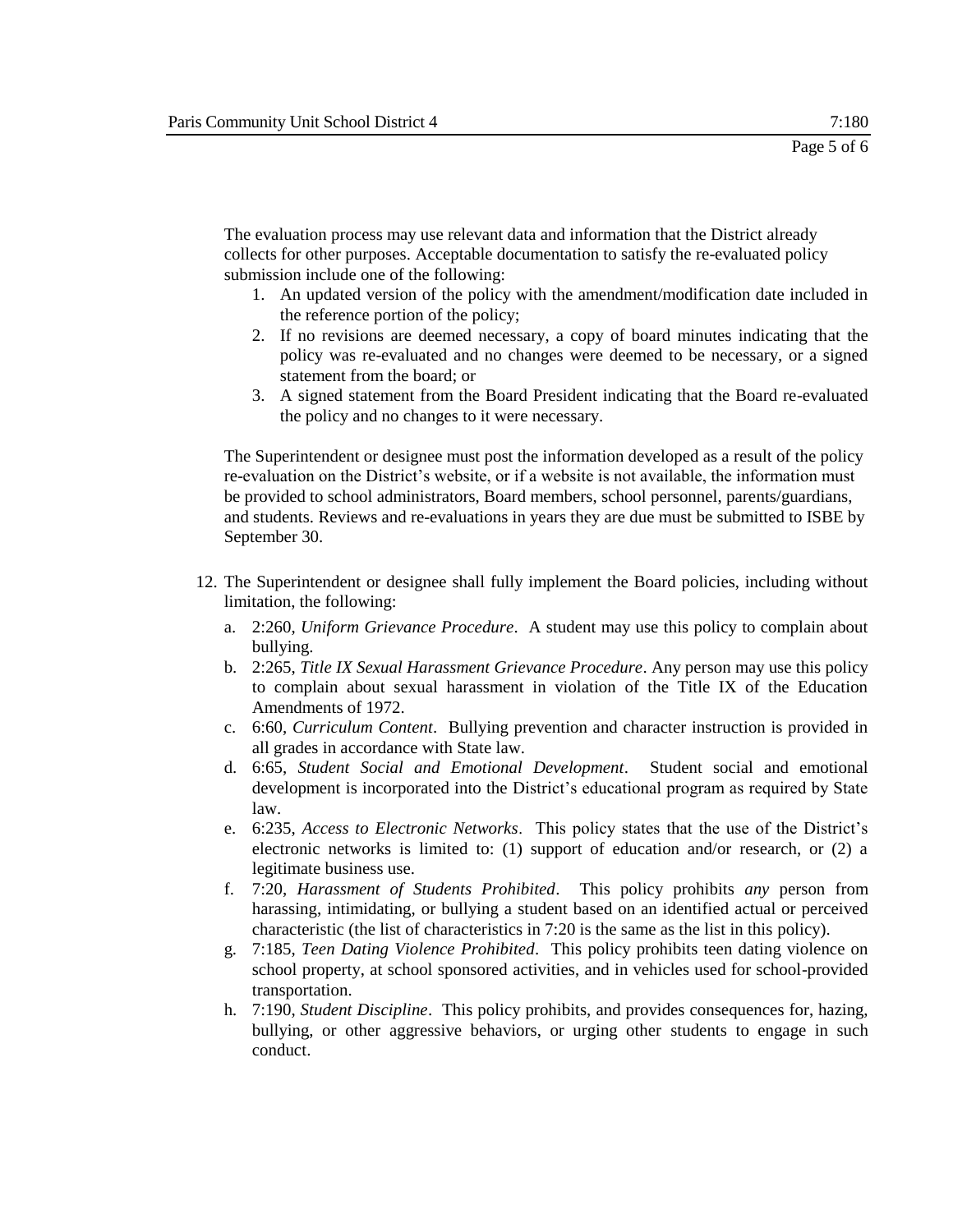The evaluation process may use relevant data and information that the District already collects for other purposes. Acceptable documentation to satisfy the re-evaluated policy submission include one of the following:

1. An updated version of the policy with the amendment/modification date included in the reference portion of the policy;
2. If no revisions are deemed necessary, a copy of board minutes indicating that the policy was re-evaluated and no changes were deemed to be necessary, or a signed statement from the board; or
3. A signed statement from the Board President indicating that the Board re-evaluated the policy and no changes to it were necessary.

The Superintendent or designee must post the information developed as a result of the policy re-evaluation on the District's website, or if a website is not available, the information must be provided to school administrators, Board members, school personnel, parents/guardians, and students. Reviews and re-evaluations in years they are due must be submitted to ISBE by September 30.

12. The Superintendent or designee shall fully implement the Board policies, including without limitation, the following:
    a. 2:260, *Uniform Grievance Procedure*. A student may use this policy to complain about bullying.
    b. 2:265, *Title IX Sexual Harassment Grievance Procedure*. Any person may use this policy to complain about sexual harassment in violation of the Title IX of the Education Amendments of 1972.
    c. 6:60, *Curriculum Content*. Bullying prevention and character instruction is provided in all grades in accordance with State law.
    d. 6:65, *Student Social and Emotional Development*. Student social and emotional development is incorporated into the District's educational program as required by State law.
    e. 6:235, *Access to Electronic Networks*. This policy states that the use of the District's electronic networks is limited to: (1) support of education and/or research, or (2) a legitimate business use.
    f. 7:20, *Harassment of Students Prohibited*. This policy prohibits *any* person from harassing, intimidating, or bullying a student based on an identified actual or perceived characteristic (the list of characteristics in 7:20 is the same as the list in this policy).
    g. 7:185, *Teen Dating Violence Prohibited*. This policy prohibits teen dating violence on school property, at school sponsored activities, and in vehicles used for school-provided transportation.
    h. 7:190, *Student Discipline*. This policy prohibits, and provides consequences for, hazing, bullying, or other aggressive behaviors, or urging other students to engage in such conduct.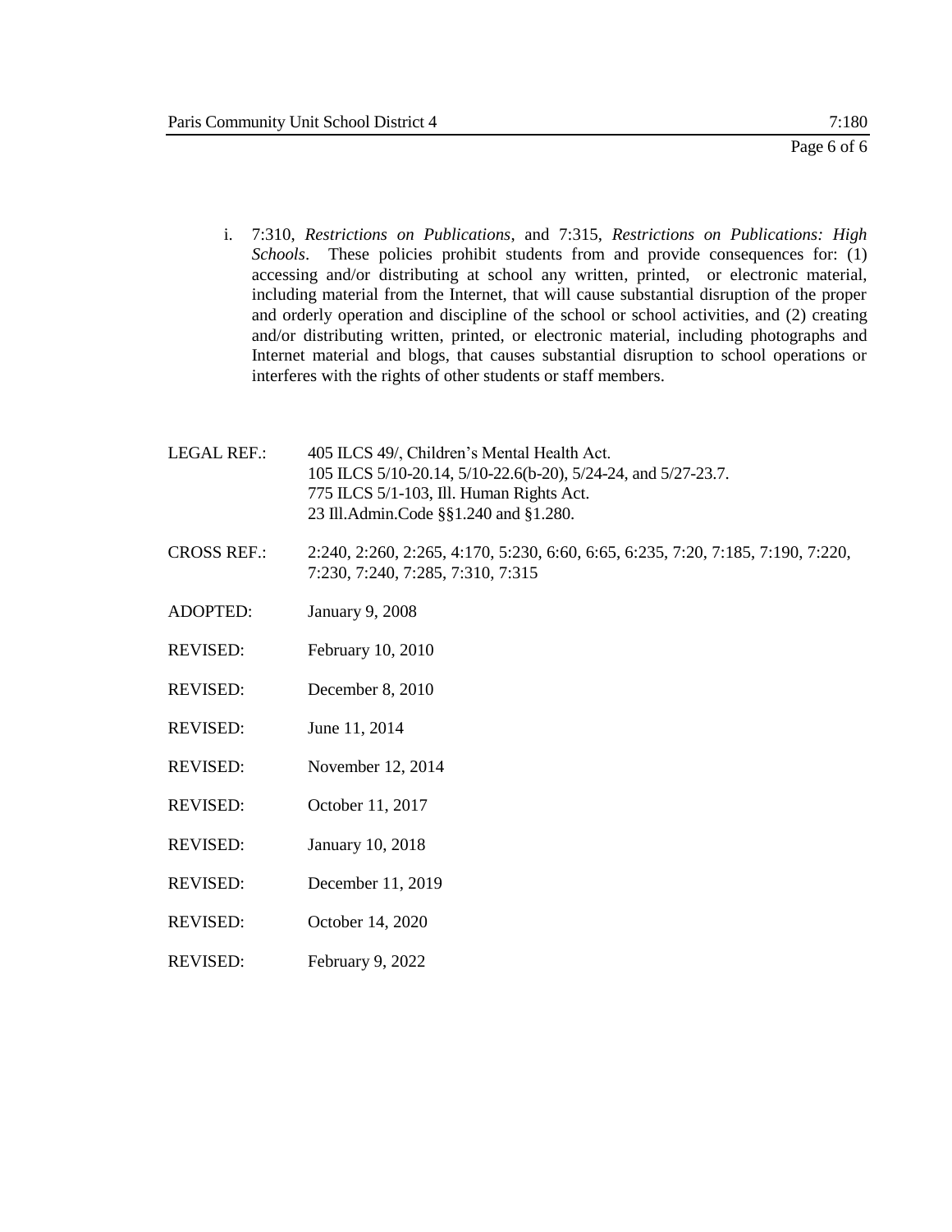i. 7:310, *Restrictions on Publications*, and 7:315, *Restrictions on Publications: High Schools*. These policies prohibit students from and provide consequences for: (1) accessing and/or distributing at school any written, printed, or electronic material, including material from the Internet, that will cause substantial disruption of the proper and orderly operation and discipline of the school or school activities, and (2) creating and/or distributing written, printed, or electronic material, including photographs and Internet material and blogs, that causes substantial disruption to school operations or interferes with the rights of other students or staff members.

LEGAL REF.: 405 ILCS 49/, Children's Mental Health Act.
105 ILCS 5/10-20.14, 5/10-22.6(b-20), 5/24-24, and 5/27-23.7.
775 ILCS 5/1-103, Ill. Human Rights Act.
23 Ill.Admin.Code §§1.240 and §1.280.

CROSS REF.: 2:240, 2:260, 2:265, 4:170, 5:230, 6:60, 6:65, 6:235, 7:20, 7:185, 7:190, 7:220, 7:230, 7:240, 7:285, 7:310, 7:315

ADOPTED: January 9, 2008

REVISED: February 10, 2010

REVISED: December 8, 2010

REVISED: June 11, 2014

REVISED: November 12, 2014

REVISED: October 11, 2017

REVISED: January 10, 2018

REVISED: December 11, 2019

REVISED: October 14, 2020

REVISED: February 9, 2022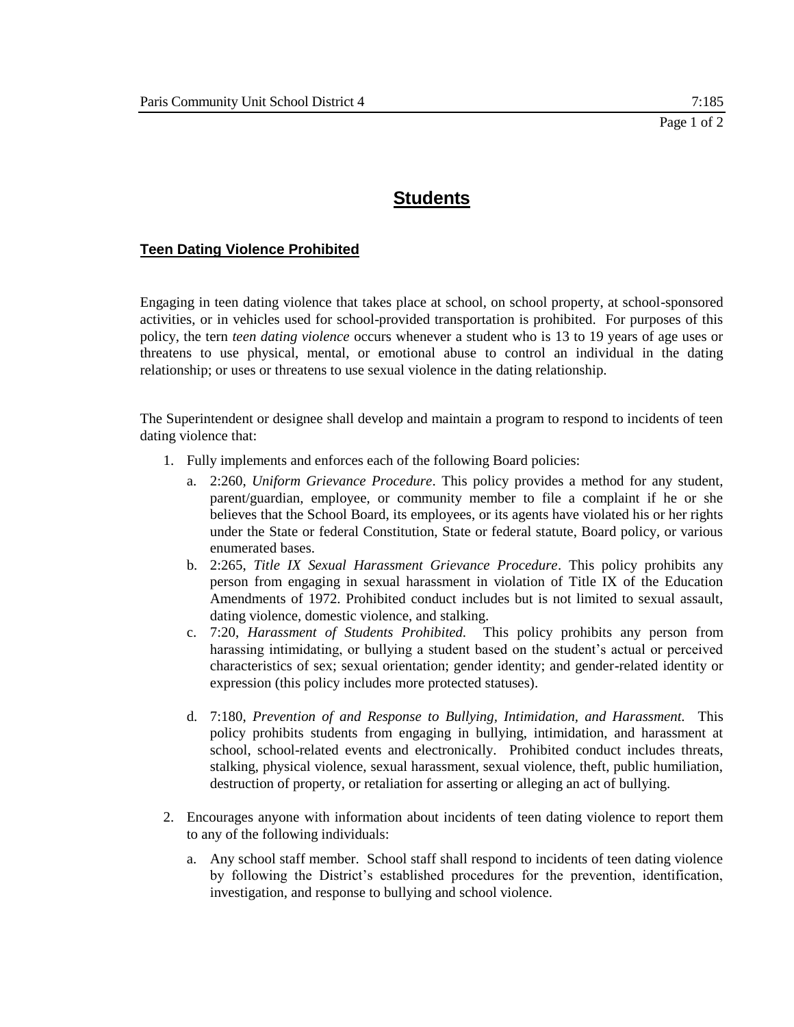# Students

## Teen Dating Violence Prohibited

Engaging in teen dating violence that takes place at school, on school property, at school-sponsored activities, or in vehicles used for school-provided transportation is prohibited. For purposes of this policy, the tern *teen dating violence* occurs whenever a student who is 13 to 19 years of age uses or threatens to use physical, mental, or emotional abuse to control an individual in the dating relationship; or uses or threatens to use sexual violence in the dating relationship.

The Superintendent or designee shall develop and maintain a program to respond to incidents of teen dating violence that:

1. Fully implements and enforces each of the following Board policies:
   a. 2:260, *Uniform Grievance Procedure*. This policy provides a method for any student, parent/guardian, employee, or community member to file a complaint if he or she believes that the School Board, its employees, or its agents have violated his or her rights under the State or federal Constitution, State or federal statute, Board policy, or various enumerated bases.
   b. 2:265, *Title IX Sexual Harassment Grievance Procedure*. This policy prohibits any person from engaging in sexual harassment in violation of Title IX of the Education Amendments of 1972. Prohibited conduct includes but is not limited to sexual assault, dating violence, domestic violence, and stalking.
   c. 7:20, *Harassment of Students Prohibited.* This policy prohibits any person from harassing intimidating, or bullying a student based on the student's actual or perceived characteristics of sex; sexual orientation; gender identity; and gender-related identity or expression (this policy includes more protected statuses).
   d. 7:180, *Prevention of and Response to Bullying, Intimidation, and Harassment.* This policy prohibits students from engaging in bullying, intimidation, and harassment at school, school-related events and electronically. Prohibited conduct includes threats, stalking, physical violence, sexual harassment, sexual violence, theft, public humiliation, destruction of property, or retaliation for asserting or alleging an act of bullying.
2. Encourages anyone with information about incidents of teen dating violence to report them to any of the following individuals:
   a. Any school staff member. School staff shall respond to incidents of teen dating violence by following the District's established procedures for the prevention, identification, investigation, and response to bullying and school violence.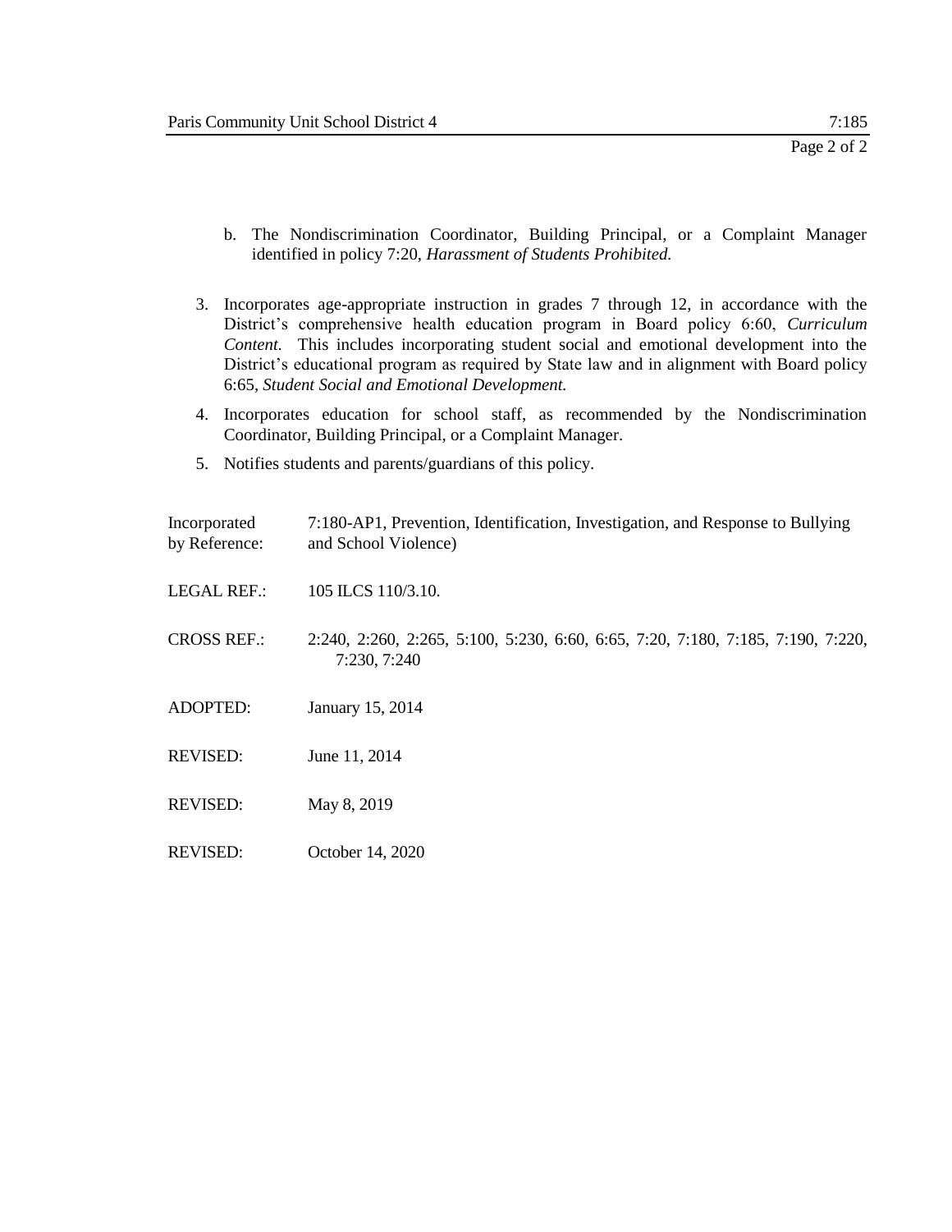b. The Nondiscrimination Coordinator, Building Principal, or a Complaint Manager identified in policy 7:20, *Harassment of Students Prohibited.*

3. Incorporates age-appropriate instruction in grades 7 through 12, in accordance with the District's comprehensive health education program in Board policy 6:60, *Curriculum Content.* This includes incorporating student social and emotional development into the District's educational program as required by State law and in alignment with Board policy 6:65, *Student Social and Emotional Development.*

4. Incorporates education for school staff, as recommended by the Nondiscrimination Coordinator, Building Principal, or a Complaint Manager.

5. Notifies students and parents/guardians of this policy.

Incorporated by Reference: 7:180-AP1, Prevention, Identification, Investigation, and Response to Bullying and School Violence)

LEGAL REF.: 105 ILCS 110/3.10.

CROSS REF.: 2:240, 2:260, 2:265, 5:100, 5:230, 6:60, 6:65, 7:20, 7:180, 7:185, 7:190, 7:220, 7:230, 7:240

ADOPTED: January 15, 2014

REVISED: June 11, 2014

REVISED: May 8, 2019

REVISED: October 14, 2020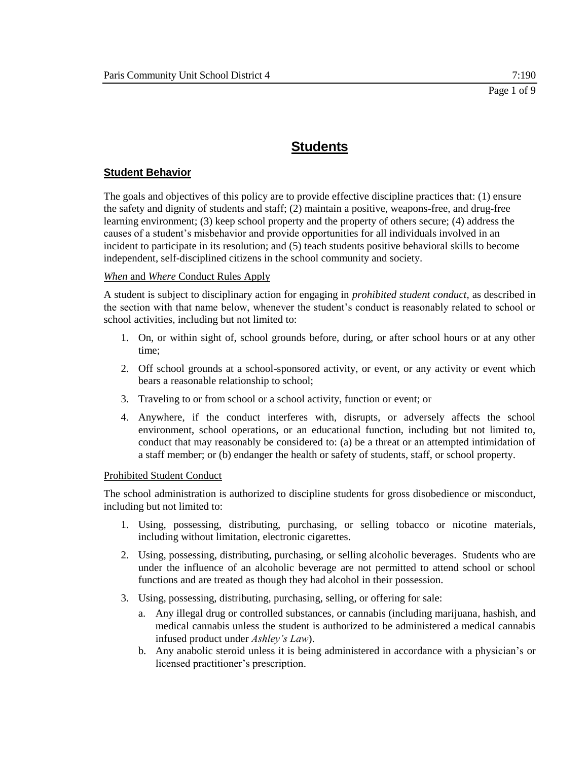# Students

## Student Behavior

The goals and objectives of this policy are to provide effective discipline practices that: (1) ensure the safety and dignity of students and staff; (2) maintain a positive, weapons-free, and drug-free learning environment; (3) keep school property and the property of others secure; (4) address the causes of a student's misbehavior and provide opportunities for all individuals involved in an incident to participate in its resolution; and (5) teach students positive behavioral skills to become independent, self-disciplined citizens in the school community and society.

### *When* and *Where* Conduct Rules Apply

A student is subject to disciplinary action for engaging in *prohibited student conduct*, as described in the section with that name below, whenever the student's conduct is reasonably related to school or school activities, including but not limited to:

1. On, or within sight of, school grounds before, during, or after school hours or at any other time;
2. Off school grounds at a school-sponsored activity, or event, or any activity or event which bears a reasonable relationship to school;
3. Traveling to or from school or a school activity, function or event; or
4. Anywhere, if the conduct interferes with, disrupts, or adversely affects the school environment, school operations, or an educational function, including but not limited to, conduct that may reasonably be considered to: (a) be a threat or an attempted intimidation of a staff member; or (b) endanger the health or safety of students, staff, or school property.

### Prohibited Student Conduct

The school administration is authorized to discipline students for gross disobedience or misconduct, including but not limited to:

1. Using, possessing, distributing, purchasing, or selling tobacco or nicotine materials, including without limitation, electronic cigarettes.
2. Using, possessing, distributing, purchasing, or selling alcoholic beverages. Students who are under the influence of an alcoholic beverage are not permitted to attend school or school functions and are treated as though they had alcohol in their possession.
3. Using, possessing, distributing, purchasing, selling, or offering for sale:
   a. Any illegal drug or controlled substances, or cannabis (including marijuana, hashish, and medical cannabis unless the student is authorized to be administered a medical cannabis infused product under *Ashley's Law*).
   b. Any anabolic steroid unless it is being administered in accordance with a physician's or licensed practitioner's prescription.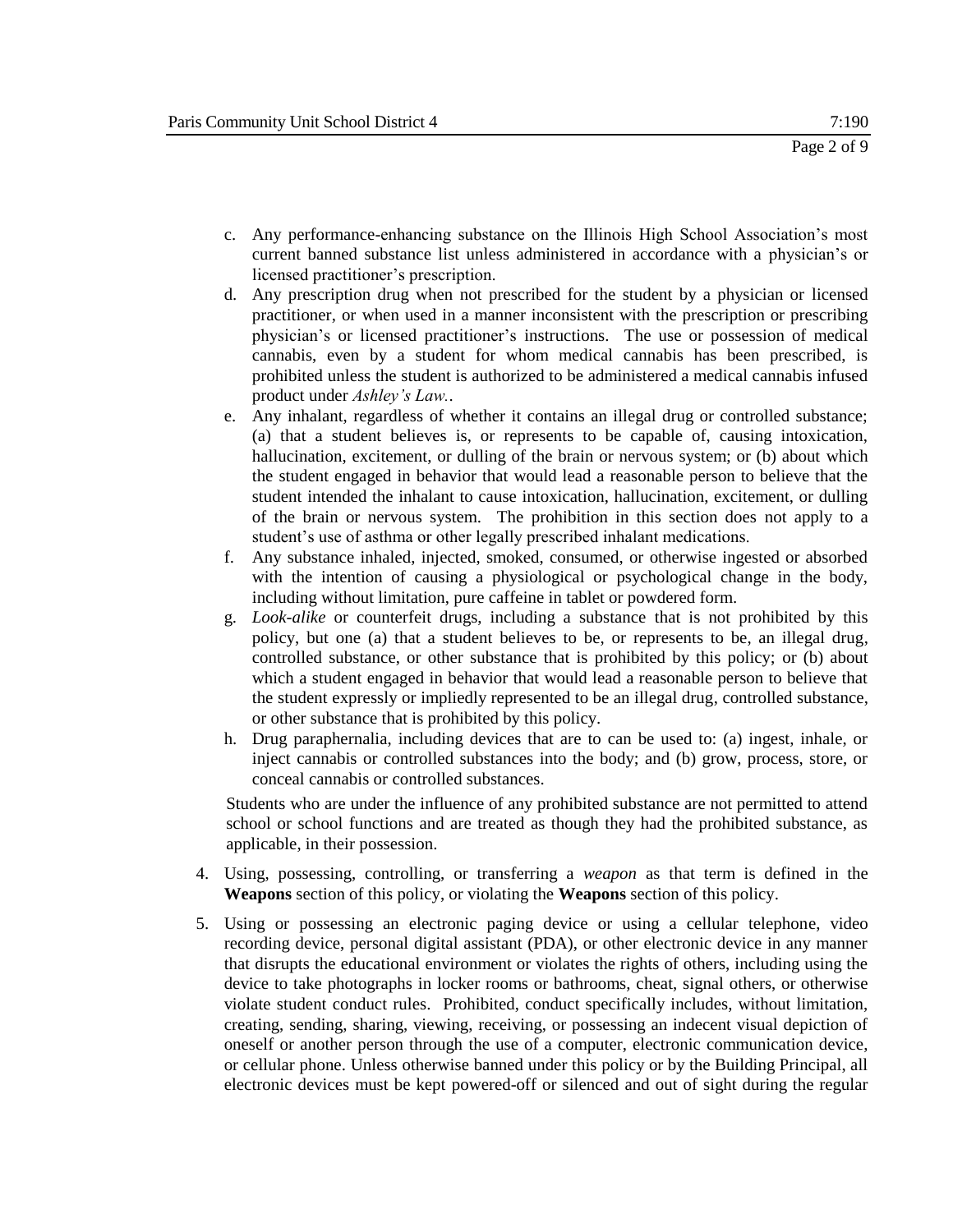c. Any performance-enhancing substance on the Illinois High School Association's most current banned substance list unless administered in accordance with a physician's or licensed practitioner's prescription.
d. Any prescription drug when not prescribed for the student by a physician or licensed practitioner, or when used in a manner inconsistent with the prescription or prescribing physician's or licensed practitioner's instructions. The use or possession of medical cannabis, even by a student for whom medical cannabis has been prescribed, is prohibited unless the student is authorized to be administered a medical cannabis infused product under *Ashley's Law.*.
e. Any inhalant, regardless of whether it contains an illegal drug or controlled substance; (a) that a student believes is, or represents to be capable of, causing intoxication, hallucination, excitement, or dulling of the brain or nervous system; or (b) about which the student engaged in behavior that would lead a reasonable person to believe that the student intended the inhalant to cause intoxication, hallucination, excitement, or dulling of the brain or nervous system. The prohibition in this section does not apply to a student's use of asthma or other legally prescribed inhalant medications.
f. Any substance inhaled, injected, smoked, consumed, or otherwise ingested or absorbed with the intention of causing a physiological or psychological change in the body, including without limitation, pure caffeine in tablet or powdered form.
g. *Look-alike* or counterfeit drugs, including a substance that is not prohibited by this policy, but one (a) that a student believes to be, or represents to be, an illegal drug, controlled substance, or other substance that is prohibited by this policy; or (b) about which a student engaged in behavior that would lead a reasonable person to believe that the student expressly or impliedly represented to be an illegal drug, controlled substance, or other substance that is prohibited by this policy.
h. Drug paraphernalia, including devices that are to can be used to: (a) ingest, inhale, or inject cannabis or controlled substances into the body; and (b) grow, process, store, or conceal cannabis or controlled substances.

Students who are under the influence of any prohibited substance are not permitted to attend school or school functions and are treated as though they had the prohibited substance, as applicable, in their possession.

4. Using, possessing, controlling, or transferring a *weapon* as that term is defined in the **Weapons** section of this policy, or violating the **Weapons** section of this policy.
5. Using or possessing an electronic paging device or using a cellular telephone, video recording device, personal digital assistant (PDA), or other electronic device in any manner that disrupts the educational environment or violates the rights of others, including using the device to take photographs in locker rooms or bathrooms, cheat, signal others, or otherwise violate student conduct rules. Prohibited, conduct specifically includes, without limitation, creating, sending, sharing, viewing, receiving, or possessing an indecent visual depiction of oneself or another person through the use of a computer, electronic communication device, or cellular phone. Unless otherwise banned under this policy or by the Building Principal, all electronic devices must be kept powered-off or silenced and out of sight during the regular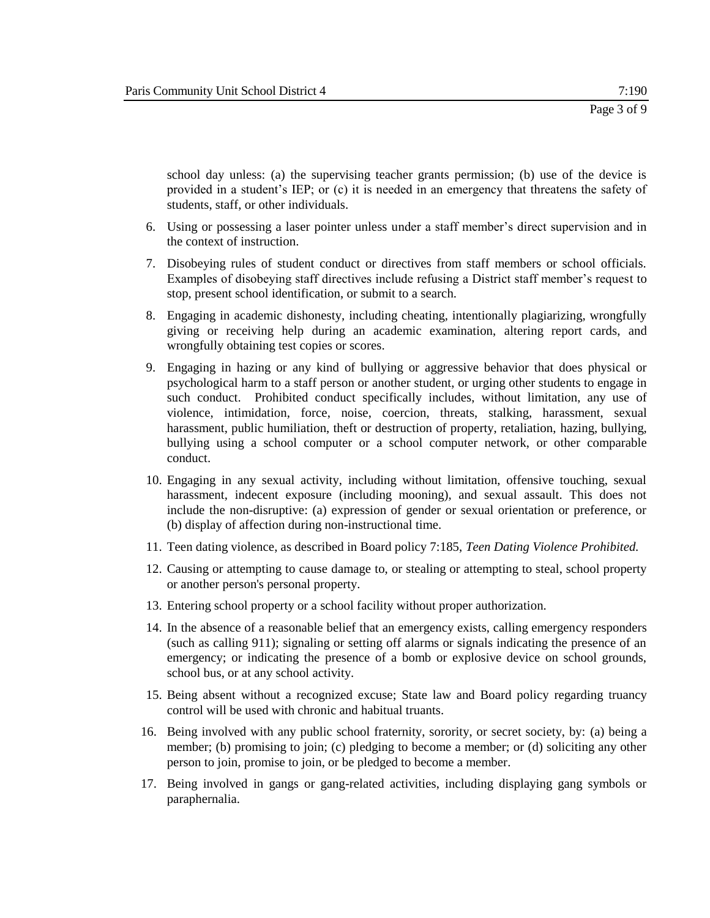school day unless: (a) the supervising teacher grants permission; (b) use of the device is provided in a student's IEP; or (c) it is needed in an emergency that threatens the safety of students, staff, or other individuals.

6. Using or possessing a laser pointer unless under a staff member's direct supervision and in the context of instruction.
7. Disobeying rules of student conduct or directives from staff members or school officials. Examples of disobeying staff directives include refusing a District staff member's request to stop, present school identification, or submit to a search.
8. Engaging in academic dishonesty, including cheating, intentionally plagiarizing, wrongfully giving or receiving help during an academic examination, altering report cards, and wrongfully obtaining test copies or scores.
9. Engaging in hazing or any kind of bullying or aggressive behavior that does physical or psychological harm to a staff person or another student, or urging other students to engage in such conduct. Prohibited conduct specifically includes, without limitation, any use of violence, intimidation, force, noise, coercion, threats, stalking, harassment, sexual harassment, public humiliation, theft or destruction of property, retaliation, hazing, bullying, bullying using a school computer or a school computer network, or other comparable conduct.
10. Engaging in any sexual activity, including without limitation, offensive touching, sexual harassment, indecent exposure (including mooning), and sexual assault. This does not include the non-disruptive: (a) expression of gender or sexual orientation or preference, or (b) display of affection during non-instructional time.
11. Teen dating violence, as described in Board policy 7:185, *Teen Dating Violence Prohibited.*
12. Causing or attempting to cause damage to, or stealing or attempting to steal, school property or another person's personal property.
13. Entering school property or a school facility without proper authorization.
14. In the absence of a reasonable belief that an emergency exists, calling emergency responders (such as calling 911); signaling or setting off alarms or signals indicating the presence of an emergency; or indicating the presence of a bomb or explosive device on school grounds, school bus, or at any school activity.
15. Being absent without a recognized excuse; State law and Board policy regarding truancy control will be used with chronic and habitual truants.
16. Being involved with any public school fraternity, sorority, or secret society, by: (a) being a member; (b) promising to join; (c) pledging to become a member; or (d) soliciting any other person to join, promise to join, or be pledged to become a member.
17. Being involved in gangs or gang-related activities, including displaying gang symbols or paraphernalia.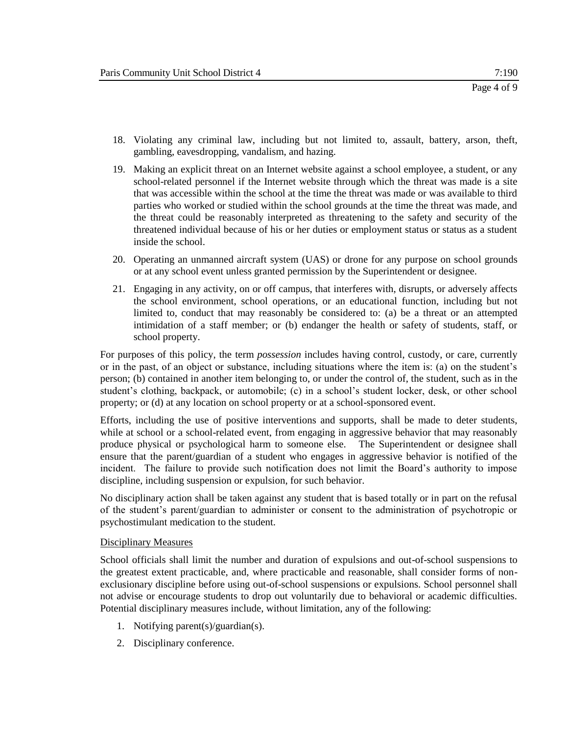18. Violating any criminal law, including but not limited to, assault, battery, arson, theft, gambling, eavesdropping, vandalism, and hazing.
19. Making an explicit threat on an Internet website against a school employee, a student, or any school-related personnel if the Internet website through which the threat was made is a site that was accessible within the school at the time the threat was made or was available to third parties who worked or studied within the school grounds at the time the threat was made, and the threat could be reasonably interpreted as threatening to the safety and security of the threatened individual because of his or her duties or employment status or status as a student inside the school.
20. Operating an unmanned aircraft system (UAS) or drone for any purpose on school grounds or at any school event unless granted permission by the Superintendent or designee.
21. Engaging in any activity, on or off campus, that interferes with, disrupts, or adversely affects the school environment, school operations, or an educational function, including but not limited to, conduct that may reasonably be considered to: (a) be a threat or an attempted intimidation of a staff member; or (b) endanger the health or safety of students, staff, or school property.

For purposes of this policy, the term *possession* includes having control, custody, or care, currently or in the past, of an object or substance, including situations where the item is: (a) on the student's person; (b) contained in another item belonging to, or under the control of, the student, such as in the student's clothing, backpack, or automobile; (c) in a school's student locker, desk, or other school property; or (d) at any location on school property or at a school-sponsored event.

Efforts, including the use of positive interventions and supports, shall be made to deter students, while at school or a school-related event, from engaging in aggressive behavior that may reasonably produce physical or psychological harm to someone else. The Superintendent or designee shall ensure that the parent/guardian of a student who engages in aggressive behavior is notified of the incident. The failure to provide such notification does not limit the Board's authority to impose discipline, including suspension or expulsion, for such behavior.

No disciplinary action shall be taken against any student that is based totally or in part on the refusal of the student's parent/guardian to administer or consent to the administration of psychotropic or psychostimulant medication to the student.

<u>Disciplinary Measures</u>

School officials shall limit the number and duration of expulsions and out-of-school suspensions to the greatest extent practicable, and, where practicable and reasonable, shall consider forms of non-exclusionary discipline before using out-of-school suspensions or expulsions. School personnel shall not advise or encourage students to drop out voluntarily due to behavioral or academic difficulties. Potential disciplinary measures include, without limitation, any of the following:

1. Notifying parent(s)/guardian(s).
2. Disciplinary conference.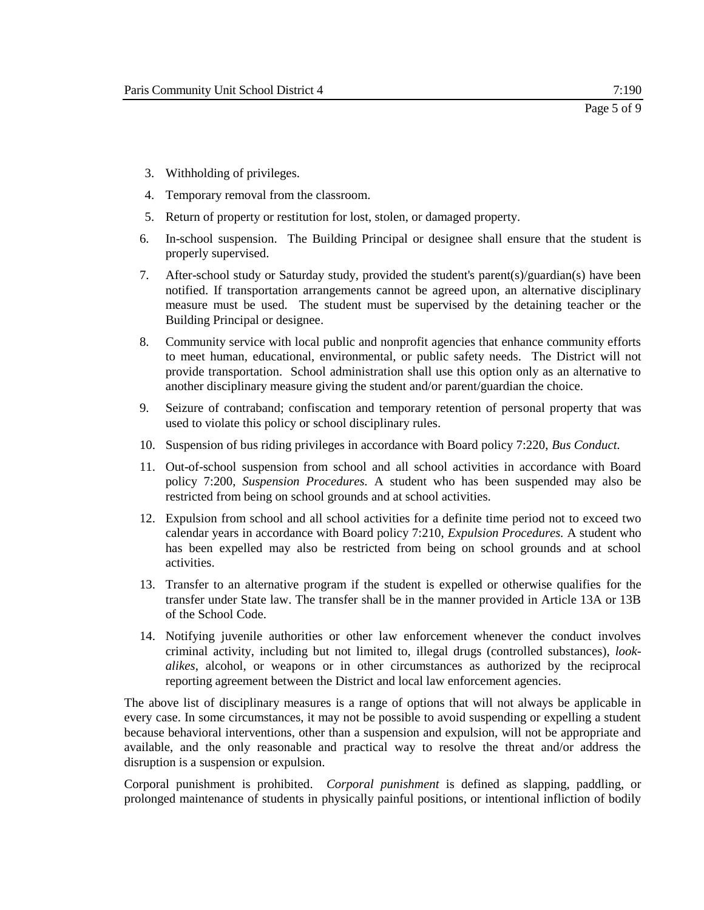3. Withholding of privileges.
4. Temporary removal from the classroom.
5. Return of property or restitution for lost, stolen, or damaged property.
6. In-school suspension. The Building Principal or designee shall ensure that the student is properly supervised.
7. After-school study or Saturday study, provided the student's parent(s)/guardian(s) have been notified. If transportation arrangements cannot be agreed upon, an alternative disciplinary measure must be used. The student must be supervised by the detaining teacher or the Building Principal or designee.
8. Community service with local public and nonprofit agencies that enhance community efforts to meet human, educational, environmental, or public safety needs. The District will not provide transportation. School administration shall use this option only as an alternative to another disciplinary measure giving the student and/or parent/guardian the choice.
9. Seizure of contraband; confiscation and temporary retention of personal property that was used to violate this policy or school disciplinary rules.
10. Suspension of bus riding privileges in accordance with Board policy 7:220, *Bus Conduct*.
11. Out-of-school suspension from school and all school activities in accordance with Board policy 7:200, *Suspension Procedures*. A student who has been suspended may also be restricted from being on school grounds and at school activities.
12. Expulsion from school and all school activities for a definite time period not to exceed two calendar years in accordance with Board policy 7:210, *Expulsion Procedures*. A student who has been expelled may also be restricted from being on school grounds and at school activities.
13. Transfer to an alternative program if the student is expelled or otherwise qualifies for the transfer under State law. The transfer shall be in the manner provided in Article 13A or 13B of the School Code.
14. Notifying juvenile authorities or other law enforcement whenever the conduct involves criminal activity, including but not limited to, illegal drugs (controlled substances), *look-alikes*, alcohol, or weapons or in other circumstances as authorized by the reciprocal reporting agreement between the District and local law enforcement agencies.

The above list of disciplinary measures is a range of options that will not always be applicable in every case. In some circumstances, it may not be possible to avoid suspending or expelling a student because behavioral interventions, other than a suspension and expulsion, will not be appropriate and available, and the only reasonable and practical way to resolve the threat and/or address the disruption is a suspension or expulsion.

Corporal punishment is prohibited. *Corporal punishment* is defined as slapping, paddling, or prolonged maintenance of students in physically painful positions, or intentional infliction of bodily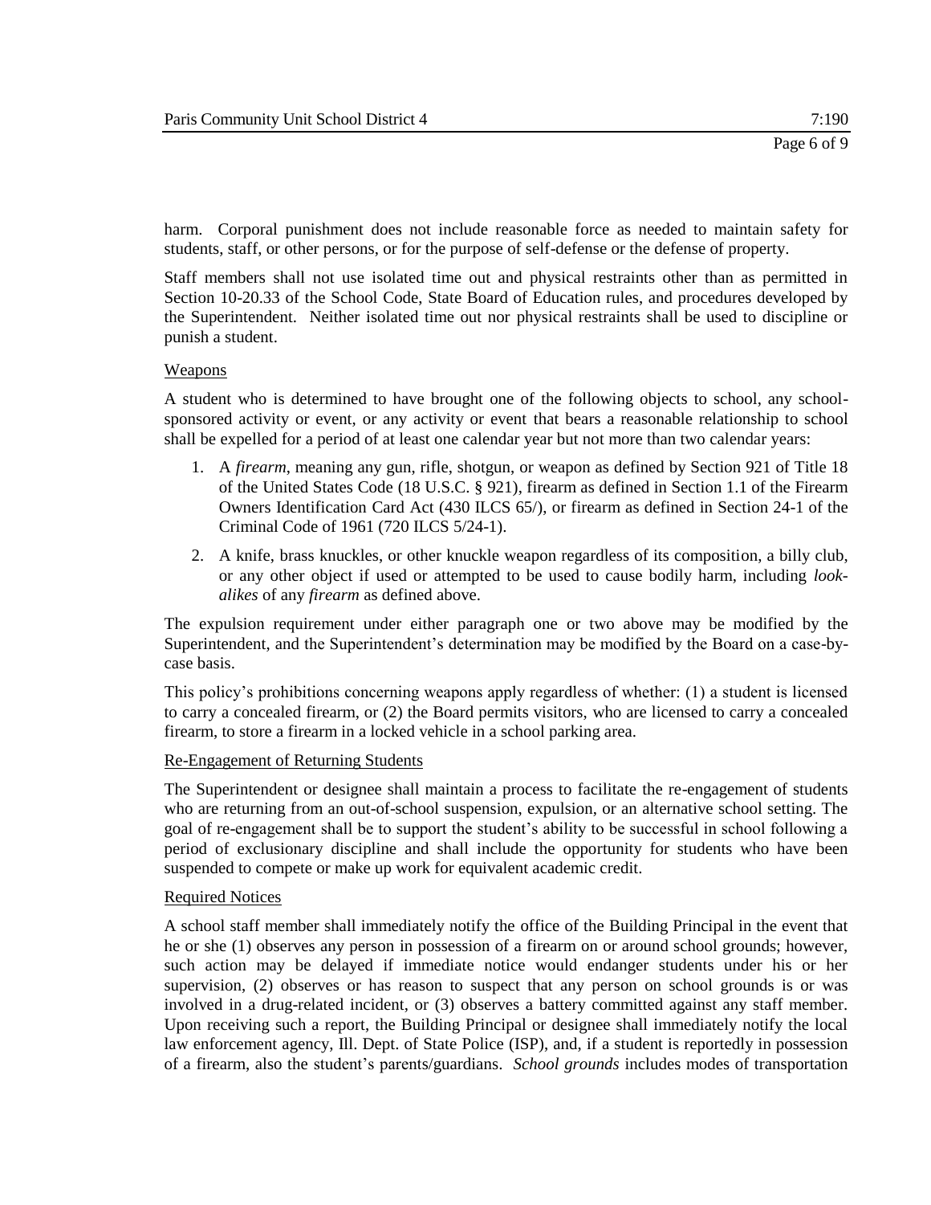harm. Corporal punishment does not include reasonable force as needed to maintain safety for students, staff, or other persons, or for the purpose of self-defense or the defense of property.

Staff members shall not use isolated time out and physical restraints other than as permitted in Section 10-20.33 of the School Code, State Board of Education rules, and procedures developed by the Superintendent. Neither isolated time out nor physical restraints shall be used to discipline or punish a student.

## Weapons

A student who is determined to have brought one of the following objects to school, any school-sponsored activity or event, or any activity or event that bears a reasonable relationship to school shall be expelled for a period of at least one calendar year but not more than two calendar years:

1. A *firearm*, meaning any gun, rifle, shotgun, or weapon as defined by Section 921 of Title 18 of the United States Code (18 U.S.C. § 921), firearm as defined in Section 1.1 of the Firearm Owners Identification Card Act (430 ILCS 65/), or firearm as defined in Section 24-1 of the Criminal Code of 1961 (720 ILCS 5/24-1).
2. A knife, brass knuckles, or other knuckle weapon regardless of its composition, a billy club, or any other object if used or attempted to be used to cause bodily harm, including *look-alikes* of any *firearm* as defined above.

The expulsion requirement under either paragraph one or two above may be modified by the Superintendent, and the Superintendent's determination may be modified by the Board on a case-by-case basis.

This policy's prohibitions concerning weapons apply regardless of whether: (1) a student is licensed to carry a concealed firearm, or (2) the Board permits visitors, who are licensed to carry a concealed firearm, to store a firearm in a locked vehicle in a school parking area.

## Re-Engagement of Returning Students

The Superintendent or designee shall maintain a process to facilitate the re-engagement of students who are returning from an out-of-school suspension, expulsion, or an alternative school setting. The goal of re-engagement shall be to support the student's ability to be successful in school following a period of exclusionary discipline and shall include the opportunity for students who have been suspended to compete or make up work for equivalent academic credit.

## Required Notices

A school staff member shall immediately notify the office of the Building Principal in the event that he or she (1) observes any person in possession of a firearm on or around school grounds; however, such action may be delayed if immediate notice would endanger students under his or her supervision, (2) observes or has reason to suspect that any person on school grounds is or was involved in a drug-related incident, or (3) observes a battery committed against any staff member. Upon receiving such a report, the Building Principal or designee shall immediately notify the local law enforcement agency, Ill. Dept. of State Police (ISP), and, if a student is reportedly in possession of a firearm, also the student's parents/guardians. *School grounds* includes modes of transportation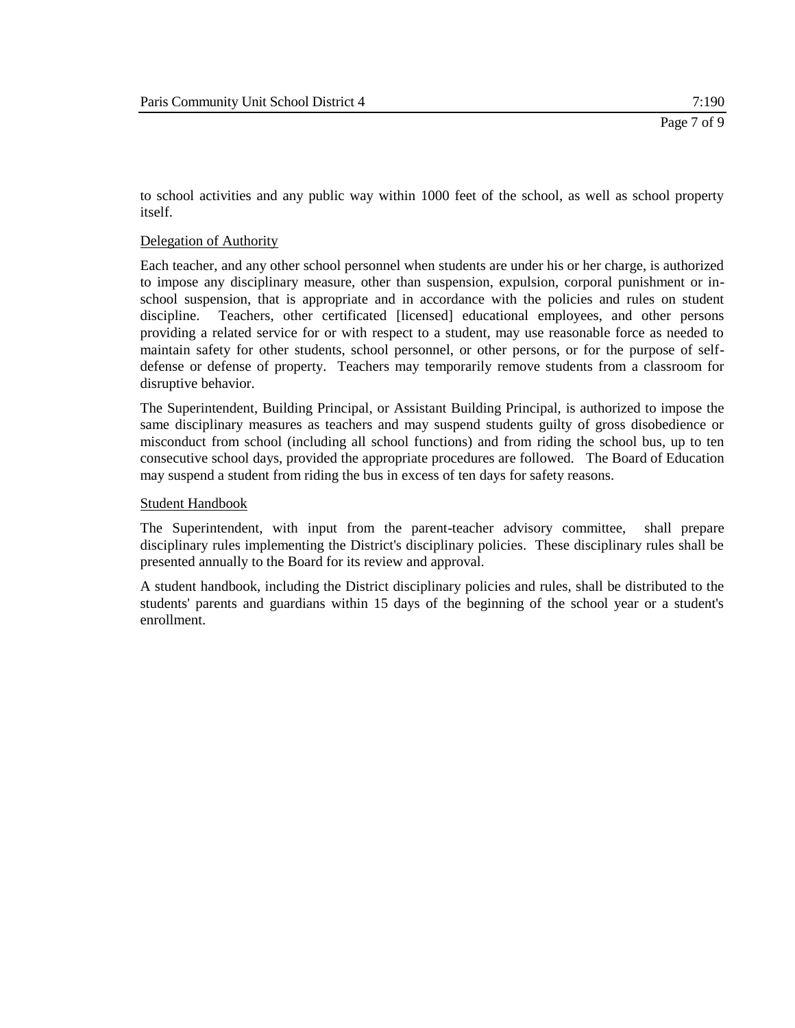to school activities and any public way within 1000 feet of the school, as well as school property itself.

Delegation of Authority

Each teacher, and any other school personnel when students are under his or her charge, is authorized to impose any disciplinary measure, other than suspension, expulsion, corporal punishment or in-school suspension, that is appropriate and in accordance with the policies and rules on student discipline. Teachers, other certificated [licensed] educational employees, and other persons providing a related service for or with respect to a student, may use reasonable force as needed to maintain safety for other students, school personnel, or other persons, or for the purpose of self-defense or defense of property. Teachers may temporarily remove students from a classroom for disruptive behavior.

The Superintendent, Building Principal, or Assistant Building Principal, is authorized to impose the same disciplinary measures as teachers and may suspend students guilty of gross disobedience or misconduct from school (including all school functions) and from riding the school bus, up to ten consecutive school days, provided the appropriate procedures are followed. The Board of Education may suspend a student from riding the bus in excess of ten days for safety reasons.

Student Handbook

The Superintendent, with input from the parent-teacher advisory committee, shall prepare disciplinary rules implementing the District's disciplinary policies. These disciplinary rules shall be presented annually to the Board for its review and approval.

A student handbook, including the District disciplinary policies and rules, shall be distributed to the students' parents and guardians within 15 days of the beginning of the school year or a student's enrollment.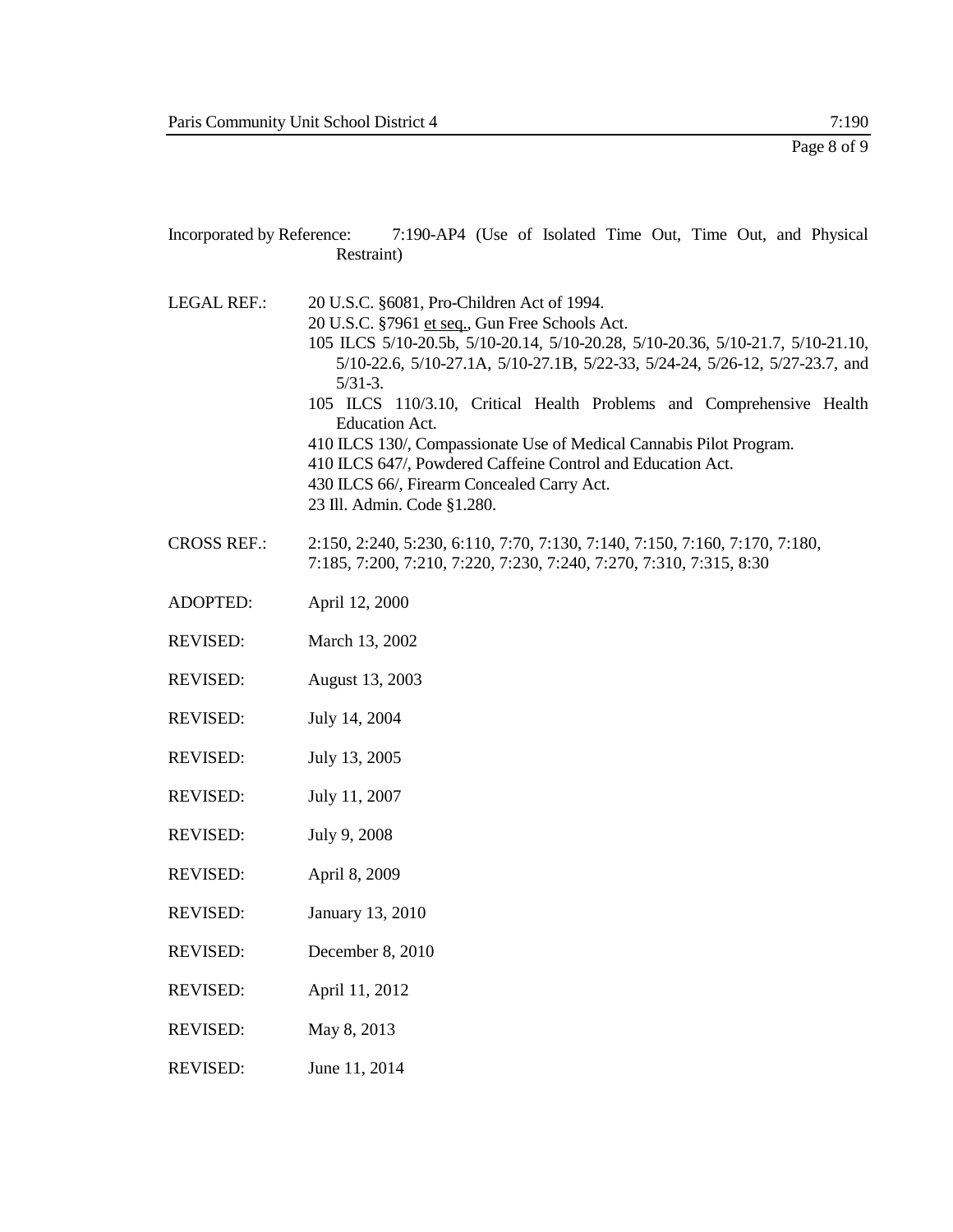Incorporated by Reference: 7:190-AP4 (Use of Isolated Time Out, Time Out, and Physical Restraint)

LEGAL REF.: 20 U.S.C. §6081, Pro-Children Act of 1994.
20 U.S.C. §7961 et seq., Gun Free Schools Act.
105 ILCS 5/10-20.5b, 5/10-20.14, 5/10-20.28, 5/10-20.36, 5/10-21.7, 5/10-21.10, 5/10-22.6, 5/10-27.1A, 5/10-27.1B, 5/22-33, 5/24-24, 5/26-12, 5/27-23.7, and 5/31-3.
105 ILCS 110/3.10, Critical Health Problems and Comprehensive Health Education Act.
410 ILCS 130/, Compassionate Use of Medical Cannabis Pilot Program.
410 ILCS 647/, Powdered Caffeine Control and Education Act.
430 ILCS 66/, Firearm Concealed Carry Act.
23 Ill. Admin. Code §1.280.

CROSS REF.: 2:150, 2:240, 5:230, 6:110, 7:70, 7:130, 7:140, 7:150, 7:160, 7:170, 7:180, 7:185, 7:200, 7:210, 7:220, 7:230, 7:240, 7:270, 7:310, 7:315, 8:30

ADOPTED: April 12, 2000

REVISED: March 13, 2002

REVISED: August 13, 2003

REVISED: July 14, 2004

REVISED: July 13, 2005

REVISED: July 11, 2007

REVISED: July 9, 2008

REVISED: April 8, 2009

REVISED: January 13, 2010

REVISED: December 8, 2010

REVISED: April 11, 2012

REVISED: May 8, 2013

REVISED: June 11, 2014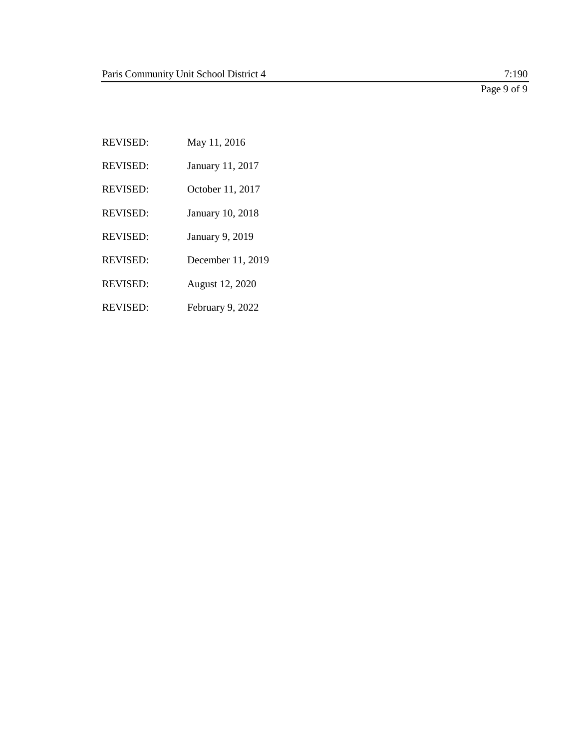REVISED: May 11, 2016

REVISED: January 11, 2017

REVISED: October 11, 2017

REVISED: January 10, 2018

REVISED: January 9, 2019

REVISED: December 11, 2019

REVISED: August 12, 2020

REVISED: February 9, 2022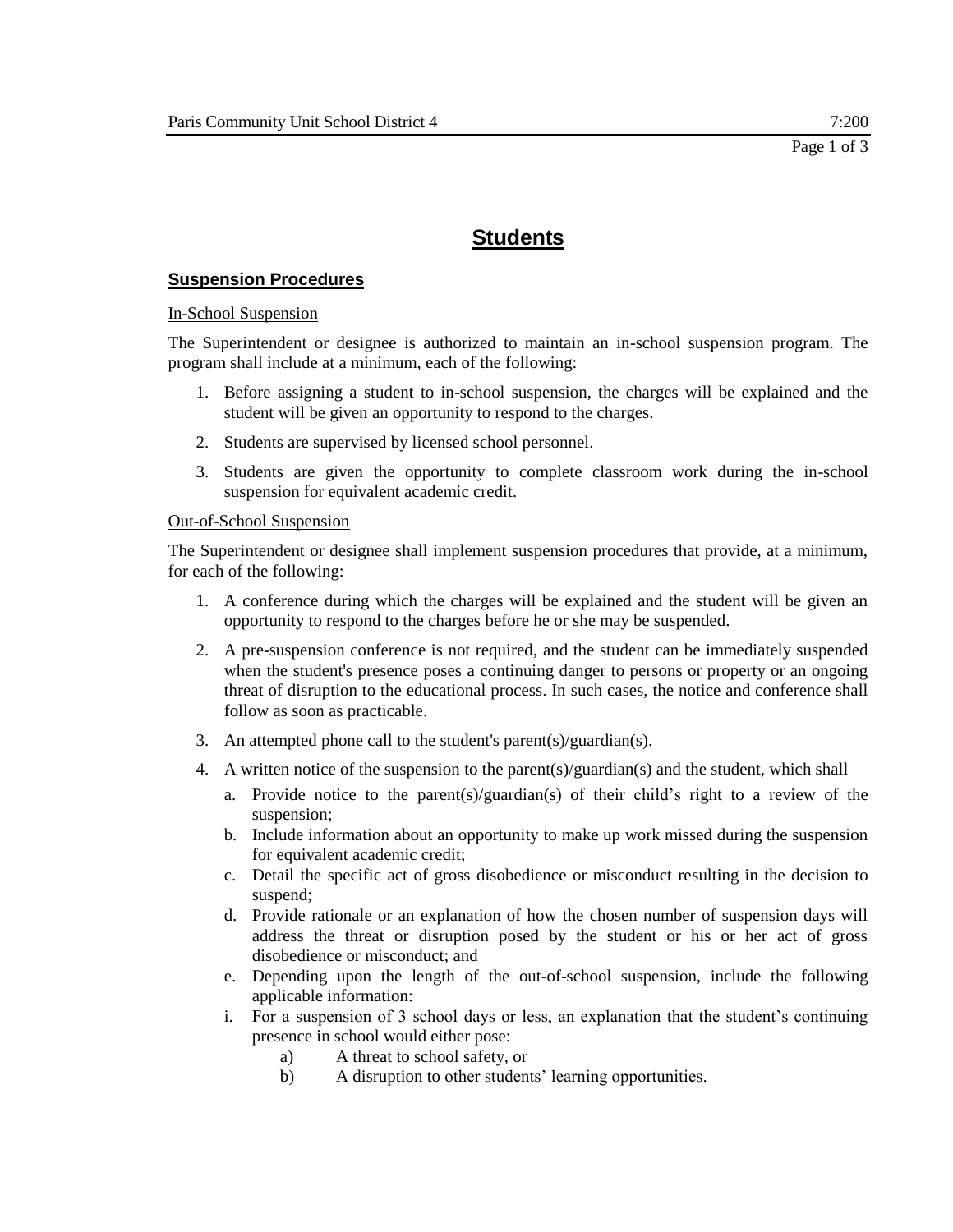# Students

## Suspension Procedures

In-School Suspension

The Superintendent or designee is authorized to maintain an in-school suspension program. The program shall include at a minimum, each of the following:

1. Before assigning a student to in-school suspension, the charges will be explained and the student will be given an opportunity to respond to the charges.
2. Students are supervised by licensed school personnel.
3. Students are given the opportunity to complete classroom work during the in-school suspension for equivalent academic credit.

Out-of-School Suspension

The Superintendent or designee shall implement suspension procedures that provide, at a minimum, for each of the following:

1. A conference during which the charges will be explained and the student will be given an opportunity to respond to the charges before he or she may be suspended.
2. A pre-suspension conference is not required, and the student can be immediately suspended when the student's presence poses a continuing danger to persons or property or an ongoing threat of disruption to the educational process. In such cases, the notice and conference shall follow as soon as practicable.
3. An attempted phone call to the student's parent(s)/guardian(s).
4. A written notice of the suspension to the parent(s)/guardian(s) and the student, which shall
   a. Provide notice to the parent(s)/guardian(s) of their child's right to a review of the suspension;
   b. Include information about an opportunity to make up work missed during the suspension for equivalent academic credit;
   c. Detail the specific act of gross disobedience or misconduct resulting in the decision to suspend;
   d. Provide rationale or an explanation of how the chosen number of suspension days will address the threat or disruption posed by the student or his or her act of gross disobedience or misconduct; and
   e. Depending upon the length of the out-of-school suspension, include the following applicable information:
   i. For a suspension of 3 school days or less, an explanation that the student's continuing presence in school would either pose:
      a) A threat to school safety, or
      b) A disruption to other students' learning opportunities.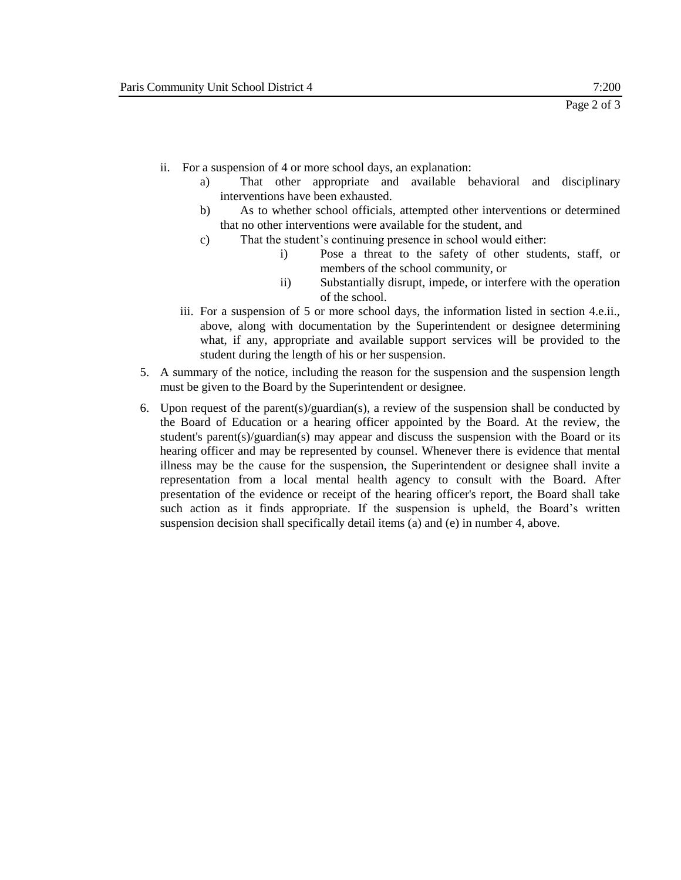ii. For a suspension of 4 or more school days, an explanation:

      a) That other appropriate and available behavioral and disciplinary interventions have been exhausted.

      b) As to whether school officials, attempted other interventions or determined that no other interventions were available for the student, and

      c) That the student's continuing presence in school would either:

         i) Pose a threat to the safety of other students, staff, or members of the school community, or

         ii) Substantially disrupt, impede, or interfere with the operation of the school.

   iii. For a suspension of 5 or more school days, the information listed in section 4.e.ii., above, along with documentation by the Superintendent or designee determining what, if any, appropriate and available support services will be provided to the student during the length of his or her suspension.

5. A summary of the notice, including the reason for the suspension and the suspension length must be given to the Board by the Superintendent or designee.

6. Upon request of the parent(s)/guardian(s), a review of the suspension shall be conducted by the Board of Education or a hearing officer appointed by the Board. At the review, the student's parent(s)/guardian(s) may appear and discuss the suspension with the Board or its hearing officer and may be represented by counsel. Whenever there is evidence that mental illness may be the cause for the suspension, the Superintendent or designee shall invite a representation from a local mental health agency to consult with the Board. After presentation of the evidence or receipt of the hearing officer's report, the Board shall take such action as it finds appropriate. If the suspension is upheld, the Board's written suspension decision shall specifically detail items (a) and (e) in number 4, above.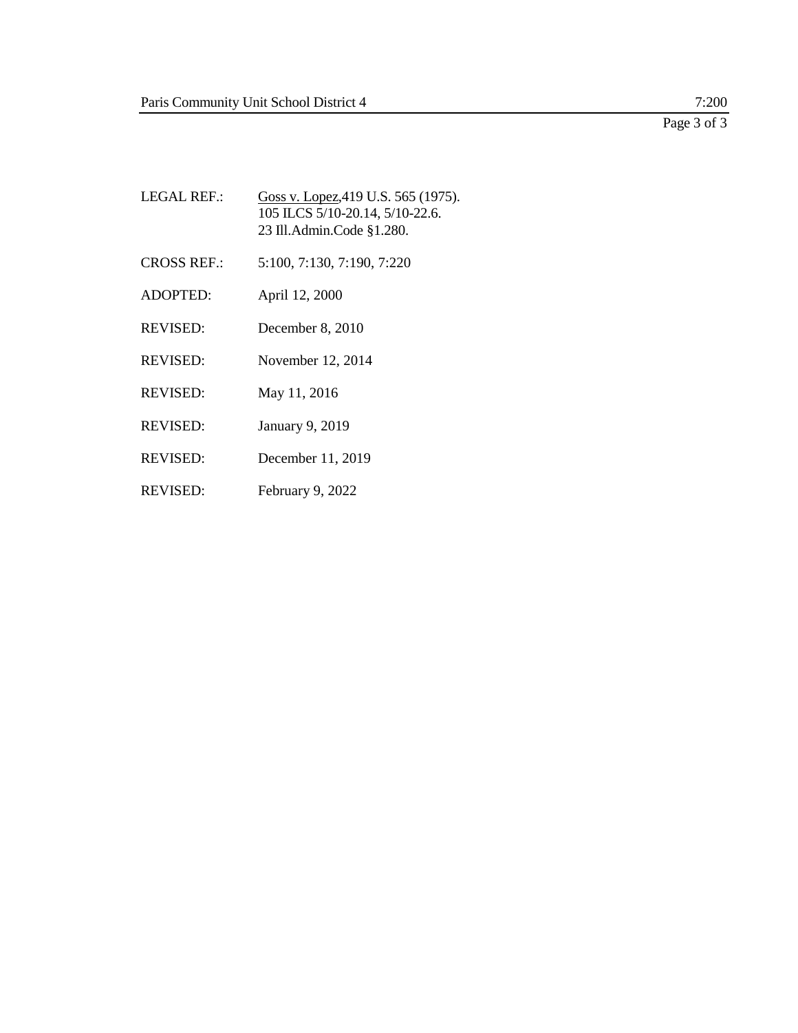LEGAL REF.: Goss v. Lopez, 419 U.S. 565 (1975).
105 ILCS 5/10-20.14, 5/10-22.6.
23 Ill.Admin.Code §1.280.

CROSS REF.: 5:100, 7:130, 7:190, 7:220

ADOPTED: April 12, 2000

REVISED: December 8, 2010

REVISED: November 12, 2014

REVISED: May 11, 2016

REVISED: January 9, 2019

REVISED: December 11, 2019

REVISED: February 9, 2022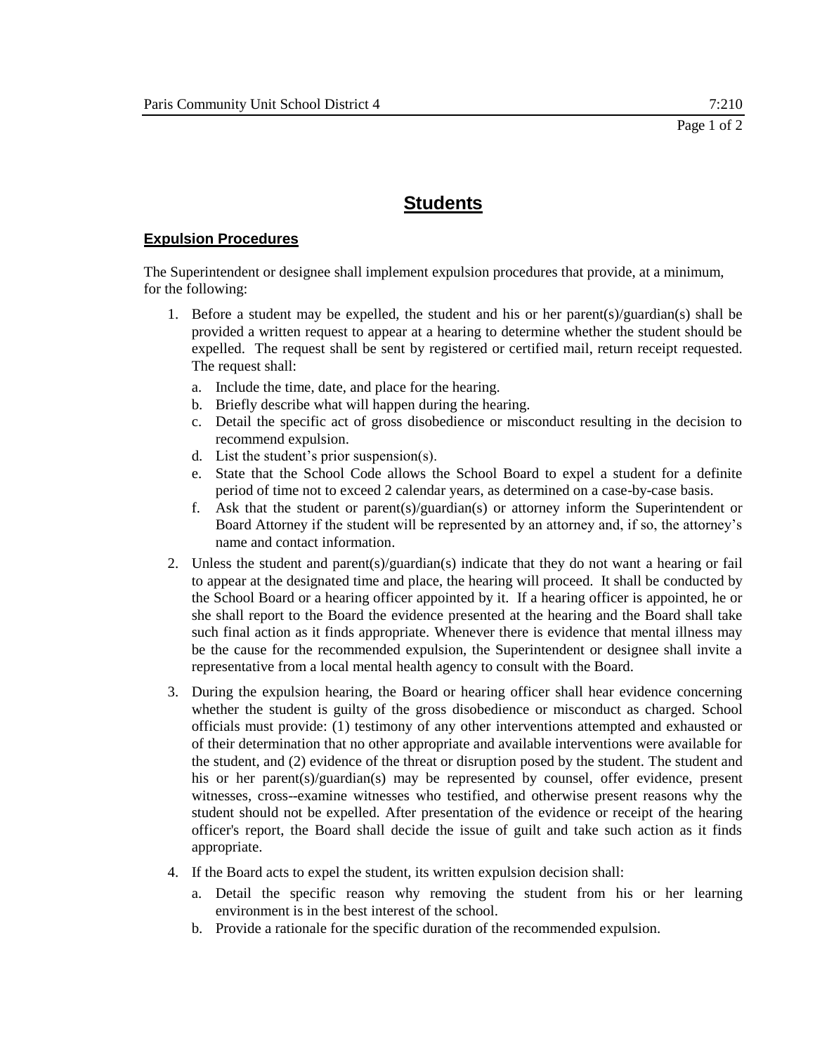# Students

## Expulsion Procedures

The Superintendent or designee shall implement expulsion procedures that provide, at a minimum, for the following:

1. Before a student may be expelled, the student and his or her parent(s)/guardian(s) shall be provided a written request to appear at a hearing to determine whether the student should be expelled. The request shall be sent by registered or certified mail, return receipt requested. The request shall:
   a. Include the time, date, and place for the hearing.
   b. Briefly describe what will happen during the hearing.
   c. Detail the specific act of gross disobedience or misconduct resulting in the decision to recommend expulsion.
   d. List the student's prior suspension(s).
   e. State that the School Code allows the School Board to expel a student for a definite period of time not to exceed 2 calendar years, as determined on a case-by-case basis.
   f. Ask that the student or parent(s)/guardian(s) or attorney inform the Superintendent or Board Attorney if the student will be represented by an attorney and, if so, the attorney's name and contact information.

2. Unless the student and parent(s)/guardian(s) indicate that they do not want a hearing or fail to appear at the designated time and place, the hearing will proceed. It shall be conducted by the School Board or a hearing officer appointed by it. If a hearing officer is appointed, he or she shall report to the Board the evidence presented at the hearing and the Board shall take such final action as it finds appropriate. Whenever there is evidence that mental illness may be the cause for the recommended expulsion, the Superintendent or designee shall invite a representative from a local mental health agency to consult with the Board.

3. During the expulsion hearing, the Board or hearing officer shall hear evidence concerning whether the student is guilty of the gross disobedience or misconduct as charged. School officials must provide: (1) testimony of any other interventions attempted and exhausted or of their determination that no other appropriate and available interventions were available for the student, and (2) evidence of the threat or disruption posed by the student. The student and his or her parent(s)/guardian(s) may be represented by counsel, offer evidence, present witnesses, cross--examine witnesses who testified, and otherwise present reasons why the student should not be expelled. After presentation of the evidence or receipt of the hearing officer's report, the Board shall decide the issue of guilt and take such action as it finds appropriate.

4. If the Board acts to expel the student, its written expulsion decision shall:
   a. Detail the specific reason why removing the student from his or her learning environment is in the best interest of the school.
   b. Provide a rationale for the specific duration of the recommended expulsion.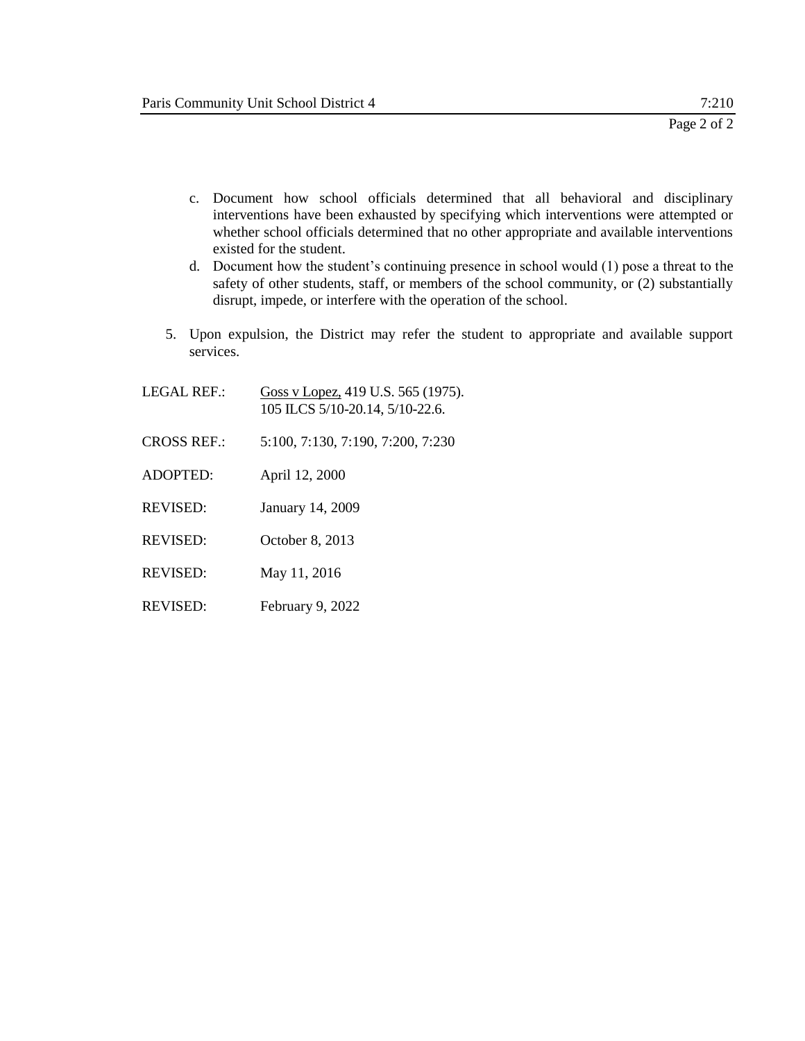c. Document how school officials determined that all behavioral and disciplinary interventions have been exhausted by specifying which interventions were attempted or whether school officials determined that no other appropriate and available interventions existed for the student.
   d. Document how the student's continuing presence in school would (1) pose a threat to the safety of other students, staff, or members of the school community, or (2) substantially disrupt, impede, or interfere with the operation of the school.

5. Upon expulsion, the District may refer the student to appropriate and available support services.

LEGAL REF.: Goss v Lopez, 419 U.S. 565 (1975).
105 ILCS 5/10-20.14, 5/10-22.6.

CROSS REF.: 5:100, 7:130, 7:190, 7:200, 7:230

ADOPTED: April 12, 2000

REVISED: January 14, 2009

REVISED: October 8, 2013

REVISED: May 11, 2016

REVISED: February 9, 2022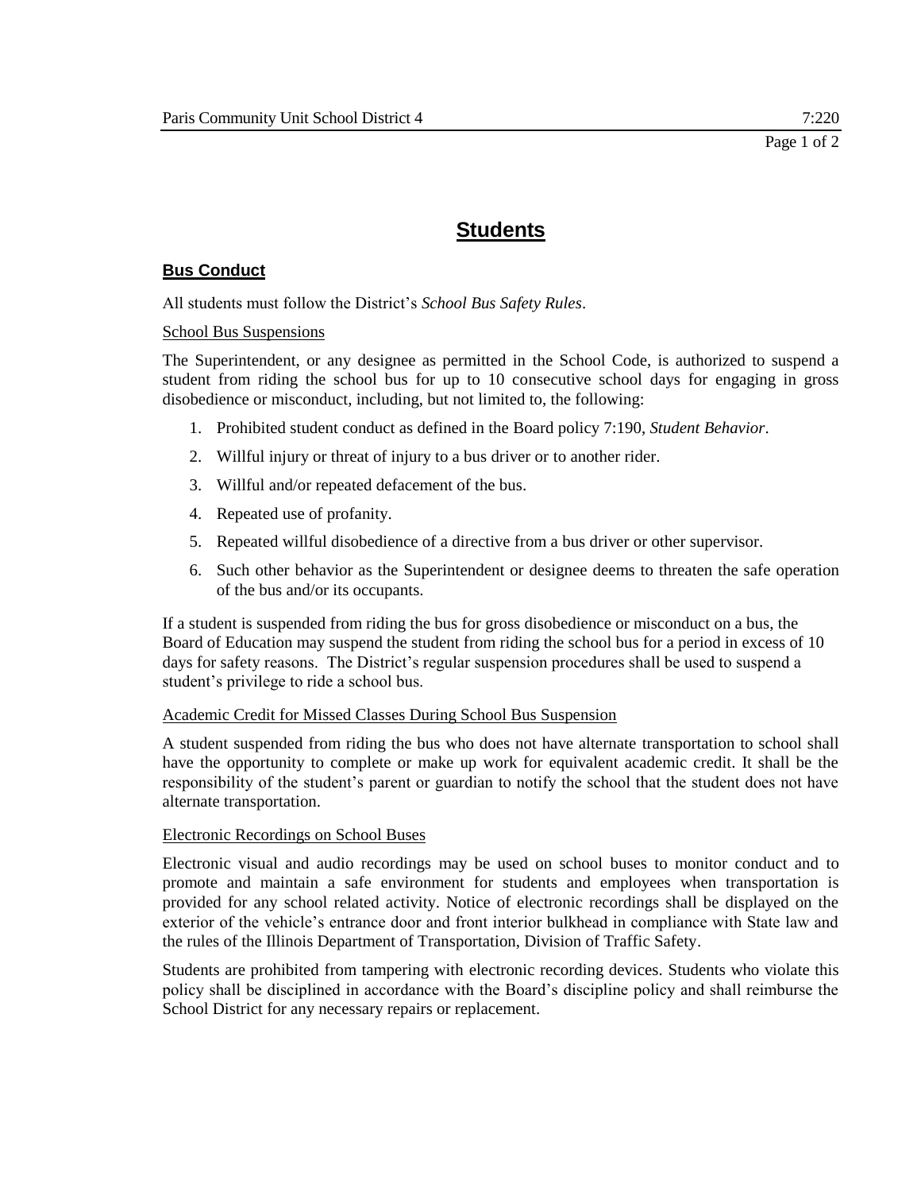# Students

## Bus Conduct

All students must follow the District's *School Bus Safety Rules*.

School Bus Suspensions

The Superintendent, or any designee as permitted in the School Code, is authorized to suspend a student from riding the school bus for up to 10 consecutive school days for engaging in gross disobedience or misconduct, including, but not limited to, the following:

1. Prohibited student conduct as defined in the Board policy 7:190, *Student Behavior*.
2. Willful injury or threat of injury to a bus driver or to another rider.
3. Willful and/or repeated defacement of the bus.
4. Repeated use of profanity.
5. Repeated willful disobedience of a directive from a bus driver or other supervisor.
6. Such other behavior as the Superintendent or designee deems to threaten the safe operation of the bus and/or its occupants.

If a student is suspended from riding the bus for gross disobedience or misconduct on a bus, the Board of Education may suspend the student from riding the school bus for a period in excess of 10 days for safety reasons. The District's regular suspension procedures shall be used to suspend a student's privilege to ride a school bus.

Academic Credit for Missed Classes During School Bus Suspension

A student suspended from riding the bus who does not have alternate transportation to school shall have the opportunity to complete or make up work for equivalent academic credit. It shall be the responsibility of the student's parent or guardian to notify the school that the student does not have alternate transportation.

Electronic Recordings on School Buses

Electronic visual and audio recordings may be used on school buses to monitor conduct and to promote and maintain a safe environment for students and employees when transportation is provided for any school related activity. Notice of electronic recordings shall be displayed on the exterior of the vehicle's entrance door and front interior bulkhead in compliance with State law and the rules of the Illinois Department of Transportation, Division of Traffic Safety.

Students are prohibited from tampering with electronic recording devices. Students who violate this policy shall be disciplined in accordance with the Board's discipline policy and shall reimburse the School District for any necessary repairs or replacement.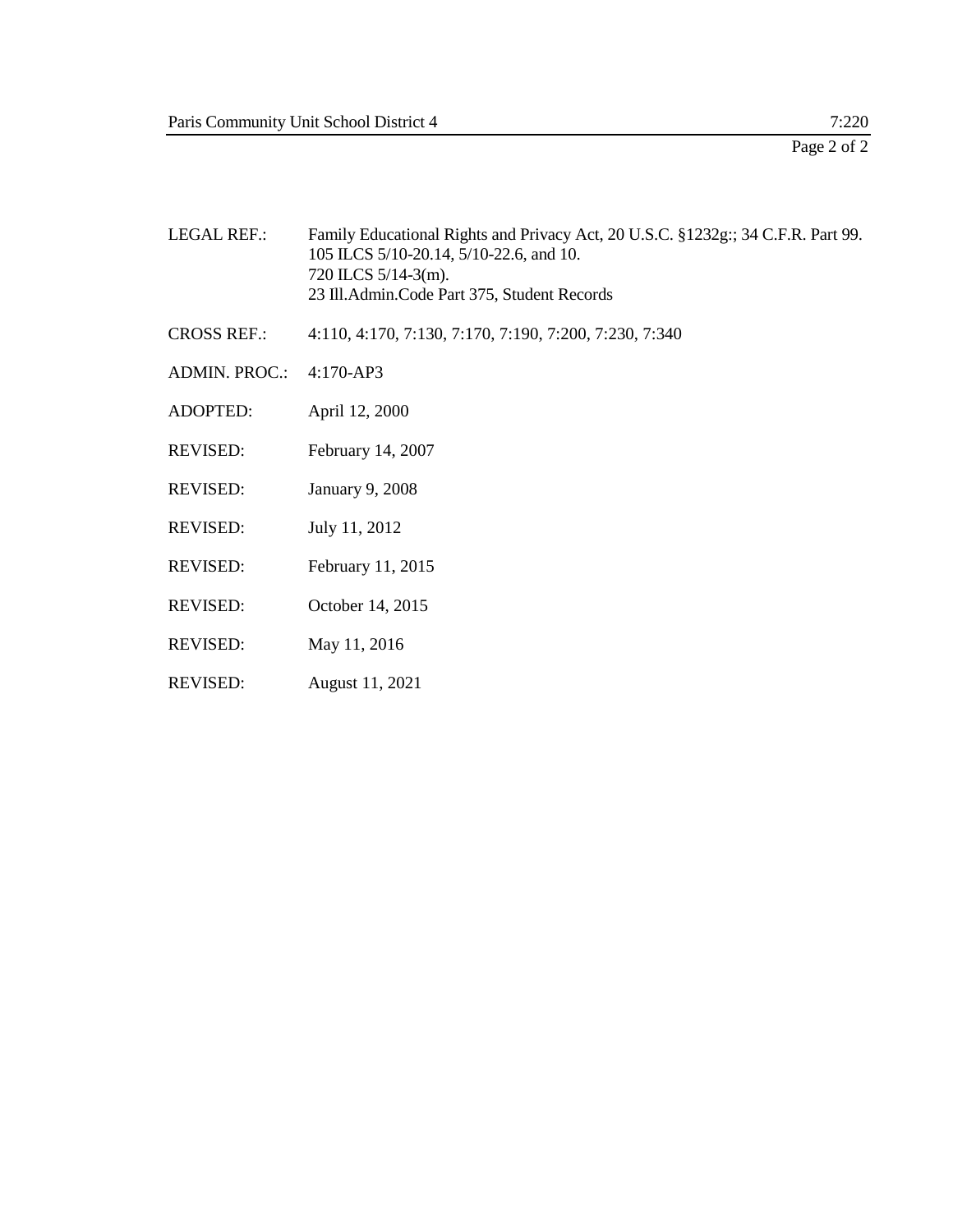LEGAL REF.: Family Educational Rights and Privacy Act, 20 U.S.C. §1232g:; 34 C.F.R. Part 99.
105 ILCS 5/10-20.14, 5/10-22.6, and 10.
720 ILCS 5/14-3(m).
23 Ill.Admin.Code Part 375, Student Records

CROSS REF.: 4:110, 4:170, 7:130, 7:170, 7:190, 7:200, 7:230, 7:340

ADMIN. PROC.: 4:170-AP3

ADOPTED: April 12, 2000

REVISED: February 14, 2007

REVISED: January 9, 2008

REVISED: July 11, 2012

REVISED: February 11, 2015

REVISED: October 14, 2015

REVISED: May 11, 2016

REVISED: August 11, 2021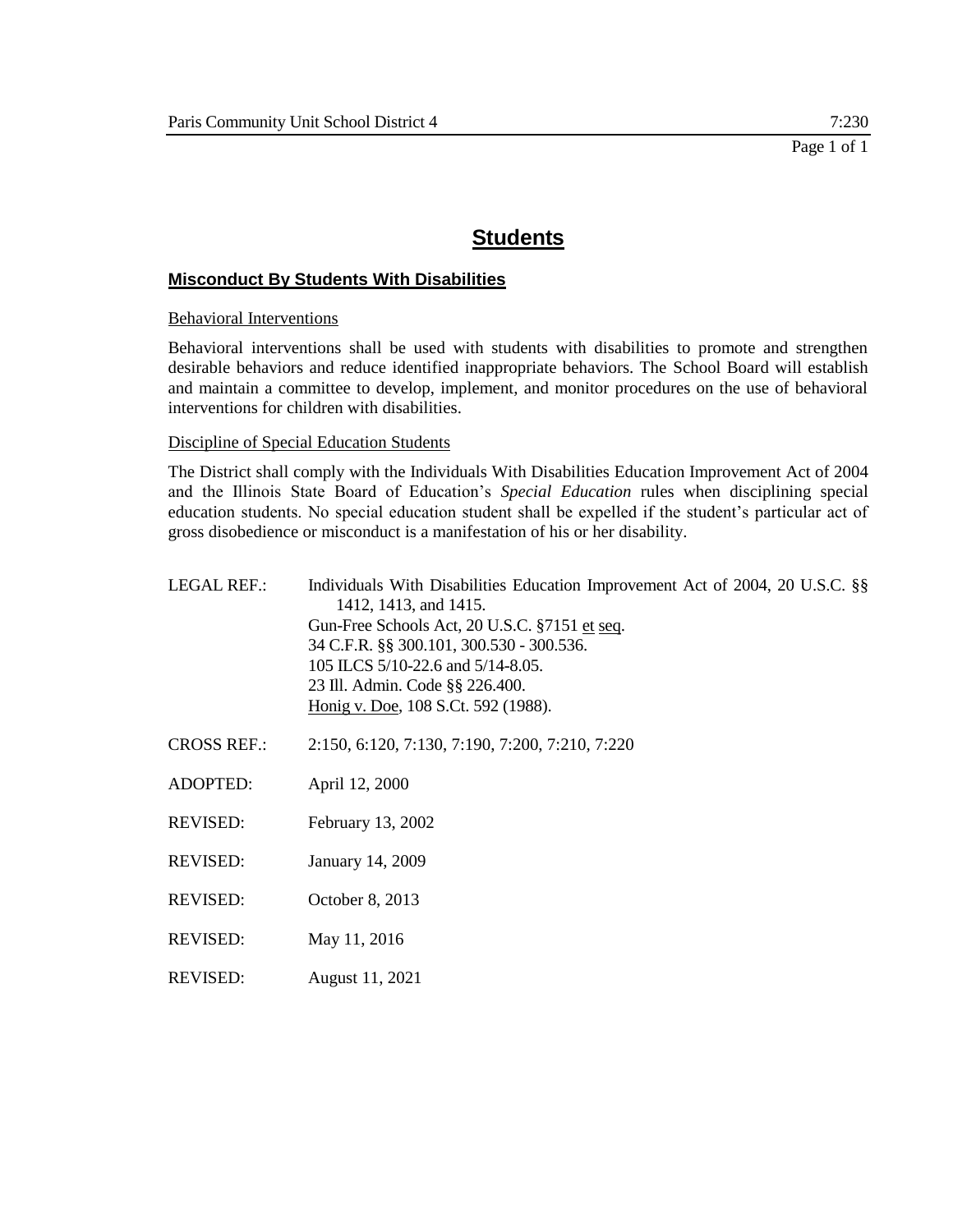# Students

## Misconduct By Students With Disabilities

Behavioral Interventions

Behavioral interventions shall be used with students with disabilities to promote and strengthen desirable behaviors and reduce identified inappropriate behaviors. The School Board will establish and maintain a committee to develop, implement, and monitor procedures on the use of behavioral interventions for children with disabilities.

Discipline of Special Education Students

The District shall comply with the Individuals With Disabilities Education Improvement Act of 2004 and the Illinois State Board of Education's *Special Education* rules when disciplining special education students. No special education student shall be expelled if the student's particular act of gross disobedience or misconduct is a manifestation of his or her disability.

LEGAL REF.: Individuals With Disabilities Education Improvement Act of 2004, 20 U.S.C. §§ 1412, 1413, and 1415.
Gun-Free Schools Act, 20 U.S.C. §7151 et seq.
34 C.F.R. §§ 300.101, 300.530 - 300.536.
105 ILCS 5/10-22.6 and 5/14-8.05.
23 Ill. Admin. Code §§ 226.400.
Honig v. Doe, 108 S.Ct. 592 (1988).

CROSS REF.: 2:150, 6:120, 7:130, 7:190, 7:200, 7:210, 7:220

ADOPTED: April 12, 2000

REVISED: February 13, 2002

REVISED: January 14, 2009

REVISED: October 8, 2013

REVISED: May 11, 2016

REVISED: August 11, 2021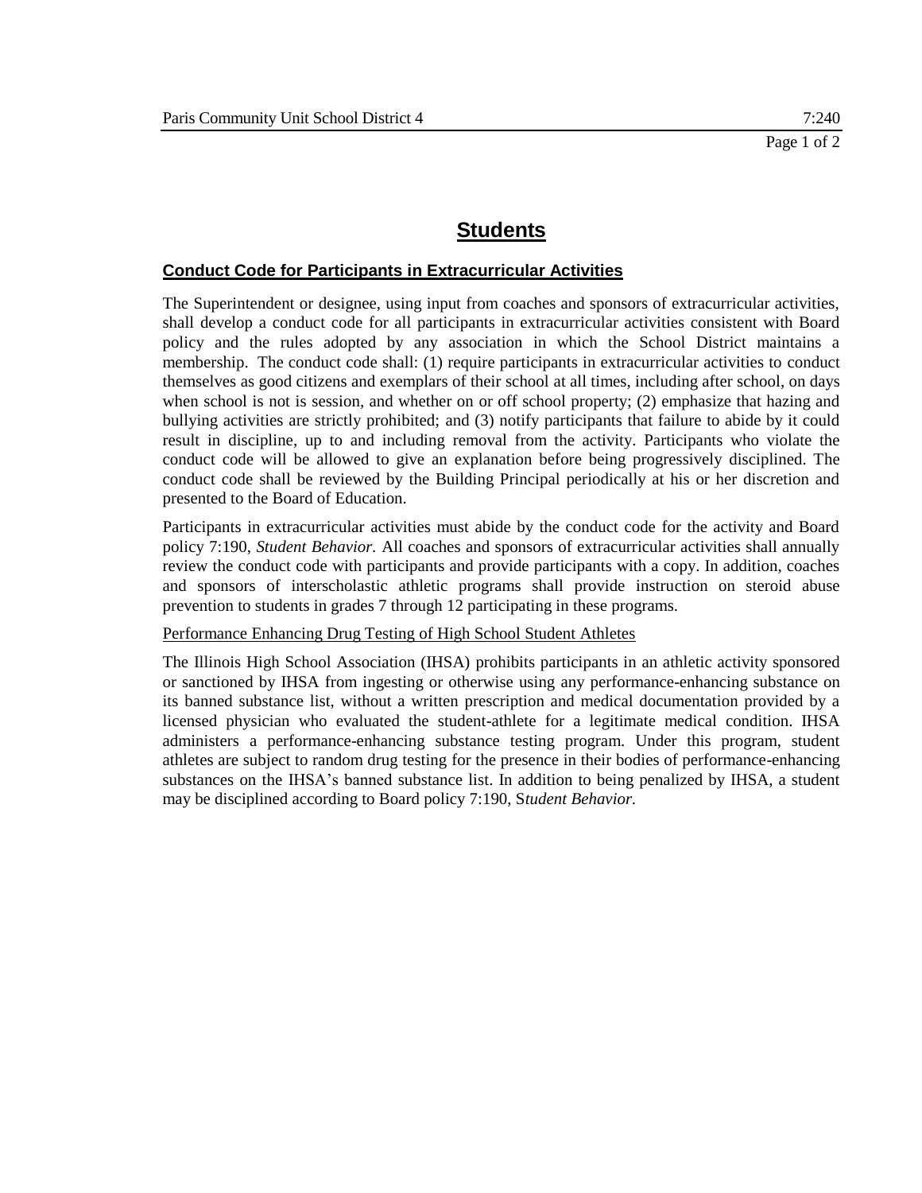# Students

## Conduct Code for Participants in Extracurricular Activities

The Superintendent or designee, using input from coaches and sponsors of extracurricular activities, shall develop a conduct code for all participants in extracurricular activities consistent with Board policy and the rules adopted by any association in which the School District maintains a membership. The conduct code shall: (1) require participants in extracurricular activities to conduct themselves as good citizens and exemplars of their school at all times, including after school, on days when school is not is session, and whether on or off school property; (2) emphasize that hazing and bullying activities are strictly prohibited; and (3) notify participants that failure to abide by it could result in discipline, up to and including removal from the activity. Participants who violate the conduct code will be allowed to give an explanation before being progressively disciplined. The conduct code shall be reviewed by the Building Principal periodically at his or her discretion and presented to the Board of Education.

Participants in extracurricular activities must abide by the conduct code for the activity and Board policy 7:190, *Student Behavior.* All coaches and sponsors of extracurricular activities shall annually review the conduct code with participants and provide participants with a copy. In addition, coaches and sponsors of interscholastic athletic programs shall provide instruction on steroid abuse prevention to students in grades 7 through 12 participating in these programs.

Performance Enhancing Drug Testing of High School Student Athletes

The Illinois High School Association (IHSA) prohibits participants in an athletic activity sponsored or sanctioned by IHSA from ingesting or otherwise using any performance-enhancing substance on its banned substance list, without a written prescription and medical documentation provided by a licensed physician who evaluated the student-athlete for a legitimate medical condition. IHSA administers a performance-enhancing substance testing program. Under this program, student athletes are subject to random drug testing for the presence in their bodies of performance-enhancing substances on the IHSA's banned substance list. In addition to being penalized by IHSA, a student may be disciplined according to Board policy 7:190, S*tudent Behavior.*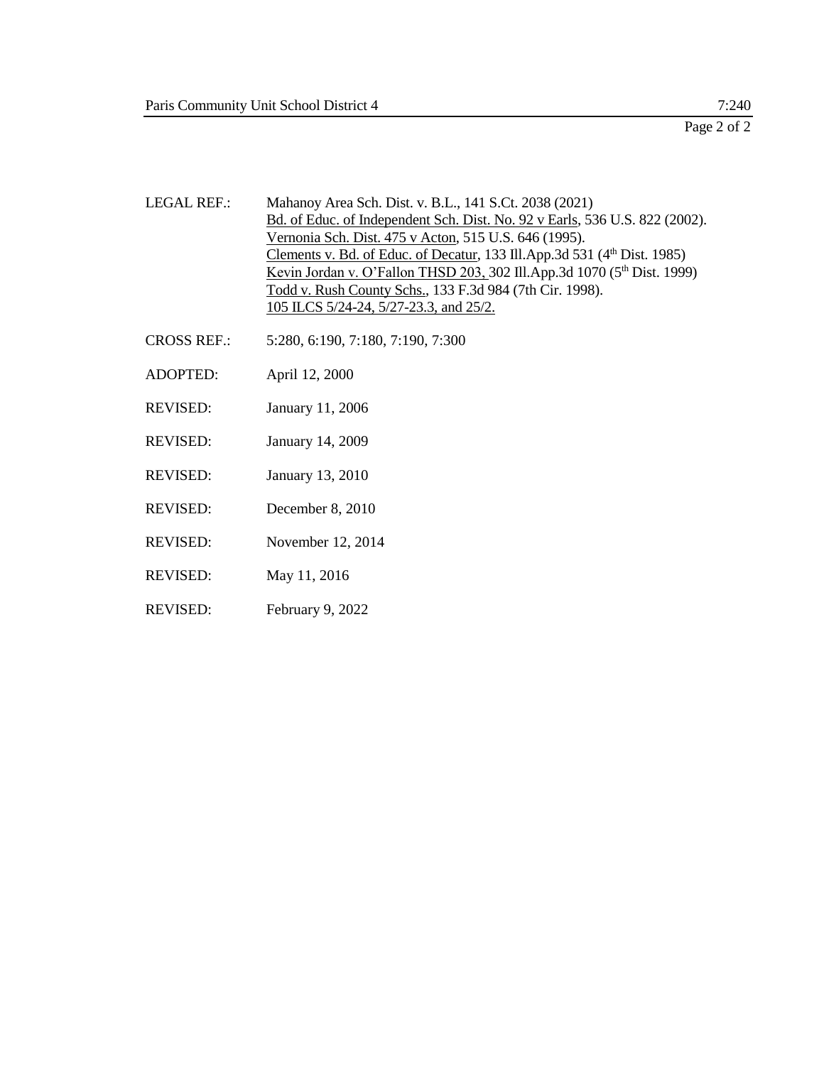LEGAL REF.: Mahanoy Area Sch. Dist. v. B.L., 141 S.Ct. 2038 (2021)
Bd. of Educ. of Independent Sch. Dist. No. 92 v Earls, 536 U.S. 822 (2002).
Vernonia Sch. Dist. 475 v Acton, 515 U.S. 646 (1995).
Clements v. Bd. of Educ. of Decatur, 133 Ill.App.3d 531 (4th Dist. 1985)
Kevin Jordan v. O'Fallon THSD 203, 302 Ill.App.3d 1070 (5th Dist. 1999)
Todd v. Rush County Schs., 133 F.3d 984 (7th Cir. 1998).
105 ILCS 5/24-24, 5/27-23.3, and 25/2.

CROSS REF.: 5:280, 6:190, 7:180, 7:190, 7:300

ADOPTED: April 12, 2000

REVISED: January 11, 2006

REVISED: January 14, 2009

REVISED: January 13, 2010

REVISED: December 8, 2010

REVISED: November 12, 2014

REVISED: May 11, 2016

REVISED: February 9, 2022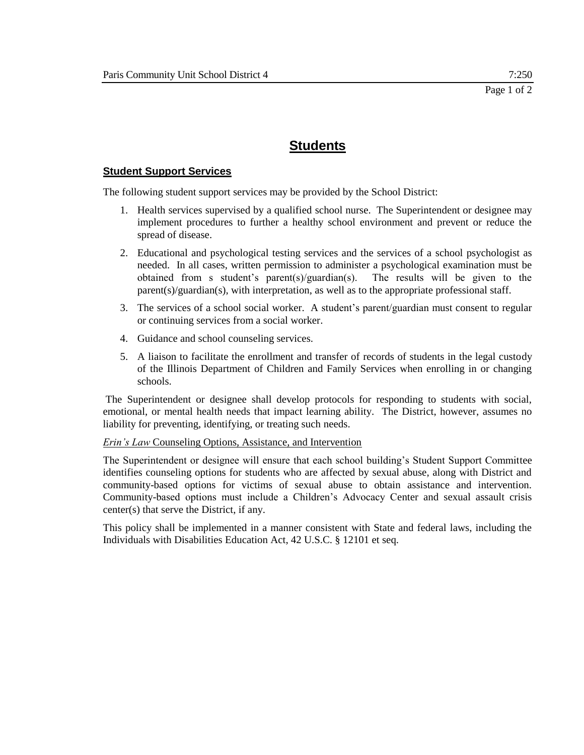# Students

## Student Support Services

The following student support services may be provided by the School District:

1. Health services supervised by a qualified school nurse. The Superintendent or designee may implement procedures to further a healthy school environment and prevent or reduce the spread of disease.
2. Educational and psychological testing services and the services of a school psychologist as needed. In all cases, written permission to administer a psychological examination must be obtained from s student's parent(s)/guardian(s). The results will be given to the parent(s)/guardian(s), with interpretation, as well as to the appropriate professional staff.
3. The services of a school social worker. A student's parent/guardian must consent to regular or continuing services from a social worker.
4. Guidance and school counseling services.
5. A liaison to facilitate the enrollment and transfer of records of students in the legal custody of the Illinois Department of Children and Family Services when enrolling in or changing schools.

The Superintendent or designee shall develop protocols for responding to students with social, emotional, or mental health needs that impact learning ability. The District, however, assumes no liability for preventing, identifying, or treating such needs.

*Erin's Law* Counseling Options, Assistance, and Intervention

The Superintendent or designee will ensure that each school building's Student Support Committee identifies counseling options for students who are affected by sexual abuse, along with District and community-based options for victims of sexual abuse to obtain assistance and intervention. Community-based options must include a Children's Advocacy Center and sexual assault crisis center(s) that serve the District, if any.

This policy shall be implemented in a manner consistent with State and federal laws, including the Individuals with Disabilities Education Act, 42 U.S.C. § 12101 et seq.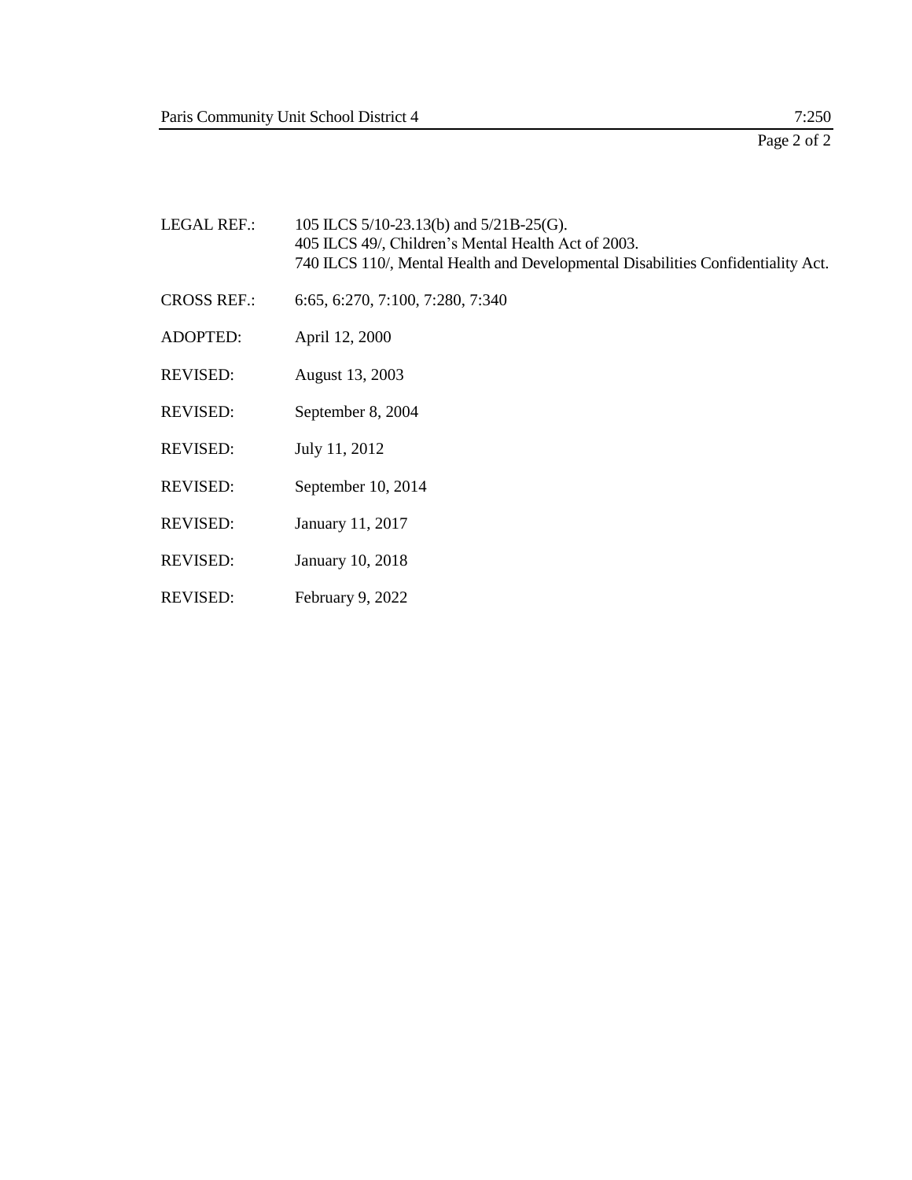LEGAL REF.: 105 ILCS 5/10-23.13(b) and 5/21B-25(G).
405 ILCS 49/, Children's Mental Health Act of 2003.
740 ILCS 110/, Mental Health and Developmental Disabilities Confidentiality Act.

CROSS REF.: 6:65, 6:270, 7:100, 7:280, 7:340

ADOPTED: April 12, 2000

REVISED: August 13, 2003

REVISED: September 8, 2004

REVISED: July 11, 2012

REVISED: September 10, 2014

REVISED: January 11, 2017

REVISED: January 10, 2018

REVISED: February 9, 2022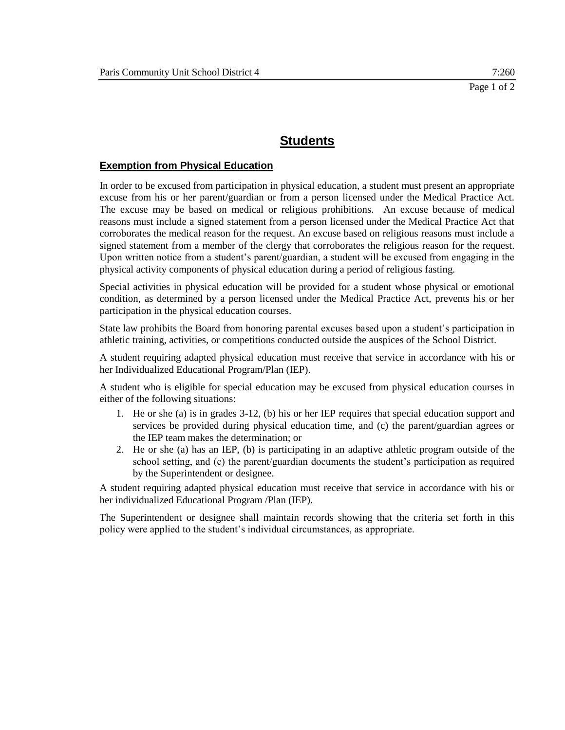# Students

## Exemption from Physical Education

In order to be excused from participation in physical education, a student must present an appropriate excuse from his or her parent/guardian or from a person licensed under the Medical Practice Act. The excuse may be based on medical or religious prohibitions. An excuse because of medical reasons must include a signed statement from a person licensed under the Medical Practice Act that corroborates the medical reason for the request. An excuse based on religious reasons must include a signed statement from a member of the clergy that corroborates the religious reason for the request. Upon written notice from a student's parent/guardian, a student will be excused from engaging in the physical activity components of physical education during a period of religious fasting.

Special activities in physical education will be provided for a student whose physical or emotional condition, as determined by a person licensed under the Medical Practice Act, prevents his or her participation in the physical education courses.

State law prohibits the Board from honoring parental excuses based upon a student's participation in athletic training, activities, or competitions conducted outside the auspices of the School District.

A student requiring adapted physical education must receive that service in accordance with his or her Individualized Educational Program/Plan (IEP).

A student who is eligible for special education may be excused from physical education courses in either of the following situations:

1. He or she (a) is in grades 3-12, (b) his or her IEP requires that special education support and services be provided during physical education time, and (c) the parent/guardian agrees or the IEP team makes the determination; or
2. He or she (a) has an IEP, (b) is participating in an adaptive athletic program outside of the school setting, and (c) the parent/guardian documents the student's participation as required by the Superintendent or designee.

A student requiring adapted physical education must receive that service in accordance with his or her individualized Educational Program /Plan (IEP).

The Superintendent or designee shall maintain records showing that the criteria set forth in this policy were applied to the student's individual circumstances, as appropriate.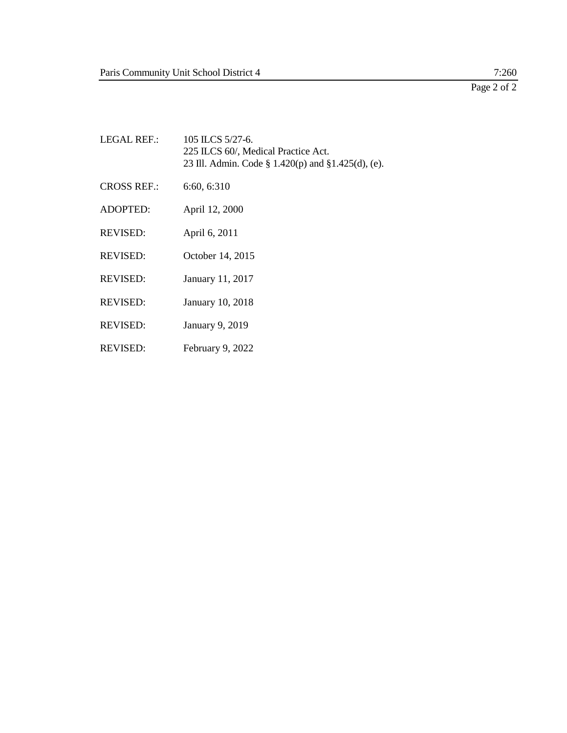LEGAL REF.: 105 ILCS 5/27-6.
225 ILCS 60/, Medical Practice Act.
23 Ill. Admin. Code § 1.420(p) and §1.425(d), (e).

CROSS REF.: 6:60, 6:310

ADOPTED: April 12, 2000

REVISED: April 6, 2011

REVISED: October 14, 2015

REVISED: January 11, 2017

REVISED: January 10, 2018

REVISED: January 9, 2019

REVISED: February 9, 2022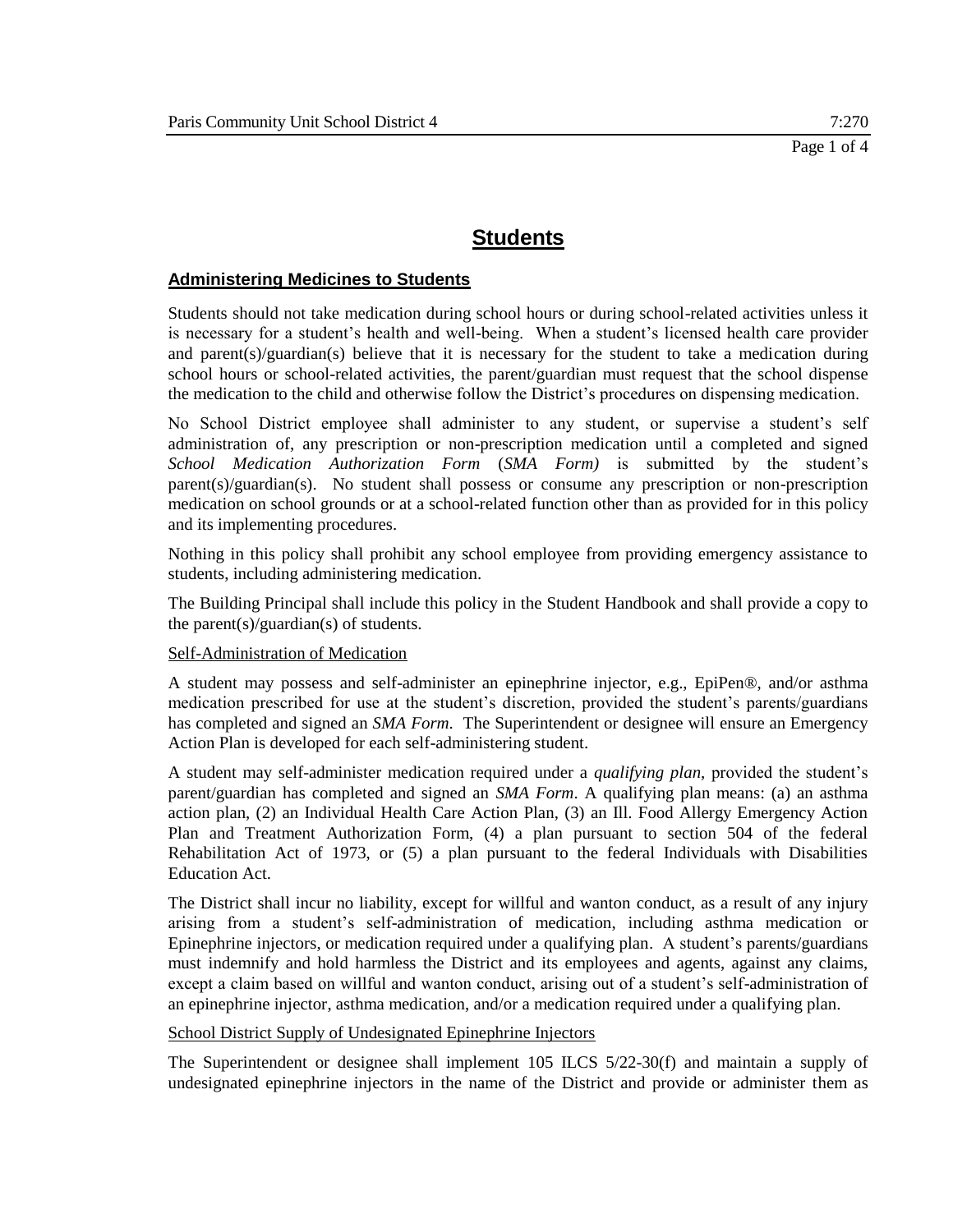# Students

## Administering Medicines to Students

Students should not take medication during school hours or during school-related activities unless it is necessary for a student's health and well-being. When a student's licensed health care provider and parent(s)/guardian(s) believe that it is necessary for the student to take a medication during school hours or school-related activities, the parent/guardian must request that the school dispense the medication to the child and otherwise follow the District's procedures on dispensing medication.

No School District employee shall administer to any student, or supervise a student's self administration of, any prescription or non-prescription medication until a completed and signed *School Medication Authorization Form* (*SMA Form)* is submitted by the student's parent(s)/guardian(s). No student shall possess or consume any prescription or non-prescription medication on school grounds or at a school-related function other than as provided for in this policy and its implementing procedures.

Nothing in this policy shall prohibit any school employee from providing emergency assistance to students, including administering medication.

The Building Principal shall include this policy in the Student Handbook and shall provide a copy to the parent(s)/guardian(s) of students.

### Self-Administration of Medication

A student may possess and self-administer an epinephrine injector, e.g., EpiPen®, and/or asthma medication prescribed for use at the student's discretion, provided the student's parents/guardians has completed and signed an *SMA Form*. The Superintendent or designee will ensure an Emergency Action Plan is developed for each self-administering student.

A student may self-administer medication required under a *qualifying plan,* provided the student's parent/guardian has completed and signed an *SMA Form*. A qualifying plan means: (a) an asthma action plan, (2) an Individual Health Care Action Plan, (3) an Ill. Food Allergy Emergency Action Plan and Treatment Authorization Form, (4) a plan pursuant to section 504 of the federal Rehabilitation Act of 1973, or (5) a plan pursuant to the federal Individuals with Disabilities Education Act.

The District shall incur no liability, except for willful and wanton conduct, as a result of any injury arising from a student's self-administration of medication, including asthma medication or Epinephrine injectors, or medication required under a qualifying plan. A student's parents/guardians must indemnify and hold harmless the District and its employees and agents, against any claims, except a claim based on willful and wanton conduct, arising out of a student's self-administration of an epinephrine injector, asthma medication, and/or a medication required under a qualifying plan.

### School District Supply of Undesignated Epinephrine Injectors

The Superintendent or designee shall implement 105 ILCS 5/22-30(f) and maintain a supply of undesignated epinephrine injectors in the name of the District and provide or administer them as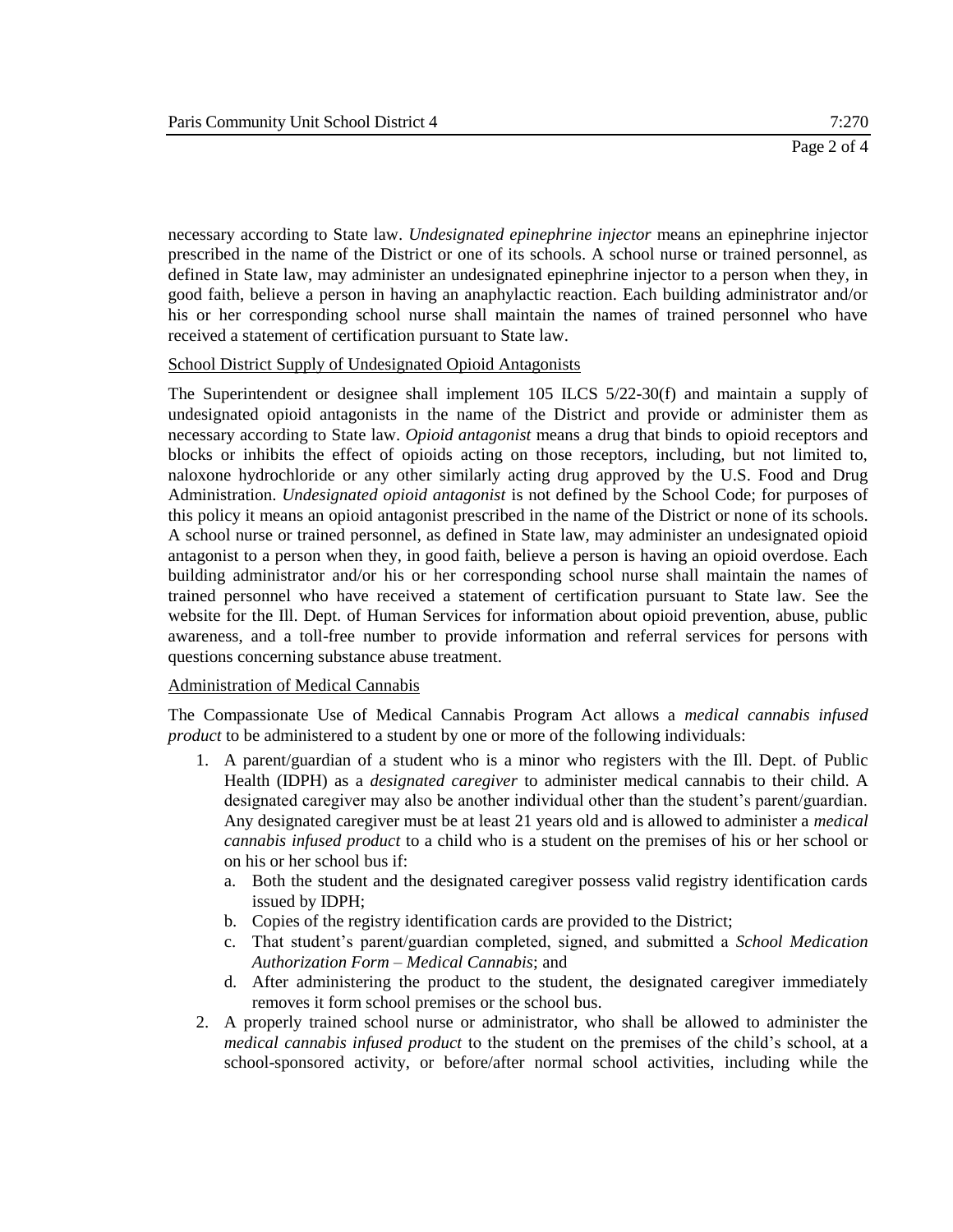necessary according to State law. *Undesignated epinephrine injector* means an epinephrine injector prescribed in the name of the District or one of its schools. A school nurse or trained personnel, as defined in State law, may administer an undesignated epinephrine injector to a person when they, in good faith, believe a person in having an anaphylactic reaction. Each building administrator and/or his or her corresponding school nurse shall maintain the names of trained personnel who have received a statement of certification pursuant to State law.

School District Supply of Undesignated Opioid Antagonists

The Superintendent or designee shall implement 105 ILCS 5/22-30(f) and maintain a supply of undesignated opioid antagonists in the name of the District and provide or administer them as necessary according to State law. *Opioid antagonist* means a drug that binds to opioid receptors and blocks or inhibits the effect of opioids acting on those receptors, including, but not limited to, naloxone hydrochloride or any other similarly acting drug approved by the U.S. Food and Drug Administration. *Undesignated opioid antagonist* is not defined by the School Code; for purposes of this policy it means an opioid antagonist prescribed in the name of the District or none of its schools. A school nurse or trained personnel, as defined in State law, may administer an undesignated opioid antagonist to a person when they, in good faith, believe a person is having an opioid overdose. Each building administrator and/or his or her corresponding school nurse shall maintain the names of trained personnel who have received a statement of certification pursuant to State law. See the website for the Ill. Dept. of Human Services for information about opioid prevention, abuse, public awareness, and a toll-free number to provide information and referral services for persons with questions concerning substance abuse treatment.

Administration of Medical Cannabis

The Compassionate Use of Medical Cannabis Program Act allows a *medical cannabis infused product* to be administered to a student by one or more of the following individuals:

1. A parent/guardian of a student who is a minor who registers with the Ill. Dept. of Public Health (IDPH) as a *designated caregiver* to administer medical cannabis to their child. A designated caregiver may also be another individual other than the student's parent/guardian. Any designated caregiver must be at least 21 years old and is allowed to administer a *medical cannabis infused product* to a child who is a student on the premises of his or her school or on his or her school bus if:
   a. Both the student and the designated caregiver possess valid registry identification cards issued by IDPH;
   b. Copies of the registry identification cards are provided to the District;
   c. That student's parent/guardian completed, signed, and submitted a *School Medication Authorization Form – Medical Cannabis*; and
   d. After administering the product to the student, the designated caregiver immediately removes it form school premises or the school bus.
2. A properly trained school nurse or administrator, who shall be allowed to administer the *medical cannabis infused product* to the student on the premises of the child's school, at a school-sponsored activity, or before/after normal school activities, including while the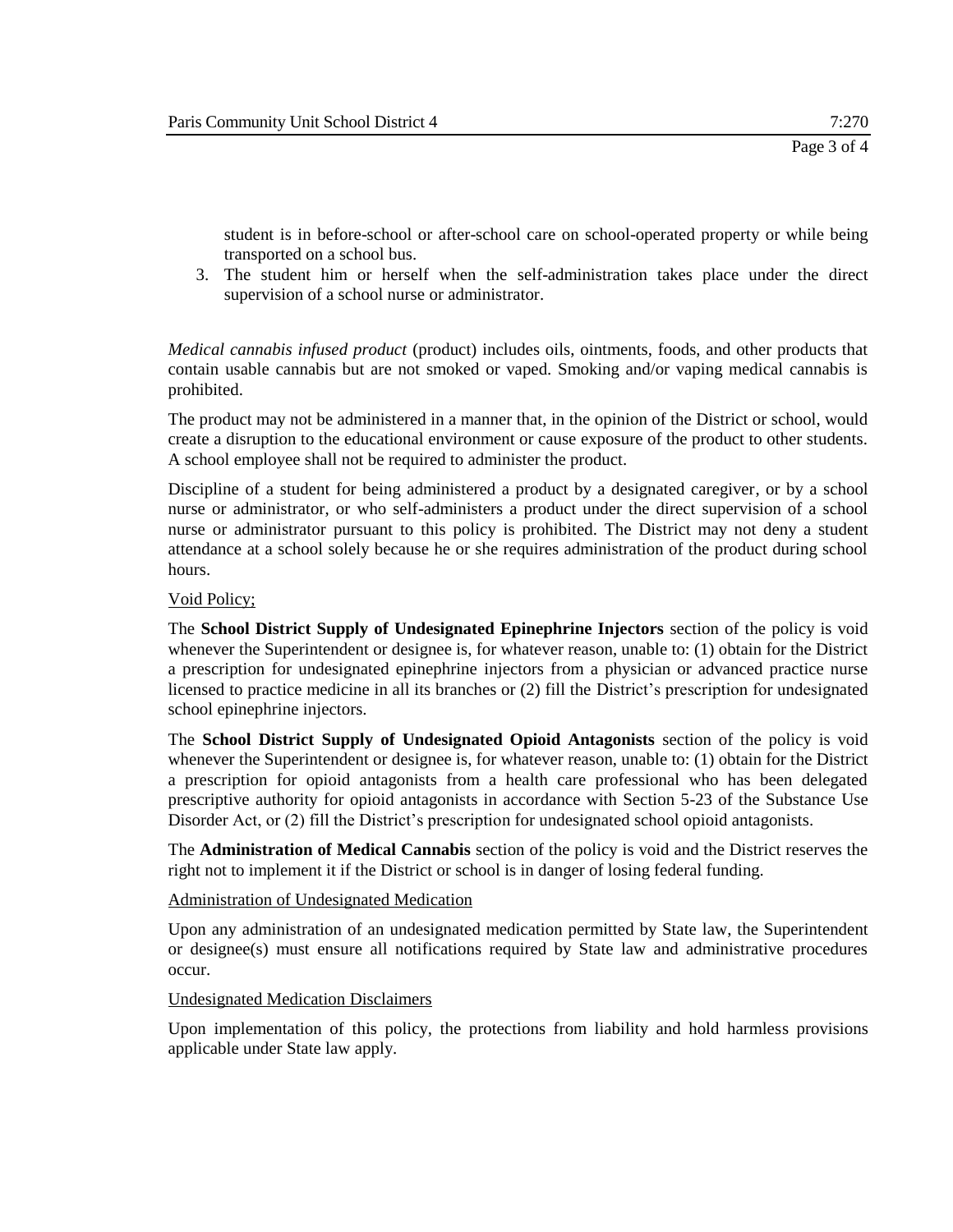student is in before-school or after-school care on school-operated property or while being transported on a school bus.

3. The student him or herself when the self-administration takes place under the direct supervision of a school nurse or administrator.

*Medical cannabis infused product* (product) includes oils, ointments, foods, and other products that contain usable cannabis but are not smoked or vaped. Smoking and/or vaping medical cannabis is prohibited.

The product may not be administered in a manner that, in the opinion of the District or school, would create a disruption to the educational environment or cause exposure of the product to other students. A school employee shall not be required to administer the product.

Discipline of a student for being administered a product by a designated caregiver, or by a school nurse or administrator, or who self-administers a product under the direct supervision of a school nurse or administrator pursuant to this policy is prohibited. The District may not deny a student attendance at a school solely because he or she requires administration of the product during school hours.

Void Policy;

The **School District Supply of Undesignated Epinephrine Injectors** section of the policy is void whenever the Superintendent or designee is, for whatever reason, unable to: (1) obtain for the District a prescription for undesignated epinephrine injectors from a physician or advanced practice nurse licensed to practice medicine in all its branches or (2) fill the District's prescription for undesignated school epinephrine injectors.

The **School District Supply of Undesignated Opioid Antagonists** section of the policy is void whenever the Superintendent or designee is, for whatever reason, unable to: (1) obtain for the District a prescription for opioid antagonists from a health care professional who has been delegated prescriptive authority for opioid antagonists in accordance with Section 5-23 of the Substance Use Disorder Act, or (2) fill the District's prescription for undesignated school opioid antagonists.

The **Administration of Medical Cannabis** section of the policy is void and the District reserves the right not to implement it if the District or school is in danger of losing federal funding.

Administration of Undesignated Medication

Upon any administration of an undesignated medication permitted by State law, the Superintendent or designee(s) must ensure all notifications required by State law and administrative procedures occur.

Undesignated Medication Disclaimers

Upon implementation of this policy, the protections from liability and hold harmless provisions applicable under State law apply.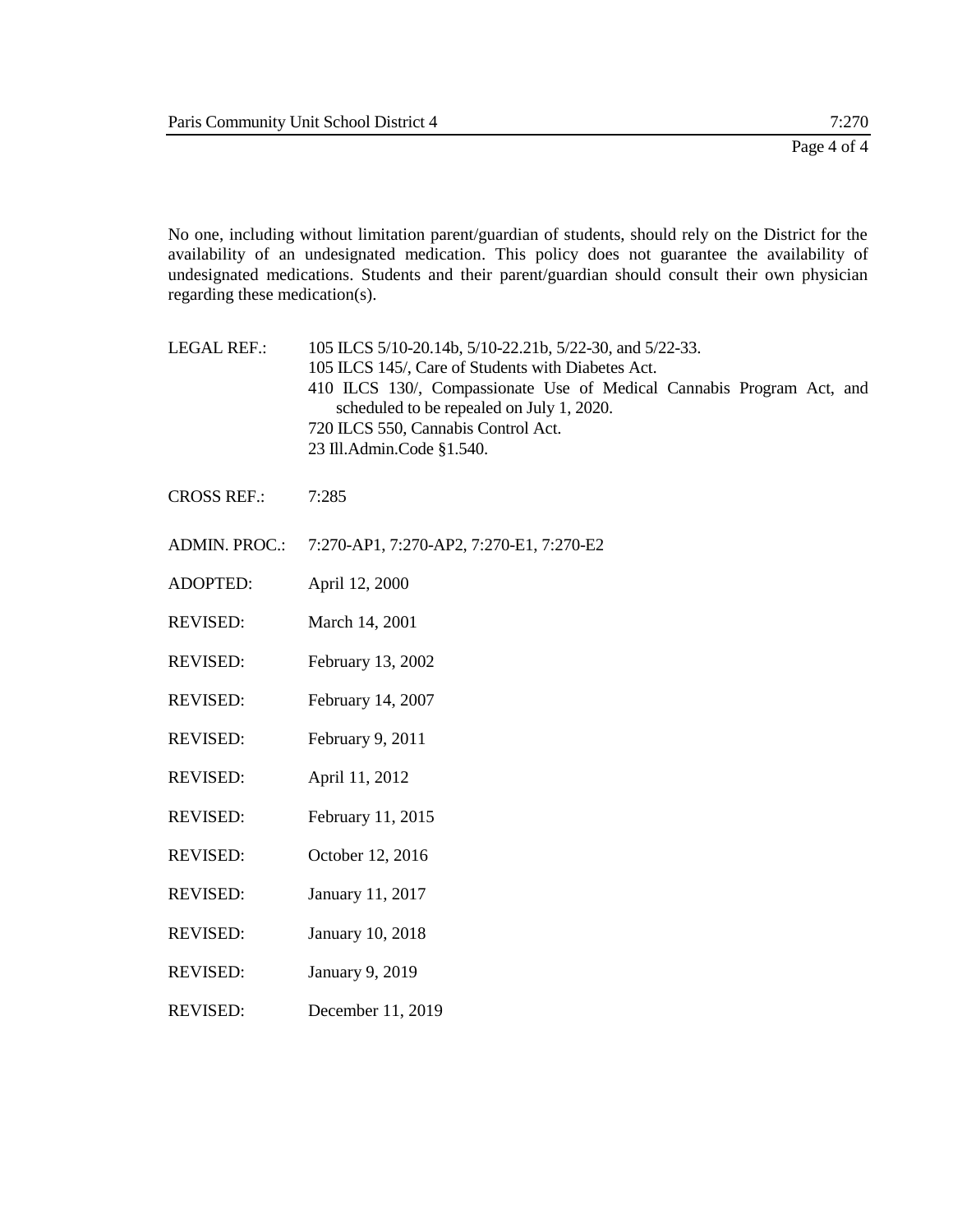No one, including without limitation parent/guardian of students, should rely on the District for the availability of an undesignated medication. This policy does not guarantee the availability of undesignated medications. Students and their parent/guardian should consult their own physician regarding these medication(s).

LEGAL REF.: 105 ILCS 5/10-20.14b, 5/10-22.21b, 5/22-30, and 5/22-33.
105 ILCS 145/, Care of Students with Diabetes Act.
410 ILCS 130/, Compassionate Use of Medical Cannabis Program Act, and scheduled to be repealed on July 1, 2020.
720 ILCS 550, Cannabis Control Act.
23 Ill.Admin.Code §1.540.

CROSS REF.: 7:285

ADMIN. PROC.: 7:270-AP1, 7:270-AP2, 7:270-E1, 7:270-E2

ADOPTED: April 12, 2000

REVISED: March 14, 2001

REVISED: February 13, 2002

REVISED: February 14, 2007

REVISED: February 9, 2011

REVISED: April 11, 2012

REVISED: February 11, 2015

REVISED: October 12, 2016

REVISED: January 11, 2017

REVISED: January 10, 2018

REVISED: January 9, 2019

REVISED: December 11, 2019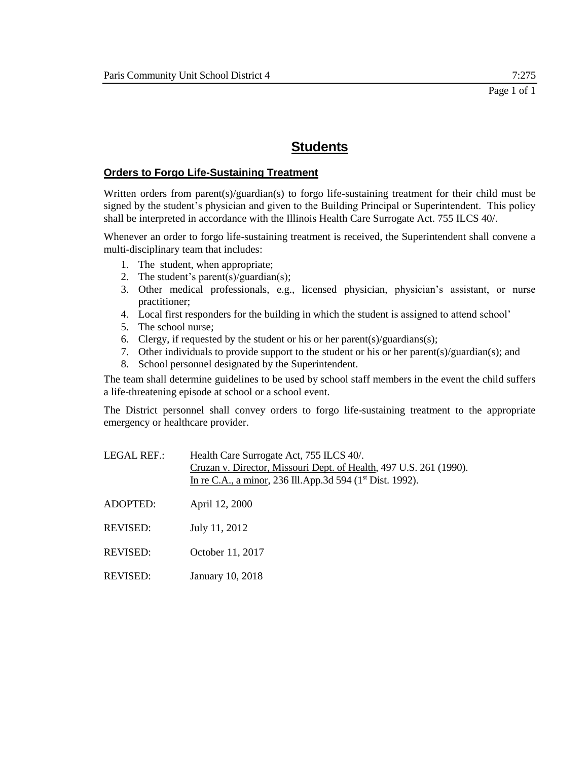# Students

## Orders to Forgo Life-Sustaining Treatment

Written orders from parent(s)/guardian(s) to forgo life-sustaining treatment for their child must be signed by the student's physician and given to the Building Principal or Superintendent. This policy shall be interpreted in accordance with the Illinois Health Care Surrogate Act. 755 ILCS 40/.

Whenever an order to forgo life-sustaining treatment is received, the Superintendent shall convene a multi-disciplinary team that includes:

1. The student, when appropriate;
2. The student's parent(s)/guardian(s);
3. Other medical professionals, e.g., licensed physician, physician's assistant, or nurse practitioner;
4. Local first responders for the building in which the student is assigned to attend school'
5. The school nurse;
6. Clergy, if requested by the student or his or her parent(s)/guardians(s);
7. Other individuals to provide support to the student or his or her parent(s)/guardian(s); and
8. School personnel designated by the Superintendent.

The team shall determine guidelines to be used by school staff members in the event the child suffers a life-threatening episode at school or a school event.

The District personnel shall convey orders to forgo life-sustaining treatment to the appropriate emergency or healthcare provider.

LEGAL REF.: Health Care Surrogate Act, 755 ILCS 40/.
Cruzan v. Director, Missouri Dept. of Health, 497 U.S. 261 (1990).
In re C.A., a minor, 236 Ill.App.3d 594 (1st Dist. 1992).

ADOPTED: April 12, 2000

REVISED: July 11, 2012

REVISED: October 11, 2017

REVISED: January 10, 2018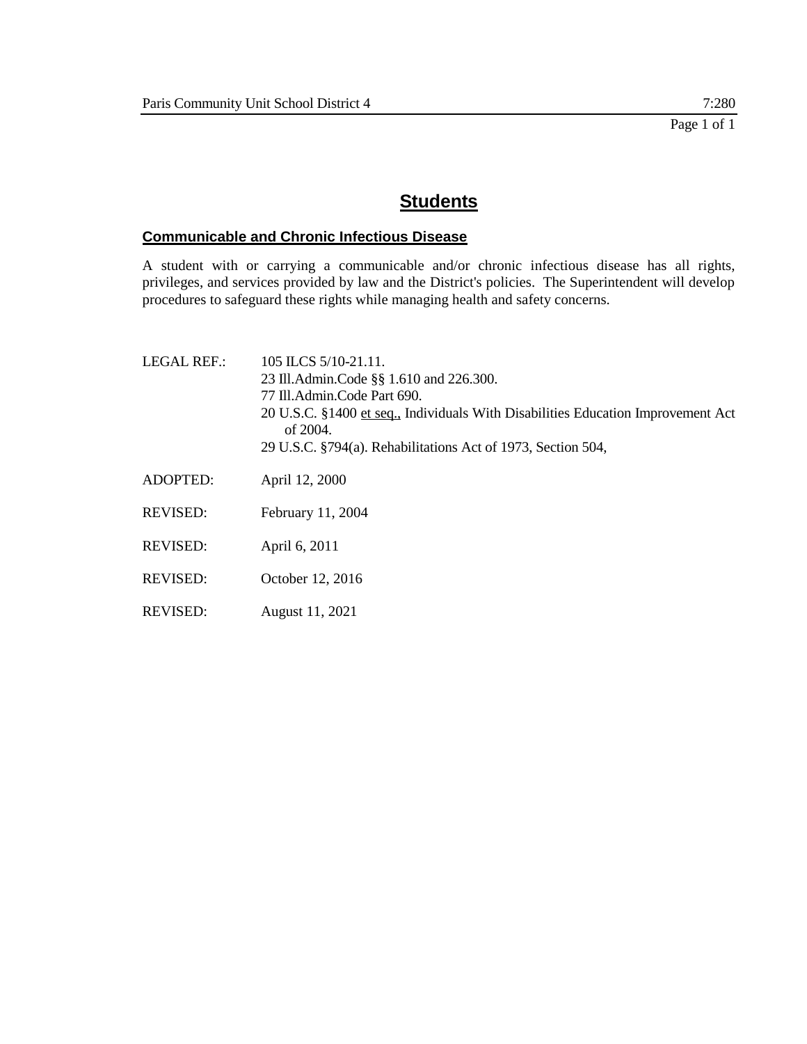# Students

## Communicable and Chronic Infectious Disease

A student with or carrying a communicable and/or chronic infectious disease has all rights, privileges, and services provided by law and the District's policies. The Superintendent will develop procedures to safeguard these rights while managing health and safety concerns.

LEGAL REF.: 105 ILCS 5/10-21.11.
23 Ill.Admin.Code §§ 1.610 and 226.300.
77 Ill.Admin.Code Part 690.
20 U.S.C. §1400 et seq., Individuals With Disabilities Education Improvement Act of 2004.
29 U.S.C. §794(a). Rehabilitations Act of 1973, Section 504,

ADOPTED: April 12, 2000

REVISED: February 11, 2004

REVISED: April 6, 2011

REVISED: October 12, 2016

REVISED: August 11, 2021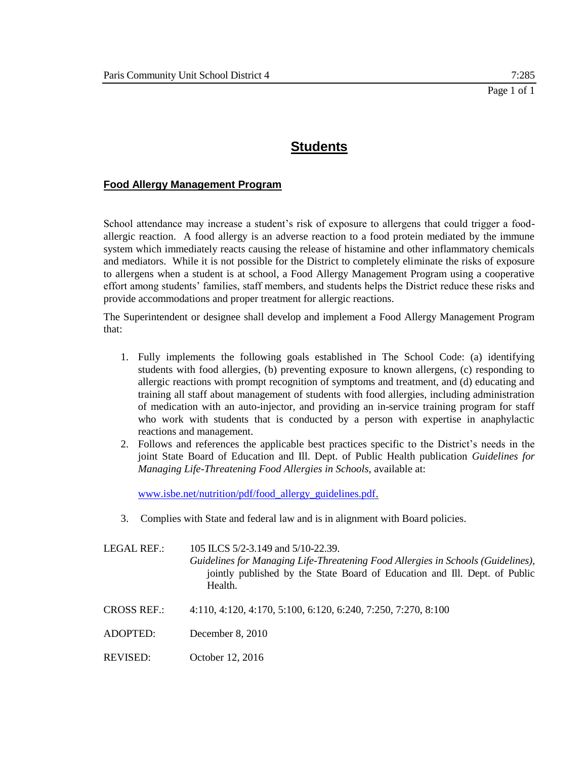# Students

## Food Allergy Management Program

School attendance may increase a student's risk of exposure to allergens that could trigger a food-allergic reaction. A food allergy is an adverse reaction to a food protein mediated by the immune system which immediately reacts causing the release of histamine and other inflammatory chemicals and mediators. While it is not possible for the District to completely eliminate the risks of exposure to allergens when a student is at school, a Food Allergy Management Program using a cooperative effort among students' families, staff members, and students helps the District reduce these risks and provide accommodations and proper treatment for allergic reactions.

The Superintendent or designee shall develop and implement a Food Allergy Management Program that:

1. Fully implements the following goals established in The School Code: (a) identifying students with food allergies, (b) preventing exposure to known allergens, (c) responding to allergic reactions with prompt recognition of symptoms and treatment, and (d) educating and training all staff about management of students with food allergies, including administration of medication with an auto-injector, and providing an in-service training program for staff who work with students that is conducted by a person with expertise in anaphylactic reactions and management.
2. Follows and references the applicable best practices specific to the District's needs in the joint State Board of Education and Ill. Dept. of Public Health publication *Guidelines for Managing Life-Threatening Food Allergies in Schools*, available at:

   www.isbe.net/nutrition/pdf/food_allergy_guidelines.pdf.

3. Complies with State and federal law and is in alignment with Board policies.

LEGAL REF.: 105 ILCS 5/2-3.149 and 5/10-22.39.
*Guidelines for Managing Life-Threatening Food Allergies in Schools (Guidelines)*, jointly published by the State Board of Education and Ill. Dept. of Public Health.

CROSS REF.: 4:110, 4:120, 4:170, 5:100, 6:120, 6:240, 7:250, 7:270, 8:100

ADOPTED: December 8, 2010

REVISED: October 12, 2016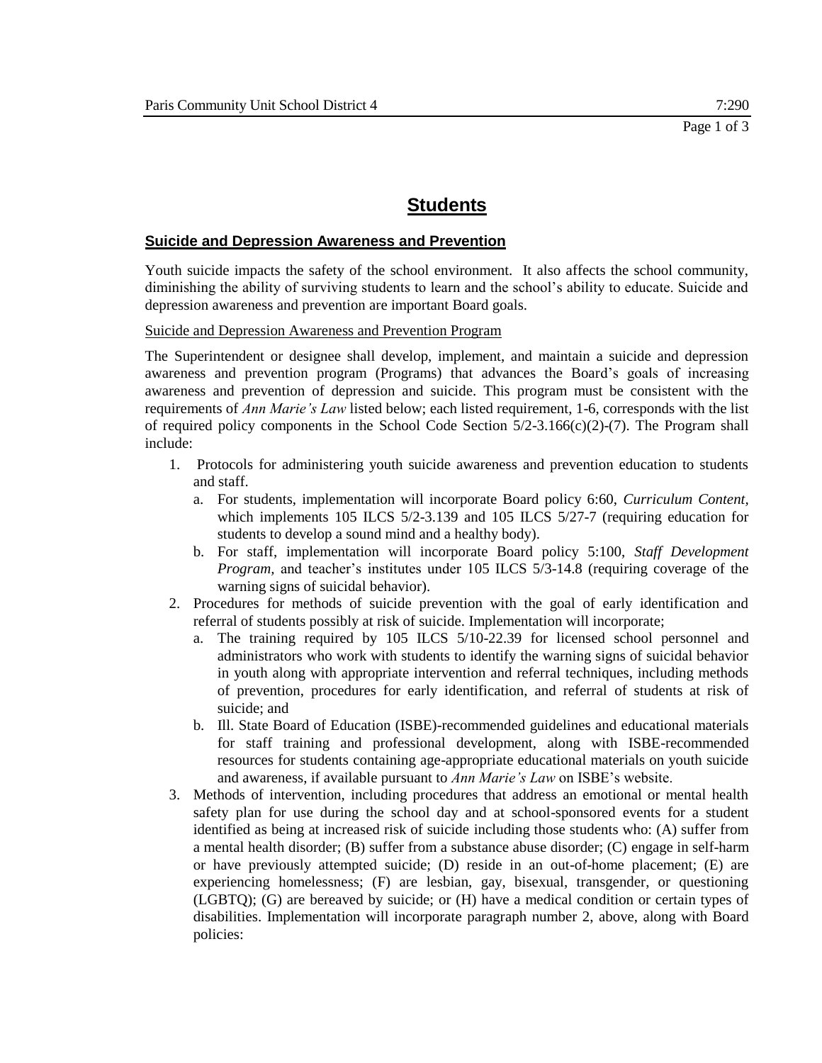# Students

## Suicide and Depression Awareness and Prevention

Youth suicide impacts the safety of the school environment. It also affects the school community, diminishing the ability of surviving students to learn and the school's ability to educate. Suicide and depression awareness and prevention are important Board goals.

Suicide and Depression Awareness and Prevention Program

The Superintendent or designee shall develop, implement, and maintain a suicide and depression awareness and prevention program (Programs) that advances the Board's goals of increasing awareness and prevention of depression and suicide. This program must be consistent with the requirements of *Ann Marie's Law* listed below; each listed requirement, 1-6, corresponds with the list of required policy components in the School Code Section 5/2-3.166(c)(2)-(7). The Program shall include:

1. Protocols for administering youth suicide awareness and prevention education to students and staff.
   a. For students, implementation will incorporate Board policy 6:60, *Curriculum Content*, which implements 105 ILCS 5/2-3.139 and 105 ILCS 5/27-7 (requiring education for students to develop a sound mind and a healthy body).
   b. For staff, implementation will incorporate Board policy 5:100, *Staff Development Program,* and teacher's institutes under 105 ILCS 5/3-14.8 (requiring coverage of the warning signs of suicidal behavior).
2. Procedures for methods of suicide prevention with the goal of early identification and referral of students possibly at risk of suicide. Implementation will incorporate;
   a. The training required by 105 ILCS 5/10-22.39 for licensed school personnel and administrators who work with students to identify the warning signs of suicidal behavior in youth along with appropriate intervention and referral techniques, including methods of prevention, procedures for early identification, and referral of students at risk of suicide; and
   b. Ill. State Board of Education (ISBE)-recommended guidelines and educational materials for staff training and professional development, along with ISBE-recommended resources for students containing age-appropriate educational materials on youth suicide and awareness, if available pursuant to *Ann Marie's Law* on ISBE's website.
3. Methods of intervention, including procedures that address an emotional or mental health safety plan for use during the school day and at school-sponsored events for a student identified as being at increased risk of suicide including those students who: (A) suffer from a mental health disorder; (B) suffer from a substance abuse disorder; (C) engage in self-harm or have previously attempted suicide; (D) reside in an out-of-home placement; (E) are experiencing homelessness; (F) are lesbian, gay, bisexual, transgender, or questioning (LGBTQ); (G) are bereaved by suicide; or (H) have a medical condition or certain types of disabilities. Implementation will incorporate paragraph number 2, above, along with Board policies: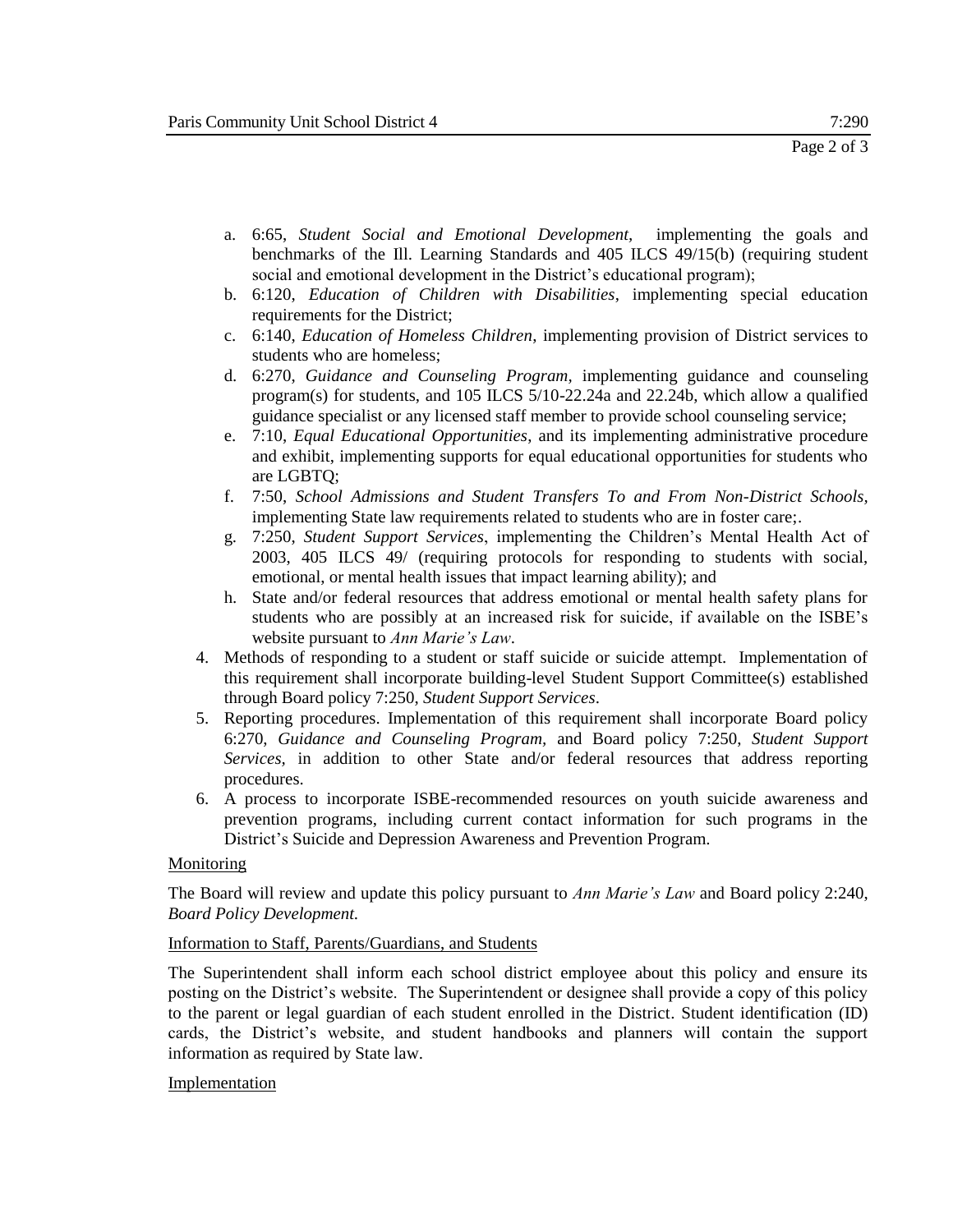a. 6:65, *Student Social and Emotional Development*, implementing the goals and benchmarks of the Ill. Learning Standards and 405 ILCS 49/15(b) (requiring student social and emotional development in the District's educational program);
b. 6:120, *Education of Children with Disabilities*, implementing special education requirements for the District;
c. 6:140, *Education of Homeless Children*, implementing provision of District services to students who are homeless;
d. 6:270, *Guidance and Counseling Program*, implementing guidance and counseling program(s) for students, and 105 ILCS 5/10-22.24a and 22.24b, which allow a qualified guidance specialist or any licensed staff member to provide school counseling service;
e. 7:10, *Equal Educational Opportunities*, and its implementing administrative procedure and exhibit, implementing supports for equal educational opportunities for students who are LGBTQ;
f. 7:50, *School Admissions and Student Transfers To and From Non-District Schools*, implementing State law requirements related to students who are in foster care;.
g. 7:250, *Student Support Services*, implementing the Children's Mental Health Act of 2003, 405 ILCS 49/ (requiring protocols for responding to students with social, emotional, or mental health issues that impact learning ability); and
h. State and/or federal resources that address emotional or mental health safety plans for students who are possibly at an increased risk for suicide, if available on the ISBE's website pursuant to *Ann Marie's Law*.

4. Methods of responding to a student or staff suicide or suicide attempt. Implementation of this requirement shall incorporate building-level Student Support Committee(s) established through Board policy 7:250, *Student Support Services*.
5. Reporting procedures. Implementation of this requirement shall incorporate Board policy 6:270, *Guidance and Counseling Program,* and Board policy 7:250, *Student Support Services,* in addition to other State and/or federal resources that address reporting procedures.
6. A process to incorporate ISBE-recommended resources on youth suicide awareness and prevention programs, including current contact information for such programs in the District's Suicide and Depression Awareness and Prevention Program.

Monitoring

The Board will review and update this policy pursuant to *Ann Marie's Law* and Board policy 2:240, *Board Policy Development.*

Information to Staff, Parents/Guardians, and Students

The Superintendent shall inform each school district employee about this policy and ensure its posting on the District's website. The Superintendent or designee shall provide a copy of this policy to the parent or legal guardian of each student enrolled in the District. Student identification (ID) cards, the District's website, and student handbooks and planners will contain the support information as required by State law.

Implementation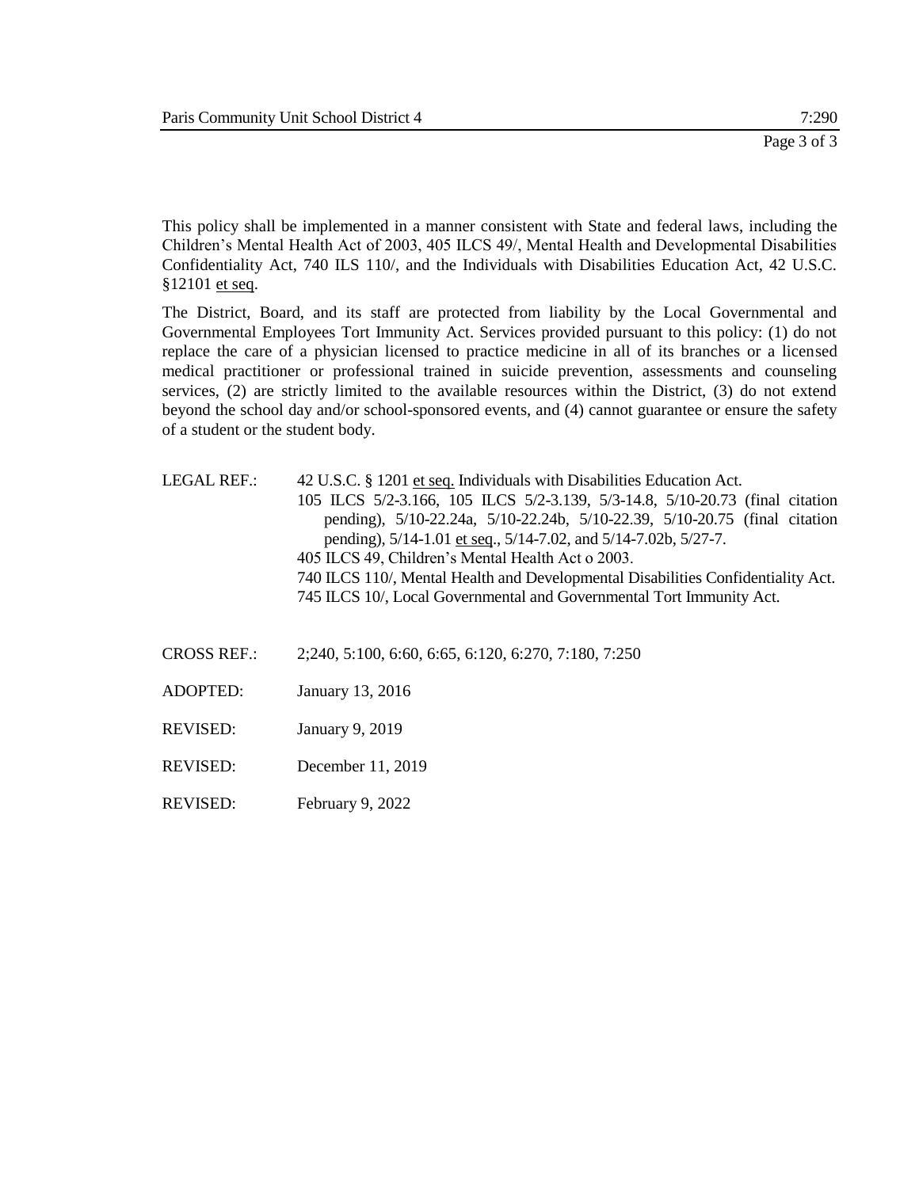This policy shall be implemented in a manner consistent with State and federal laws, including the Children's Mental Health Act of 2003, 405 ILCS 49/, Mental Health and Developmental Disabilities Confidentiality Act, 740 ILS 110/, and the Individuals with Disabilities Education Act, 42 U.S.C. §12101 et seq.

The District, Board, and its staff are protected from liability by the Local Governmental and Governmental Employees Tort Immunity Act. Services provided pursuant to this policy: (1) do not replace the care of a physician licensed to practice medicine in all of its branches or a licensed medical practitioner or professional trained in suicide prevention, assessments and counseling services, (2) are strictly limited to the available resources within the District, (3) do not extend beyond the school day and/or school-sponsored events, and (4) cannot guarantee or ensure the safety of a student or the student body.

LEGAL REF.: 42 U.S.C. § 1201 et seq. Individuals with Disabilities Education Act.
105 ILCS 5/2-3.166, 105 ILCS 5/2-3.139, 5/3-14.8, 5/10-20.73 (final citation pending), 5/10-22.24a, 5/10-22.24b, 5/10-22.39, 5/10-20.75 (final citation pending), 5/14-1.01 et seq., 5/14-7.02, and 5/14-7.02b, 5/27-7.
405 ILCS 49, Children's Mental Health Act o 2003.
740 ILCS 110/, Mental Health and Developmental Disabilities Confidentiality Act.
745 ILCS 10/, Local Governmental and Governmental Tort Immunity Act.

CROSS REF.: 2;240, 5:100, 6:60, 6:65, 6:120, 6:270, 7:180, 7:250

ADOPTED: January 13, 2016

REVISED: January 9, 2019

REVISED: December 11, 2019

REVISED: February 9, 2022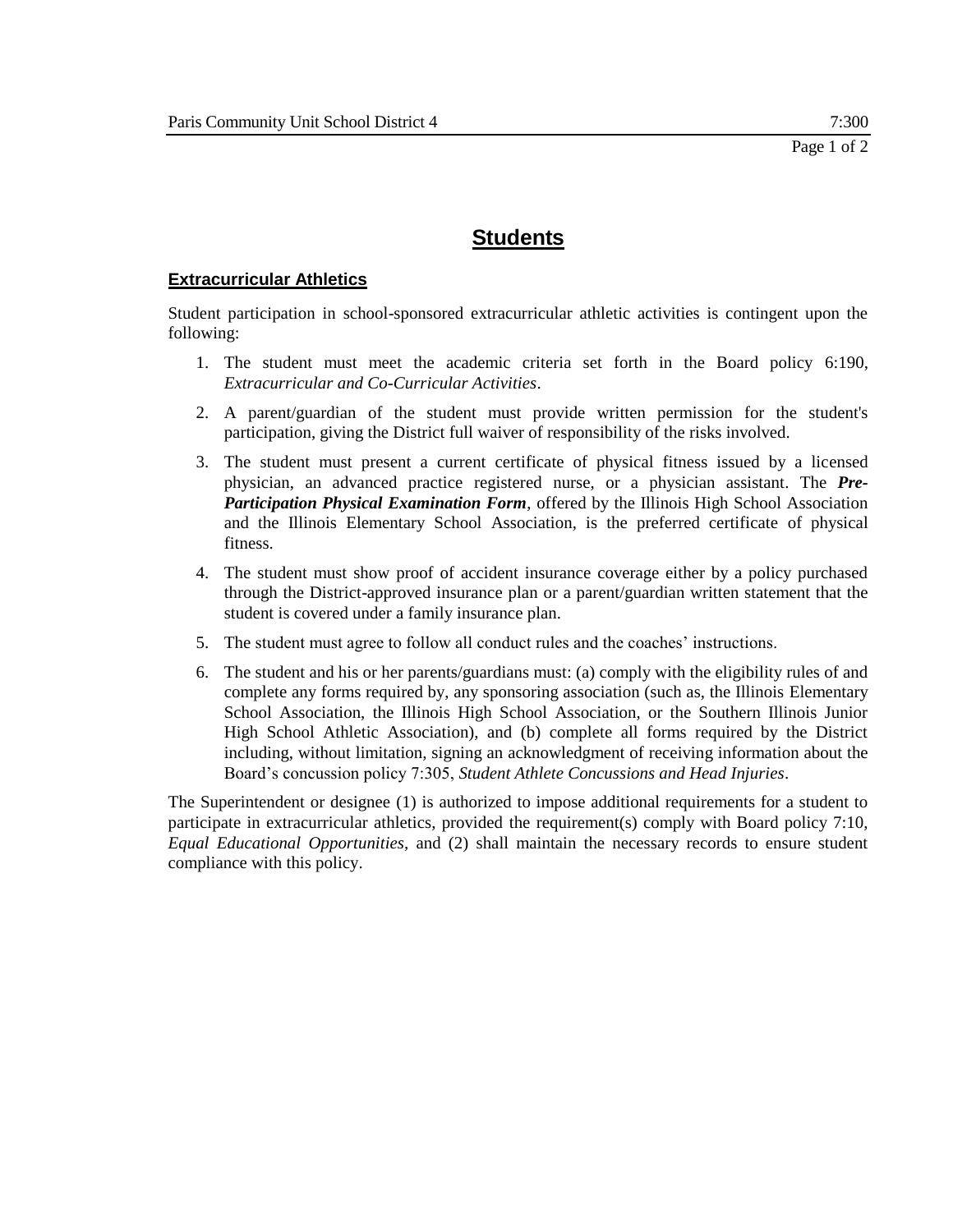# Students

## Extracurricular Athletics

Student participation in school-sponsored extracurricular athletic activities is contingent upon the following:

1. The student must meet the academic criteria set forth in the Board policy 6:190, *Extracurricular and Co-Curricular Activities*.
2. A parent/guardian of the student must provide written permission for the student's participation, giving the District full waiver of responsibility of the risks involved.
3. The student must present a current certificate of physical fitness issued by a licensed physician, an advanced practice registered nurse, or a physician assistant. The ***Pre-Participation Physical Examination Form***, offered by the Illinois High School Association and the Illinois Elementary School Association, is the preferred certificate of physical fitness.
4. The student must show proof of accident insurance coverage either by a policy purchased through the District-approved insurance plan or a parent/guardian written statement that the student is covered under a family insurance plan.
5. The student must agree to follow all conduct rules and the coaches' instructions.
6. The student and his or her parents/guardians must: (a) comply with the eligibility rules of and complete any forms required by, any sponsoring association (such as, the Illinois Elementary School Association, the Illinois High School Association, or the Southern Illinois Junior High School Athletic Association), and (b) complete all forms required by the District including, without limitation, signing an acknowledgment of receiving information about the Board's concussion policy 7:305, *Student Athlete Concussions and Head Injuries*.

The Superintendent or designee (1) is authorized to impose additional requirements for a student to participate in extracurricular athletics, provided the requirement(s) comply with Board policy 7:10, *Equal Educational Opportunities*, and (2) shall maintain the necessary records to ensure student compliance with this policy.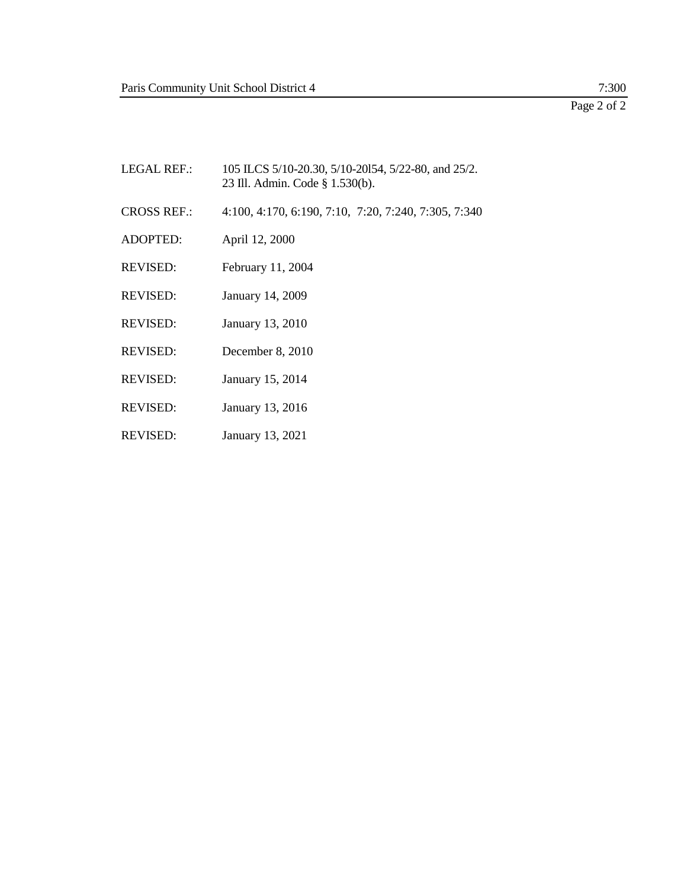LEGAL REF.: 105 ILCS 5/10-20.30, 5/10-20l54, 5/22-80, and 25/2.
23 Ill. Admin. Code § 1.530(b).

CROSS REF.: 4:100, 4:170, 6:190, 7:10, 7:20, 7:240, 7:305, 7:340

ADOPTED: April 12, 2000

REVISED: February 11, 2004

REVISED: January 14, 2009

REVISED: January 13, 2010

REVISED: December 8, 2010

REVISED: January 15, 2014

REVISED: January 13, 2016

REVISED: January 13, 2021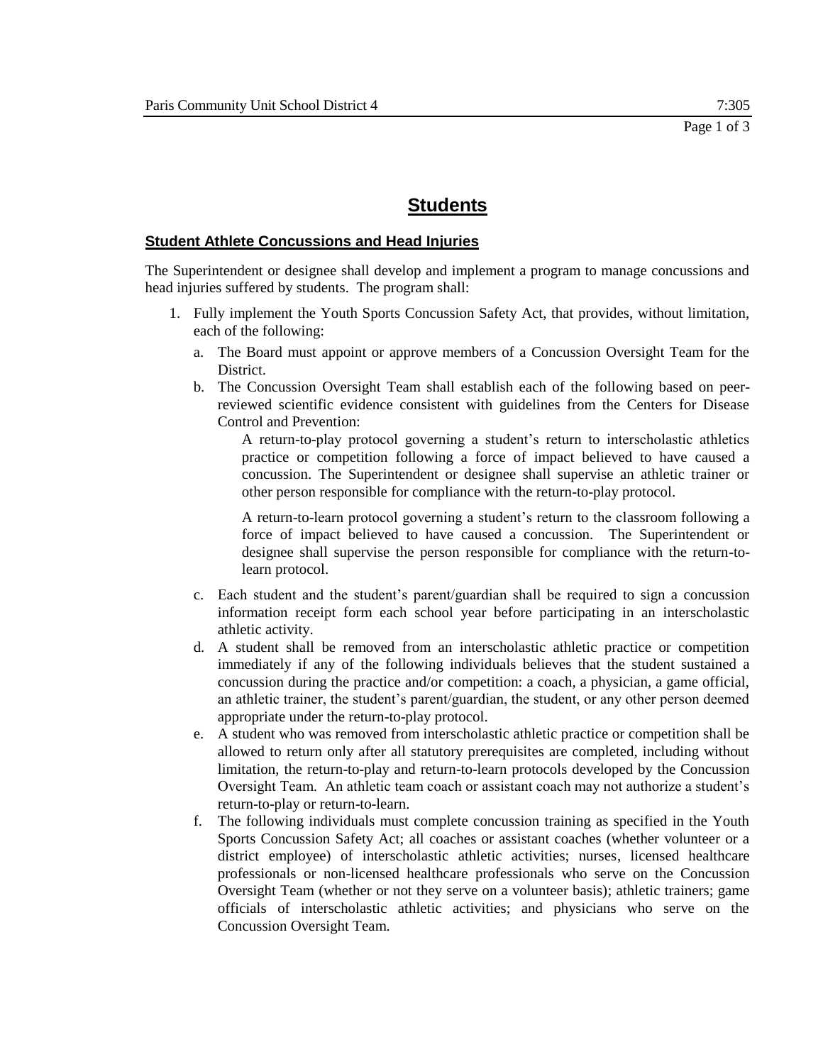# Students

## Student Athlete Concussions and Head Injuries

The Superintendent or designee shall develop and implement a program to manage concussions and head injuries suffered by students. The program shall:

1. Fully implement the Youth Sports Concussion Safety Act, that provides, without limitation, each of the following:
   a. The Board must appoint or approve members of a Concussion Oversight Team for the District.
   b. The Concussion Oversight Team shall establish each of the following based on peer-reviewed scientific evidence consistent with guidelines from the Centers for Disease Control and Prevention:

      A return-to-play protocol governing a student's return to interscholastic athletics practice or competition following a force of impact believed to have caused a concussion. The Superintendent or designee shall supervise an athletic trainer or other person responsible for compliance with the return-to-play protocol.

      A return-to-learn protocol governing a student's return to the classroom following a force of impact believed to have caused a concussion. The Superintendent or designee shall supervise the person responsible for compliance with the return-to-learn protocol.

   c. Each student and the student's parent/guardian shall be required to sign a concussion information receipt form each school year before participating in an interscholastic athletic activity.
   d. A student shall be removed from an interscholastic athletic practice or competition immediately if any of the following individuals believes that the student sustained a concussion during the practice and/or competition: a coach, a physician, a game official, an athletic trainer, the student's parent/guardian, the student, or any other person deemed appropriate under the return-to-play protocol.
   e. A student who was removed from interscholastic athletic practice or competition shall be allowed to return only after all statutory prerequisites are completed, including without limitation, the return-to-play and return-to-learn protocols developed by the Concussion Oversight Team. An athletic team coach or assistant coach may not authorize a student's return-to-play or return-to-learn.
   f. The following individuals must complete concussion training as specified in the Youth Sports Concussion Safety Act; all coaches or assistant coaches (whether volunteer or a district employee) of interscholastic athletic activities; nurses, licensed healthcare professionals or non-licensed healthcare professionals who serve on the Concussion Oversight Team (whether or not they serve on a volunteer basis); athletic trainers; game officials of interscholastic athletic activities; and physicians who serve on the Concussion Oversight Team.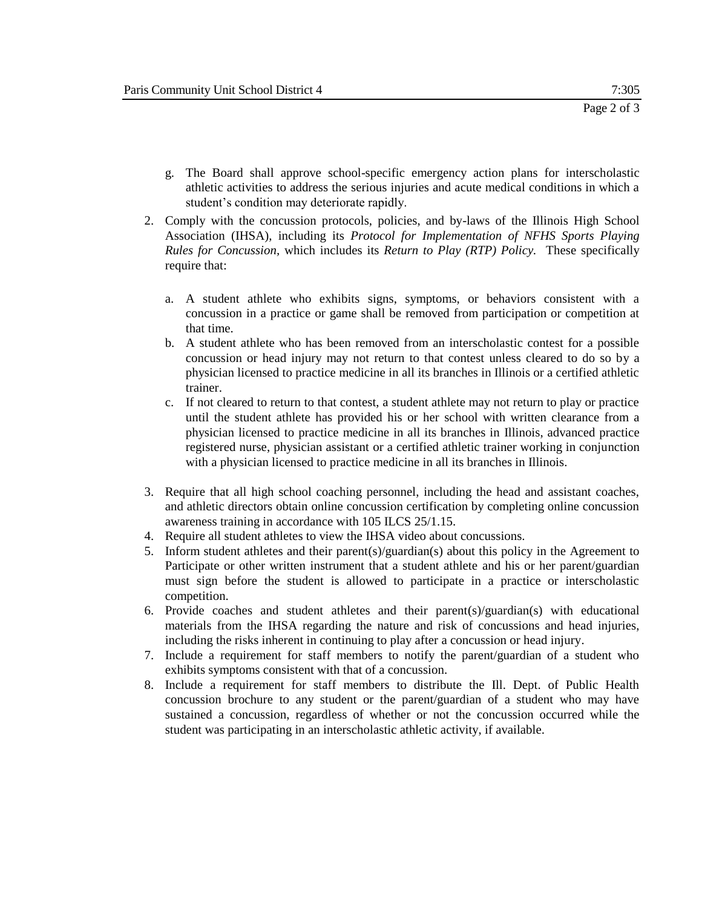g. The Board shall approve school-specific emergency action plans for interscholastic athletic activities to address the serious injuries and acute medical conditions in which a student's condition may deteriorate rapidly.

2. Comply with the concussion protocols, policies, and by-laws of the Illinois High School Association (IHSA), including its *Protocol for Implementation of NFHS Sports Playing Rules for Concussion*, which includes its *Return to Play (RTP) Policy*. These specifically require that:

   a. A student athlete who exhibits signs, symptoms, or behaviors consistent with a concussion in a practice or game shall be removed from participation or competition at that time.
   b. A student athlete who has been removed from an interscholastic contest for a possible concussion or head injury may not return to that contest unless cleared to do so by a physician licensed to practice medicine in all its branches in Illinois or a certified athletic trainer.
   c. If not cleared to return to that contest, a student athlete may not return to play or practice until the student athlete has provided his or her school with written clearance from a physician licensed to practice medicine in all its branches in Illinois, advanced practice registered nurse, physician assistant or a certified athletic trainer working in conjunction with a physician licensed to practice medicine in all its branches in Illinois.

3. Require that all high school coaching personnel, including the head and assistant coaches, and athletic directors obtain online concussion certification by completing online concussion awareness training in accordance with 105 ILCS 25/1.15.
4. Require all student athletes to view the IHSA video about concussions.
5. Inform student athletes and their parent(s)/guardian(s) about this policy in the Agreement to Participate or other written instrument that a student athlete and his or her parent/guardian must sign before the student is allowed to participate in a practice or interscholastic competition.
6. Provide coaches and student athletes and their parent(s)/guardian(s) with educational materials from the IHSA regarding the nature and risk of concussions and head injuries, including the risks inherent in continuing to play after a concussion or head injury.
7. Include a requirement for staff members to notify the parent/guardian of a student who exhibits symptoms consistent with that of a concussion.
8. Include a requirement for staff members to distribute the Ill. Dept. of Public Health concussion brochure to any student or the parent/guardian of a student who may have sustained a concussion, regardless of whether or not the concussion occurred while the student was participating in an interscholastic athletic activity, if available.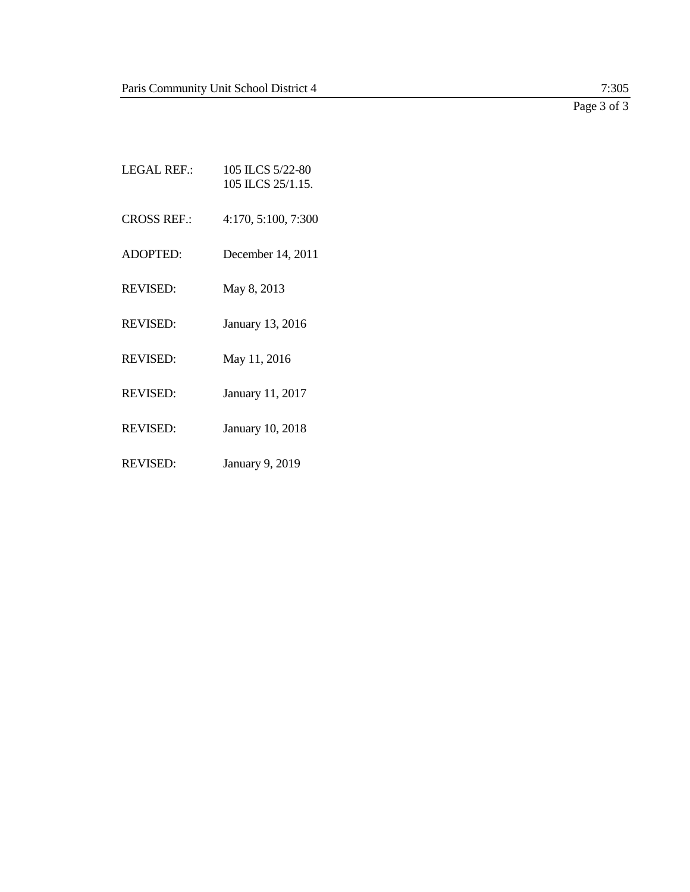LEGAL REF.: 105 ILCS 5/22-80
105 ILCS 25/1.15.

CROSS REF.: 4:170, 5:100, 7:300

ADOPTED: December 14, 2011

REVISED: May 8, 2013

REVISED: January 13, 2016

REVISED: May 11, 2016

REVISED: January 11, 2017

REVISED: January 10, 2018

REVISED: January 9, 2019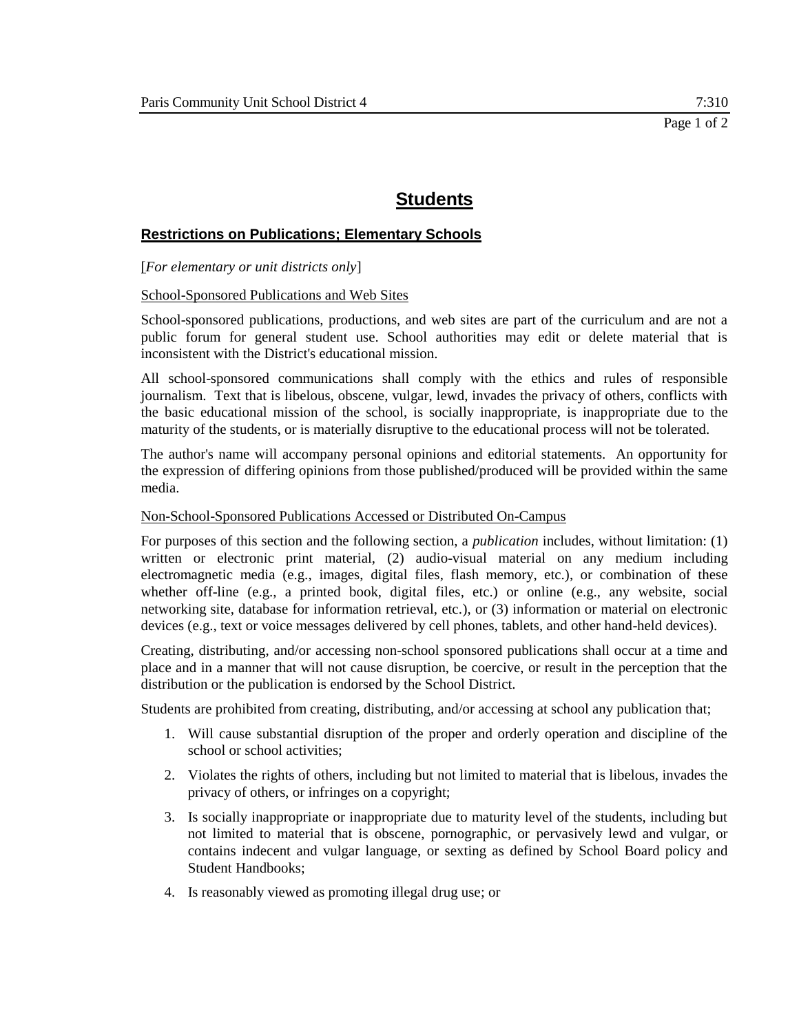# Students

## Restrictions on Publications; Elementary Schools

[*For elementary or unit districts only*]

School-Sponsored Publications and Web Sites

School-sponsored publications, productions, and web sites are part of the curriculum and are not a public forum for general student use. School authorities may edit or delete material that is inconsistent with the District's educational mission.

All school-sponsored communications shall comply with the ethics and rules of responsible journalism. Text that is libelous, obscene, vulgar, lewd, invades the privacy of others, conflicts with the basic educational mission of the school, is socially inappropriate, is inappropriate due to the maturity of the students, or is materially disruptive to the educational process will not be tolerated.

The author's name will accompany personal opinions and editorial statements. An opportunity for the expression of differing opinions from those published/produced will be provided within the same media.

Non-School-Sponsored Publications Accessed or Distributed On-Campus

For purposes of this section and the following section, a *publication* includes, without limitation: (1) written or electronic print material, (2) audio-visual material on any medium including electromagnetic media (e.g., images, digital files, flash memory, etc.), or combination of these whether off-line (e.g., a printed book, digital files, etc.) or online (e.g., any website, social networking site, database for information retrieval, etc.), or (3) information or material on electronic devices (e.g., text or voice messages delivered by cell phones, tablets, and other hand-held devices).

Creating, distributing, and/or accessing non-school sponsored publications shall occur at a time and place and in a manner that will not cause disruption, be coercive, or result in the perception that the distribution or the publication is endorsed by the School District.

Students are prohibited from creating, distributing, and/or accessing at school any publication that;

1. Will cause substantial disruption of the proper and orderly operation and discipline of the school or school activities;
2. Violates the rights of others, including but not limited to material that is libelous, invades the privacy of others, or infringes on a copyright;
3. Is socially inappropriate or inappropriate due to maturity level of the students, including but not limited to material that is obscene, pornographic, or pervasively lewd and vulgar, or contains indecent and vulgar language, or sexting as defined by School Board policy and Student Handbooks;
4. Is reasonably viewed as promoting illegal drug use; or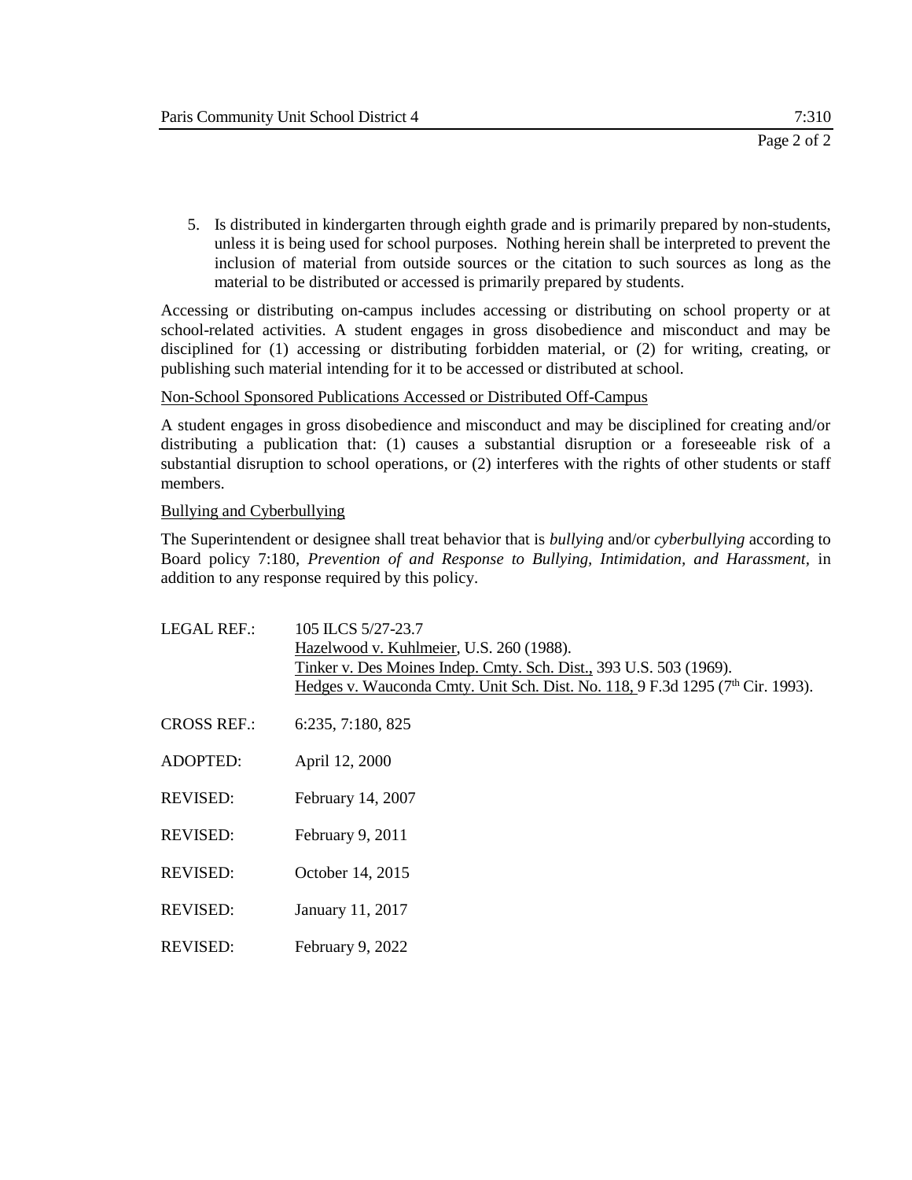5. Is distributed in kindergarten through eighth grade and is primarily prepared by non-students, unless it is being used for school purposes. Nothing herein shall be interpreted to prevent the inclusion of material from outside sources or the citation to such sources as long as the material to be distributed or accessed is primarily prepared by students.

Accessing or distributing on-campus includes accessing or distributing on school property or at school-related activities. A student engages in gross disobedience and misconduct and may be disciplined for (1) accessing or distributing forbidden material, or (2) for writing, creating, or publishing such material intending for it to be accessed or distributed at school.

Non-School Sponsored Publications Accessed or Distributed Off-Campus

A student engages in gross disobedience and misconduct and may be disciplined for creating and/or distributing a publication that: (1) causes a substantial disruption or a foreseeable risk of a substantial disruption to school operations, or (2) interferes with the rights of other students or staff members.

Bullying and Cyberbullying

The Superintendent or designee shall treat behavior that is *bullying* and/or *cyberbullying* according to Board policy 7:180, *Prevention of and Response to Bullying, Intimidation, and Harassment*, in addition to any response required by this policy.

LEGAL REF.: 105 ILCS 5/27-23.7
Hazelwood v. Kuhlmeier, U.S. 260 (1988).
Tinker v. Des Moines Indep. Cmty. Sch. Dist., 393 U.S. 503 (1969).
Hedges v. Wauconda Cmty. Unit Sch. Dist. No. 118, 9 F.3d 1295 (7th Cir. 1993).

CROSS REF.: 6:235, 7:180, 825

ADOPTED: April 12, 2000

REVISED: February 14, 2007

REVISED: February 9, 2011

REVISED: October 14, 2015

REVISED: January 11, 2017

REVISED: February 9, 2022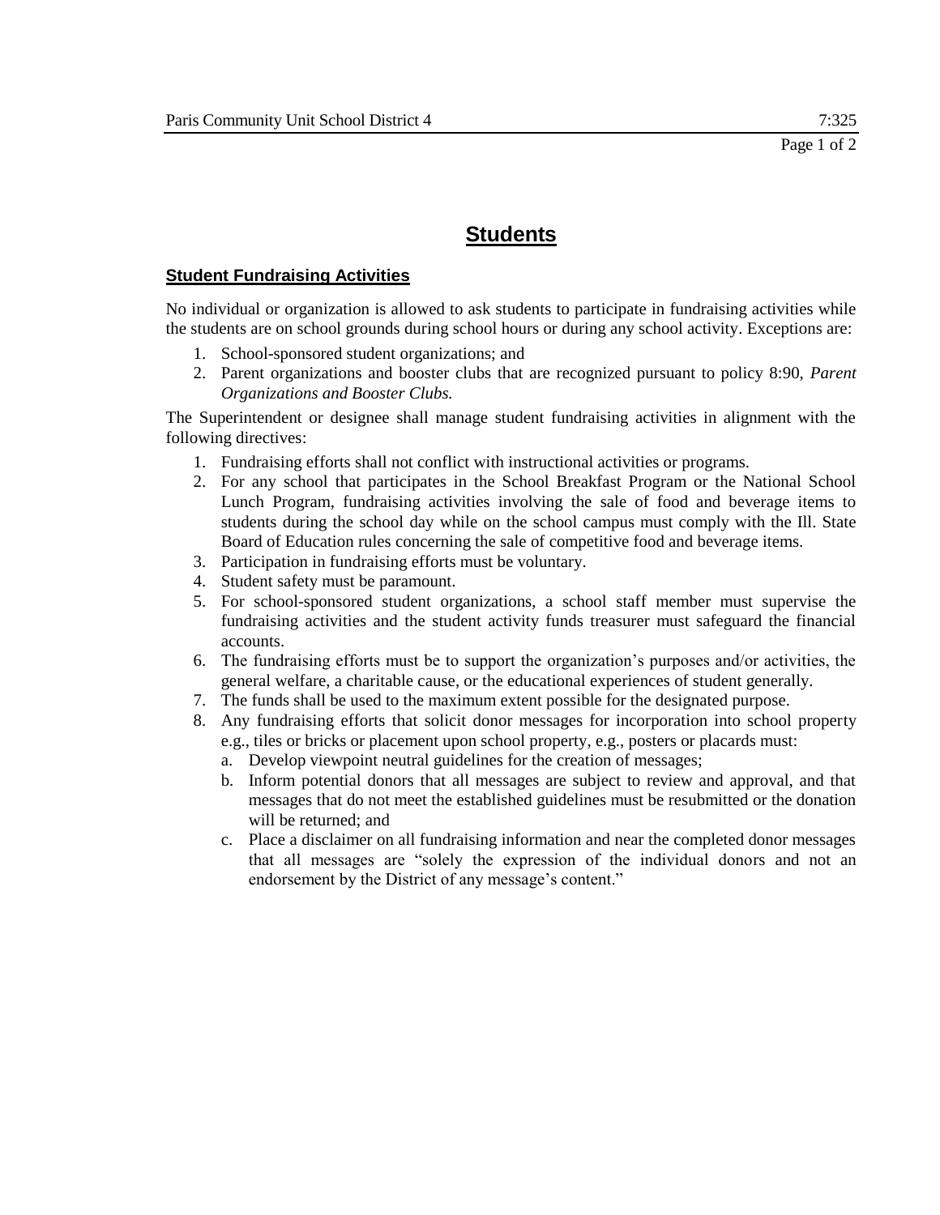# Students

## Student Fundraising Activities

No individual or organization is allowed to ask students to participate in fundraising activities while the students are on school grounds during school hours or during any school activity. Exceptions are:

1. School-sponsored student organizations; and
2. Parent organizations and booster clubs that are recognized pursuant to policy 8:90, *Parent Organizations and Booster Clubs.*

The Superintendent or designee shall manage student fundraising activities in alignment with the following directives:

1. Fundraising efforts shall not conflict with instructional activities or programs.
2. For any school that participates in the School Breakfast Program or the National School Lunch Program, fundraising activities involving the sale of food and beverage items to students during the school day while on the school campus must comply with the Ill. State Board of Education rules concerning the sale of competitive food and beverage items.
3. Participation in fundraising efforts must be voluntary.
4. Student safety must be paramount.
5. For school-sponsored student organizations, a school staff member must supervise the fundraising activities and the student activity funds treasurer must safeguard the financial accounts.
6. The fundraising efforts must be to support the organization's purposes and/or activities, the general welfare, a charitable cause, or the educational experiences of student generally.
7. The funds shall be used to the maximum extent possible for the designated purpose.
8. Any fundraising efforts that solicit donor messages for incorporation into school property e.g., tiles or bricks or placement upon school property, e.g., posters or placards must:
   a. Develop viewpoint neutral guidelines for the creation of messages;
   b. Inform potential donors that all messages are subject to review and approval, and that messages that do not meet the established guidelines must be resubmitted or the donation will be returned; and
   c. Place a disclaimer on all fundraising information and near the completed donor messages that all messages are "solely the expression of the individual donors and not an endorsement by the District of any message's content."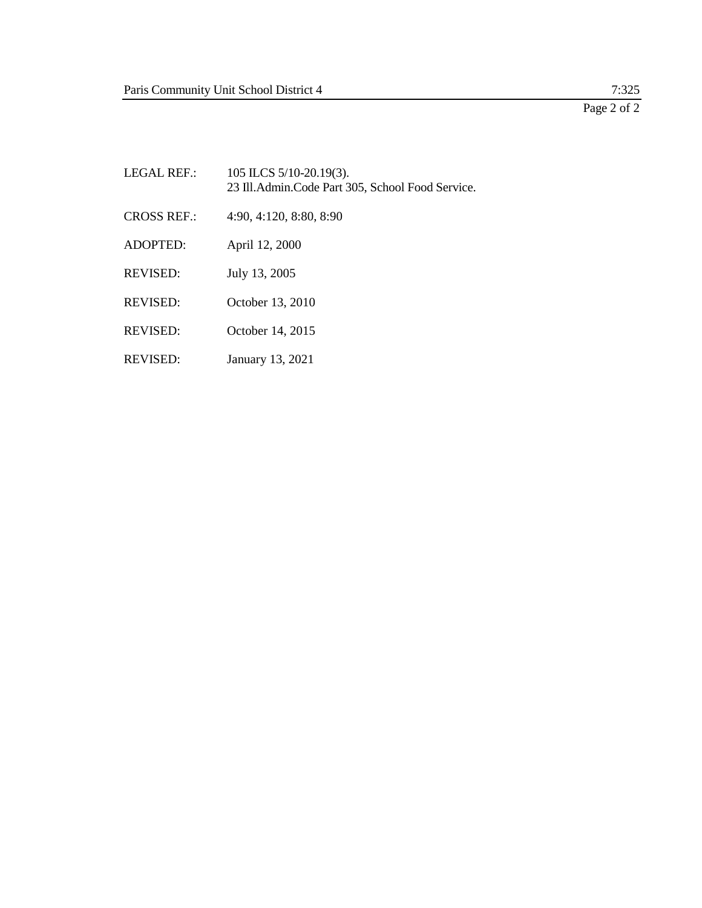LEGAL REF.: 105 ILCS 5/10-20.19(3).
23 Ill.Admin.Code Part 305, School Food Service.

CROSS REF.: 4:90, 4:120, 8:80, 8:90

ADOPTED: April 12, 2000

REVISED: July 13, 2005

REVISED: October 13, 2010

REVISED: October 14, 2015

REVISED: January 13, 2021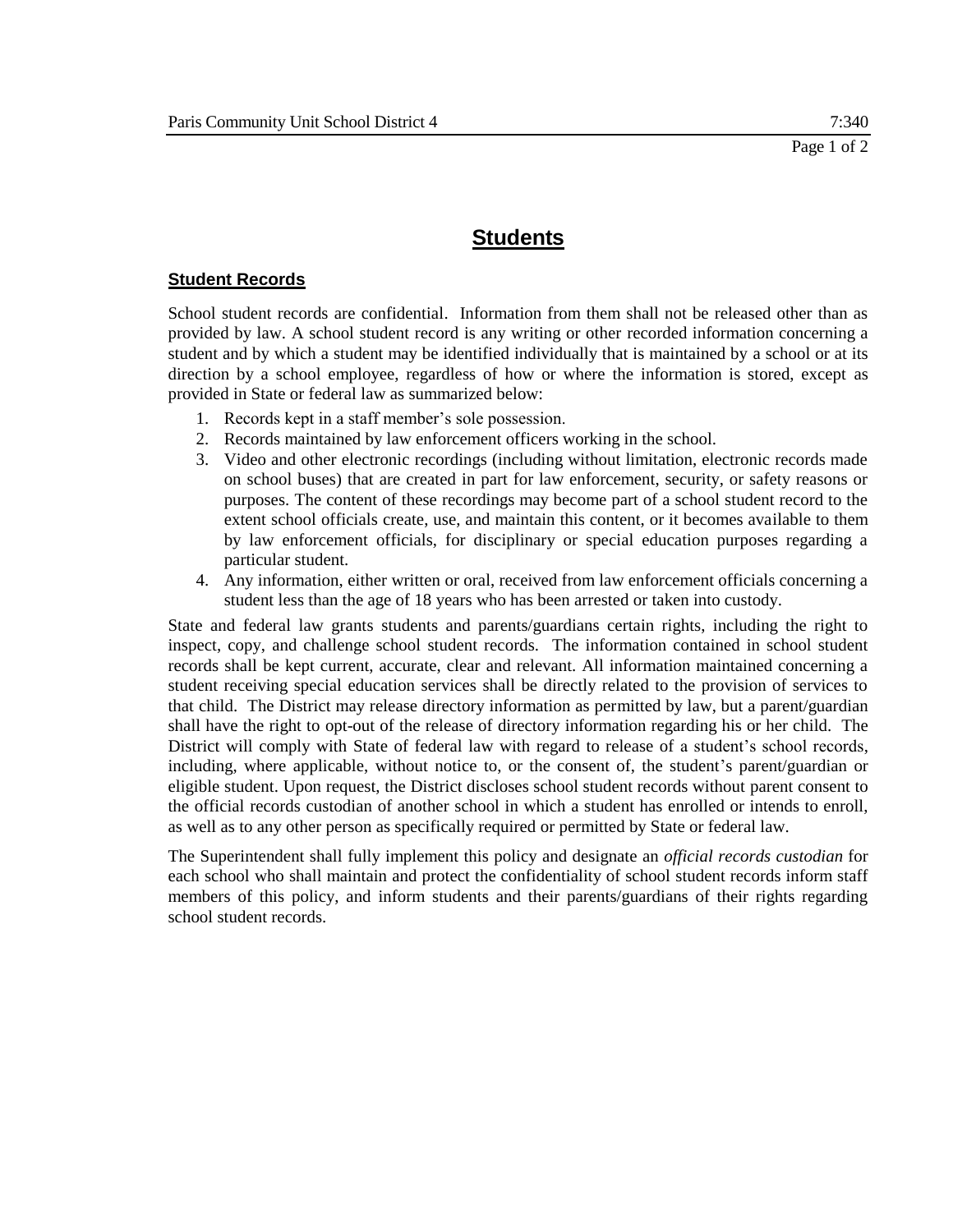# Students

## Student Records

School student records are confidential. Information from them shall not be released other than as provided by law. A school student record is any writing or other recorded information concerning a student and by which a student may be identified individually that is maintained by a school or at its direction by a school employee, regardless of how or where the information is stored, except as provided in State or federal law as summarized below:

1. Records kept in a staff member's sole possession.
2. Records maintained by law enforcement officers working in the school.
3. Video and other electronic recordings (including without limitation, electronic records made on school buses) that are created in part for law enforcement, security, or safety reasons or purposes. The content of these recordings may become part of a school student record to the extent school officials create, use, and maintain this content, or it becomes available to them by law enforcement officials, for disciplinary or special education purposes regarding a particular student.
4. Any information, either written or oral, received from law enforcement officials concerning a student less than the age of 18 years who has been arrested or taken into custody.

State and federal law grants students and parents/guardians certain rights, including the right to inspect, copy, and challenge school student records. The information contained in school student records shall be kept current, accurate, clear and relevant. All information maintained concerning a student receiving special education services shall be directly related to the provision of services to that child. The District may release directory information as permitted by law, but a parent/guardian shall have the right to opt-out of the release of directory information regarding his or her child. The District will comply with State of federal law with regard to release of a student's school records, including, where applicable, without notice to, or the consent of, the student's parent/guardian or eligible student. Upon request, the District discloses school student records without parent consent to the official records custodian of another school in which a student has enrolled or intends to enroll, as well as to any other person as specifically required or permitted by State or federal law.

The Superintendent shall fully implement this policy and designate an *official records custodian* for each school who shall maintain and protect the confidentiality of school student records inform staff members of this policy, and inform students and their parents/guardians of their rights regarding school student records.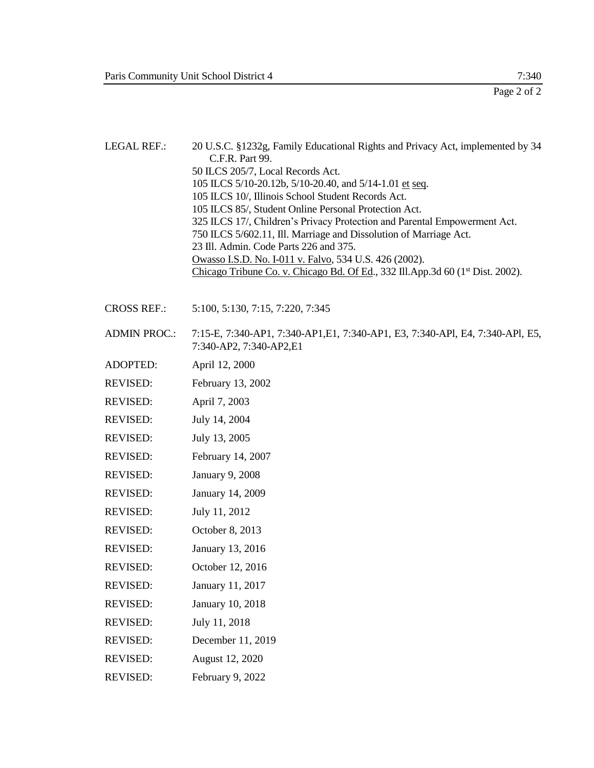LEGAL REF.: 20 U.S.C. §1232g, Family Educational Rights and Privacy Act, implemented by 34 C.F.R. Part 99.
50 ILCS 205/7, Local Records Act.
105 ILCS 5/10-20.12b, 5/10-20.40, and 5/14-1.01 et seq.
105 ILCS 10/, Illinois School Student Records Act.
105 ILCS 85/, Student Online Personal Protection Act.
325 ILCS 17/, Children's Privacy Protection and Parental Empowerment Act.
750 ILCS 5/602.11, Ill. Marriage and Dissolution of Marriage Act.
23 Ill. Admin. Code Parts 226 and 375.
Owasso I.S.D. No. I-011 v. Falvo, 534 U.S. 426 (2002).
Chicago Tribune Co. v. Chicago Bd. Of Ed., 332 Ill.App.3d 60 (1st Dist. 2002).

CROSS REF.: 5:100, 5:130, 7:15, 7:220, 7:345

ADMIN PROC.: 7:15-E, 7:340-AP1, 7:340-AP1,E1, 7:340-AP1, E3, 7:340-APl, E4, 7:340-APl, E5, 7:340-AP2, 7:340-AP2,E1

ADOPTED: April 12, 2000

REVISED: February 13, 2002

REVISED: April 7, 2003

REVISED: July 14, 2004

REVISED: July 13, 2005

REVISED: February 14, 2007

REVISED: January 9, 2008

REVISED: January 14, 2009

REVISED: July 11, 2012

REVISED: October 8, 2013

REVISED: January 13, 2016

REVISED: October 12, 2016

REVISED: January 11, 2017

REVISED: January 10, 2018

REVISED: July 11, 2018

REVISED: December 11, 2019

REVISED: August 12, 2020

REVISED: February 9, 2022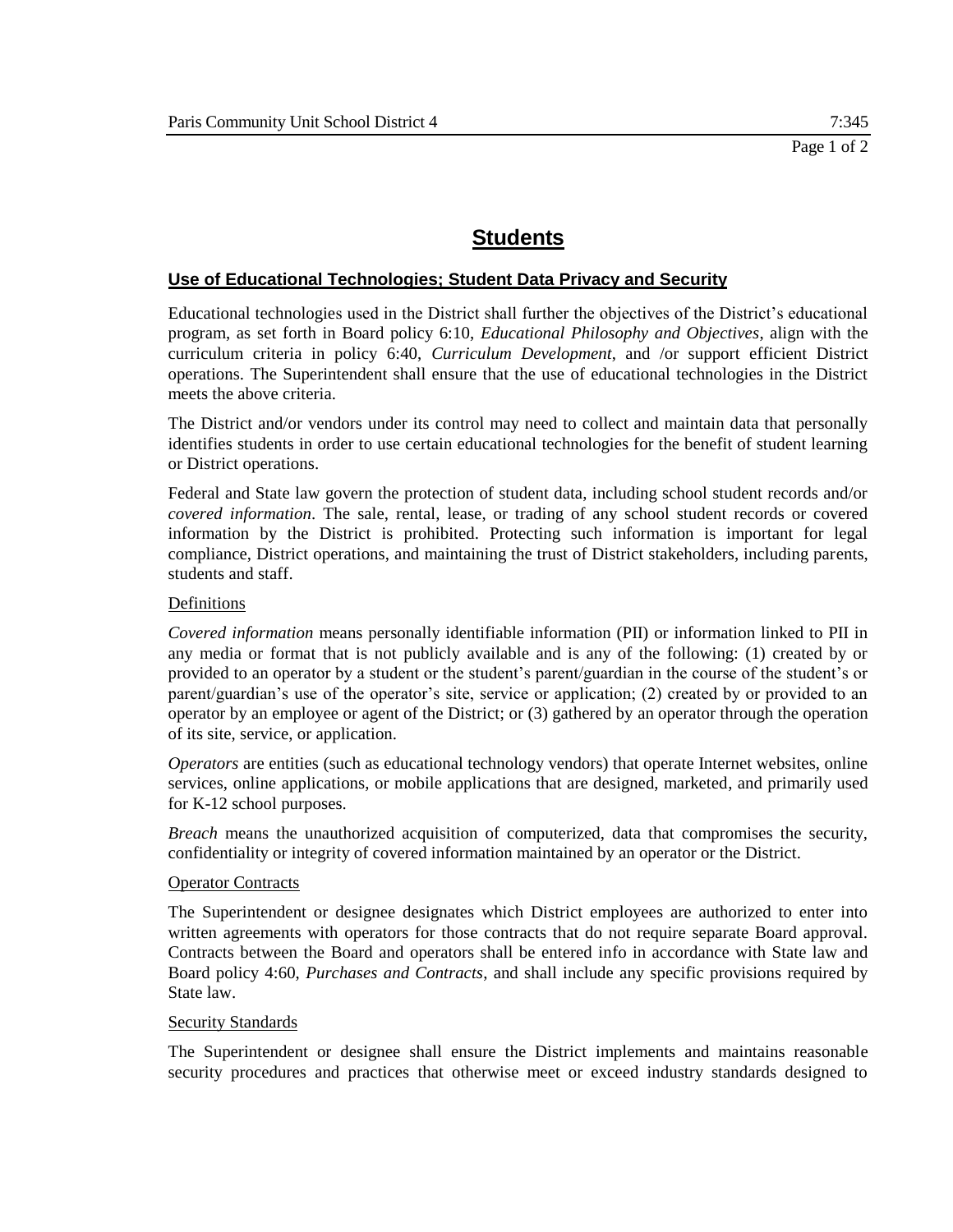# Students

## Use of Educational Technologies; Student Data Privacy and Security

Educational technologies used in the District shall further the objectives of the District's educational program, as set forth in Board policy 6:10, *Educational Philosophy and Objectives*, align with the curriculum criteria in policy 6:40, *Curriculum Development*, and /or support efficient District operations. The Superintendent shall ensure that the use of educational technologies in the District meets the above criteria.

The District and/or vendors under its control may need to collect and maintain data that personally identifies students in order to use certain educational technologies for the benefit of student learning or District operations.

Federal and State law govern the protection of student data, including school student records and/or *covered information*. The sale, rental, lease, or trading of any school student records or covered information by the District is prohibited. Protecting such information is important for legal compliance, District operations, and maintaining the trust of District stakeholders, including parents, students and staff.

### Definitions

*Covered information* means personally identifiable information (PII) or information linked to PII in any media or format that is not publicly available and is any of the following: (1) created by or provided to an operator by a student or the student's parent/guardian in the course of the student's or parent/guardian's use of the operator's site, service or application; (2) created by or provided to an operator by an employee or agent of the District; or (3) gathered by an operator through the operation of its site, service, or application.

*Operators* are entities (such as educational technology vendors) that operate Internet websites, online services, online applications, or mobile applications that are designed, marketed, and primarily used for K-12 school purposes.

*Breach* means the unauthorized acquisition of computerized, data that compromises the security, confidentiality or integrity of covered information maintained by an operator or the District.

### Operator Contracts

The Superintendent or designee designates which District employees are authorized to enter into written agreements with operators for those contracts that do not require separate Board approval. Contracts between the Board and operators shall be entered info in accordance with State law and Board policy 4:60, *Purchases and Contracts*, and shall include any specific provisions required by State law.

### Security Standards

The Superintendent or designee shall ensure the District implements and maintains reasonable security procedures and practices that otherwise meet or exceed industry standards designed to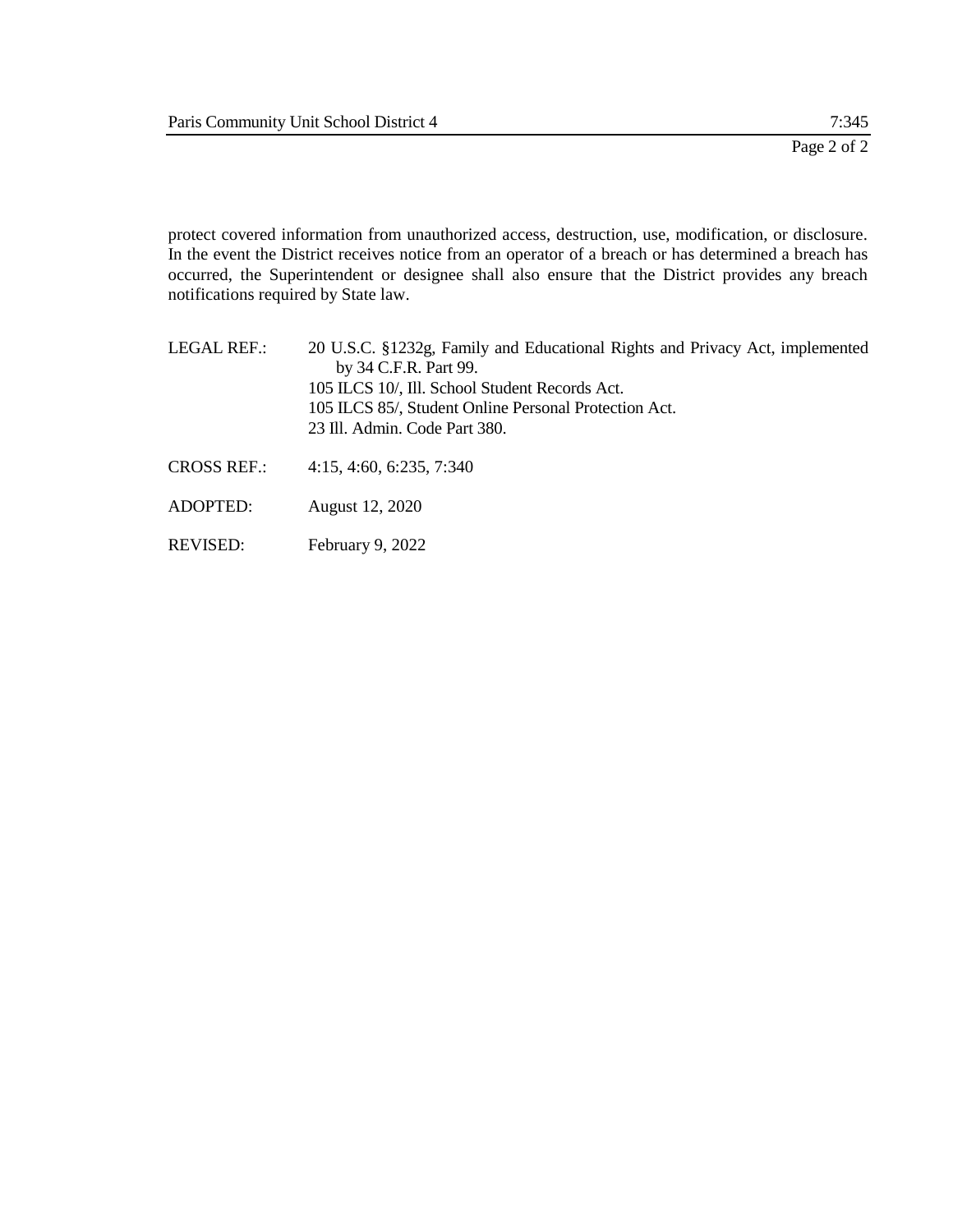protect covered information from unauthorized access, destruction, use, modification, or disclosure. In the event the District receives notice from an operator of a breach or has determined a breach has occurred, the Superintendent or designee shall also ensure that the District provides any breach notifications required by State law.

LEGAL REF.: 20 U.S.C. §1232g, Family and Educational Rights and Privacy Act, implemented by 34 C.F.R. Part 99.
105 ILCS 10/, Ill. School Student Records Act.
105 ILCS 85/, Student Online Personal Protection Act.
23 Ill. Admin. Code Part 380.

CROSS REF.: 4:15, 4:60, 6:235, 7:340

ADOPTED: August 12, 2020

REVISED: February 9, 2022